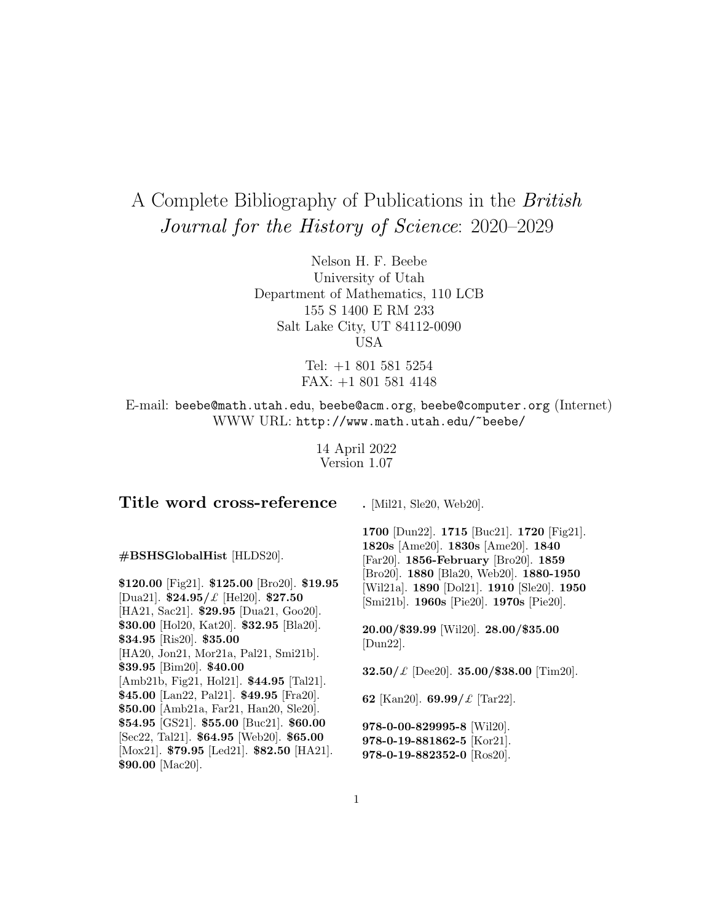# A Complete Bibliography of Publications in the *British Journal for the History of Science*: 2020–2029

Nelson H. F. Beebe
University of Utah
Department of Mathematics, 110 LCB
155 S 1400 E RM 233
Salt Lake City, UT 84112-0090
USA

Tel: +1 801 581 5254
FAX: +1 801 581 4148

E-mail: `beebe@math.utah.edu`, `beebe@acm.org`, `beebe@computer.org` (Internet)
WWW URL: `http://www.math.utah.edu/~beebe/`

14 April 2022
Version 1.07

## Title word cross-reference

**#BSHSGlobalHist** [HLDS20].

**$120.00** [Fig21]. **$125.00** [Bro20]. **$19.95** [Dua21]. **$24.95/£** [Hel20]. **$27.50** [HA21, Sac21]. **$29.95** [Dua21, Goo20]. **$30.00** [Hol20, Kat20]. **$32.95** [Bla20]. **$34.95** [Ris20]. **$35.00** [HA20, Jon21, Mor21a, Pal21, Smi21b]. **$39.95** [Bim20]. **$40.00** [Amb21b, Fig21, Hol21]. **$44.95** [Tal21]. **$45.00** [Lan22, Pal21]. **$49.95** [Fra20]. **$50.00** [Amb21a, Far21, Han20, Sle20]. **$54.95** [GS21]. **$55.00** [Buc21]. **$60.00** [Sec22, Tal21]. **$64.95** [Web20]. **$65.00** [Mox21]. **$79.95** [Led21]. **$82.50** [HA21]. **$90.00** [Mac20].

**.** [Mil21, Sle20, Web20].

**1700** [Dun22]. **1715** [Buc21]. **1720** [Fig21]. **1820s** [Ame20]. **1830s** [Ame20]. **1840** [Far20]. **1856-February** [Bro20]. **1859** [Bro20]. **1880** [Bla20, Web20]. **1880-1950** [Wil21a]. **1890** [Dol21]. **1910** [Sle20]. **1950** [Smi21b]. **1960s** [Pie20]. **1970s** [Pie20].

**20.00/$39.99** [Wil20]. **28.00/$35.00** [Dun22].

**32.50/£** [Dee20]. **35.00/$38.00** [Tim20].

**62** [Kan20]. **69.99/£** [Tar22].

**978-0-00-829995-8** [Wil20].
**978-0-19-881862-5** [Kor21].
**978-0-19-882352-0** [Ros20].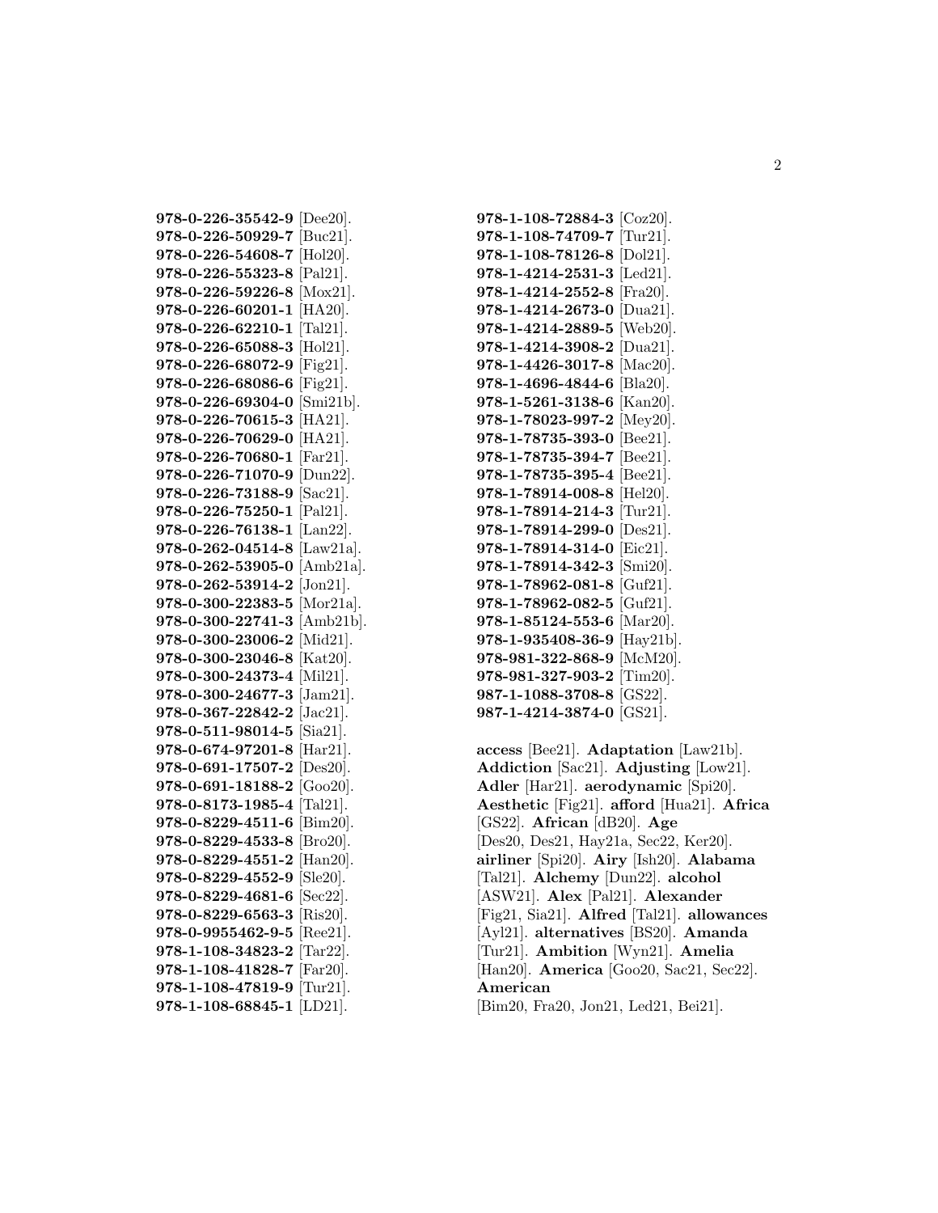**978-0-226-35542-9** [Dee20]. **978-0-226-50929-7** [Buc21]. **978-0-226-54608-7** [Hol20]. **978-0-226-55323-8** [Pal21]. **978-0-226-59226-8** [Mox21]. **978-0-226-60201-1** [HA20]. **978-0-226-62210-1** [Tal21]. **978-0-226-65088-3** [Hol21]. **978-0-226-68072-9** [Fig21]. **978-0-226-68086-6** [Fig21]. **978-0-226-69304-0** [Smi21b]. **978-0-226-70615-3** [HA21]. **978-0-226-70629-0** [HA21]. **978-0-226-70680-1** [Far21]. **978-0-226-71070-9** [Dun22]. **978-0-226-73188-9** [Sac21]. **978-0-226-75250-1** [Pal21]. **978-0-226-76138-1** [Lan22]. **978-0-262-04514-8** [Law21a]. **978-0-262-53905-0** [Amb21a]. **978-0-262-53914-2** [Jon21]. **978-0-300-22383-5** [Mor21a]. **978-0-300-22741-3** [Amb21b]. **978-0-300-23006-2** [Mid21]. **978-0-300-23046-8** [Kat20]. **978-0-300-24373-4** [Mil21]. **978-0-300-24677-3** [Jam21]. **978-0-367-22842-2** [Jac21]. **978-0-511-98014-5** [Sia21]. **978-0-674-97201-8** [Har21]. **978-0-691-17507-2** [Des20]. **978-0-691-18188-2** [Goo20]. **978-0-8173-1985-4** [Tal21]. **978-0-8229-4511-6** [Bim20]. **978-0-8229-4533-8** [Bro20]. **978-0-8229-4551-2** [Han20]. **978-0-8229-4552-9** [Sle20]. **978-0-8229-4681-6** [Sec22]. **978-0-8229-6563-3** [Ris20]. **978-0-9955462-9-5** [Ree21]. **978-1-108-34823-2** [Tar22]. **978-1-108-41828-7** [Far20]. **978-1-108-47819-9** [Tur21]. **978-1-108-68845-1** [LD21]. **978-1-108-72884-3** [Coz20]. **978-1-108-74709-7** [Tur21]. **978-1-108-78126-8** [Dol21]. **978-1-4214-2531-3** [Led21]. **978-1-4214-2552-8** [Fra20]. **978-1-4214-2673-0** [Dua21]. **978-1-4214-2889-5** [Web20]. **978-1-4214-3908-2** [Dua21]. **978-1-4426-3017-8** [Mac20]. **978-1-4696-4844-6** [Bla20]. **978-1-5261-3138-6** [Kan20]. **978-1-78023-997-2** [Mey20]. **978-1-78735-393-0** [Bee21]. **978-1-78735-394-7** [Bee21]. **978-1-78735-395-4** [Bee21]. **978-1-78914-008-8** [Hel20]. **978-1-78914-214-3** [Tur21]. **978-1-78914-299-0** [Des21]. **978-1-78914-314-0** [Eic21]. **978-1-78914-342-3** [Smi20]. **978-1-78962-081-8** [Guf21]. **978-1-78962-082-5** [Guf21]. **978-1-85124-553-6** [Mar20]. **978-1-935408-36-9** [Hay21b]. **978-981-322-868-9** [McM20]. **978-981-327-903-2** [Tim20]. **987-1-1088-3708-8** [GS22]. **987-1-4214-3874-0** [GS21].

**access** [Bee21]. **Adaptation** [Law21b]. **Addiction** [Sac21]. **Adjusting** [Low21]. **Adler** [Har21]. **aerodynamic** [Spi20]. **Aesthetic** [Fig21]. **afford** [Hua21]. **Africa** [GS22]. **African** [dB20]. **Age** [Des20, Des21, Hay21a, Sec22, Ker20]. **airliner** [Spi20]. **Airy** [Ish20]. **Alabama** [Tal21]. **Alchemy** [Dun22]. **alcohol** [ASW21]. **Alex** [Pal21]. **Alexander** [Fig21, Sia21]. **Alfred** [Tal21]. **allowances** [Ayl21]. **alternatives** [BS20]. **Amanda** [Tur21]. **Ambition** [Wyn21]. **Amelia** [Han20]. **America** [Goo20, Sac21, Sec22]. **American** [Bim20, Fra20, Jon21, Led21, Bei21].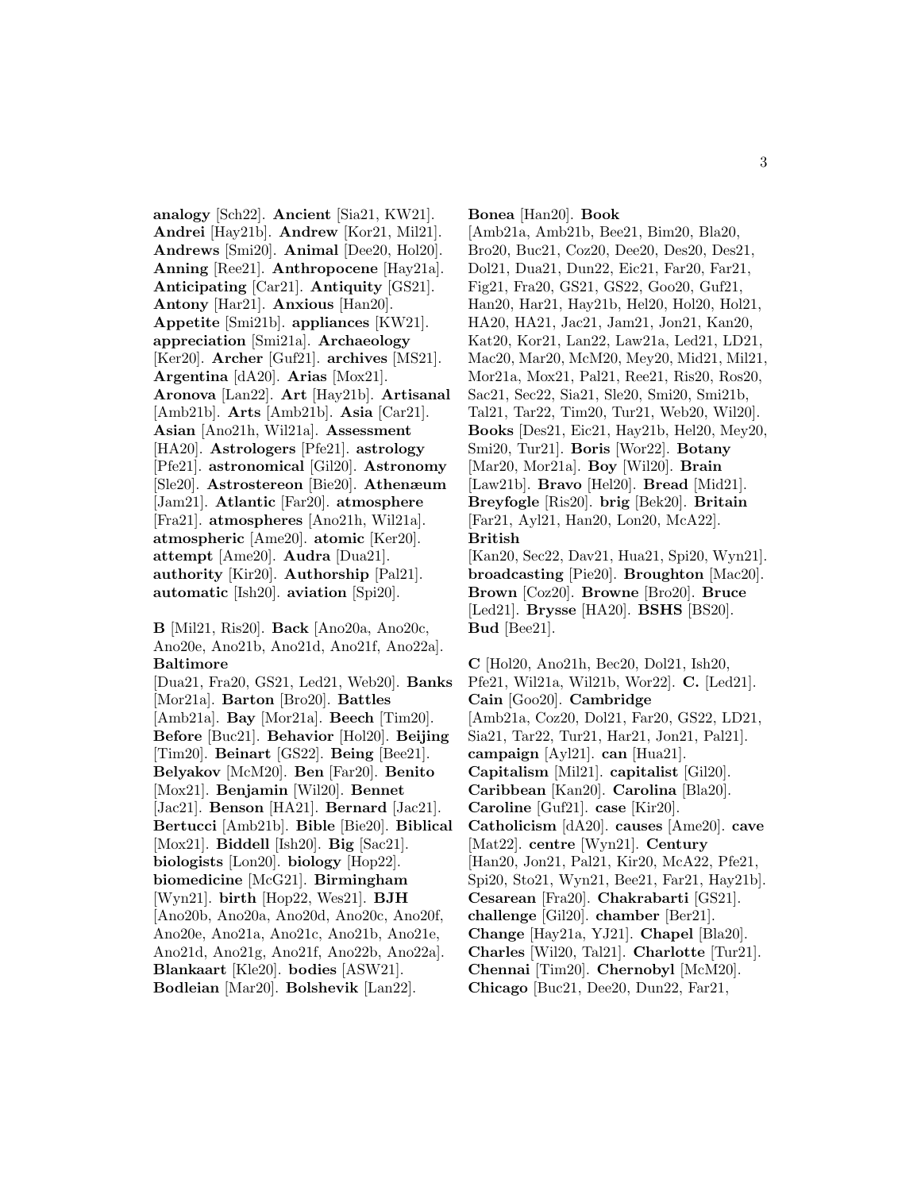**analogy** [Sch22]. **Ancient** [Sia21, KW21]. **Andrei** [Hay21b]. **Andrew** [Kor21, Mil21]. **Andrews** [Smi20]. **Animal** [Dee20, Hol20]. **Anning** [Ree21]. **Anthropocene** [Hay21a]. **Anticipating** [Car21]. **Antiquity** [GS21]. **Antony** [Har21]. **Anxious** [Han20]. **Appetite** [Smi21b]. **appliances** [KW21]. **appreciation** [Smi21a]. **Archaeology** [Ker20]. **Archer** [Guf21]. **archives** [MS21]. **Argentina** [dA20]. **Arias** [Mox21]. **Aronova** [Lan22]. **Art** [Hay21b]. **Artisanal** [Amb21b]. **Arts** [Amb21b]. **Asia** [Car21]. **Asian** [Ano21h, Wil21a]. **Assessment** [HA20]. **Astrologers** [Pfe21]. **astrology** [Pfe21]. **astronomical** [Gil20]. **Astronomy** [Sle20]. **Astrostereon** [Bie20]. **Athenæum** [Jam21]. **Atlantic** [Far20]. **atmosphere** [Fra21]. **atmospheres** [Ano21h, Wil21a]. **atmospheric** [Ame20]. **atomic** [Ker20]. **attempt** [Ame20]. **Audra** [Dua21]. **authority** [Kir20]. **Authorship** [Pal21]. **automatic** [Ish20]. **aviation** [Spi20].

**B** [Mil21, Ris20]. **Back** [Ano20a, Ano20c, Ano20e, Ano21b, Ano21d, Ano21f, Ano22a]. **Baltimore** [Dua21, Fra20, GS21, Led21, Web20]. **Banks** [Mor21a]. **Barton** [Bro20]. **Battles** [Amb21a]. **Bay** [Mor21a]. **Beech** [Tim20]. **Before** [Buc21]. **Behavior** [Hol20]. **Beijing** [Tim20]. **Beinart** [GS22]. **Being** [Bee21]. **Belyakov** [McM20]. **Ben** [Far20]. **Benito** [Mox21]. **Benjamin** [Wil20]. **Bennet** [Jac21]. **Benson** [HA21]. **Bernard** [Jac21]. **Bertucci** [Amb21b]. **Bible** [Bie20]. **Biblical** [Mox21]. **Biddell** [Ish20]. **Big** [Sac21]. **biologists** [Lon20]. **biology** [Hop22]. **biomedicine** [McG21]. **Birmingham** [Wyn21]. **birth** [Hop22, Wes21]. **BJH** [Ano20b, Ano20a, Ano20d, Ano20c, Ano20f, Ano20e, Ano21a, Ano21c, Ano21b, Ano21e, Ano21d, Ano21g, Ano21f, Ano22b, Ano22a]. **Blankaart** [Kle20]. **bodies** [ASW21]. **Bodleian** [Mar20]. **Bolshevik** [Lan22].

**Bonea** [Han20]. **Book** [Amb21a, Amb21b, Bee21, Bim20, Bla20, Bro20, Buc21, Coz20, Dee20, Des20, Des21, Dol21, Dua21, Dun22, Eic21, Far20, Far21, Fig21, Fra20, GS21, GS22, Goo20, Guf21, Han20, Har21, Hay21b, Hel20, Hol20, Hol21, HA20, HA21, Jac21, Jam21, Jon21, Kan20, Kat20, Kor21, Lan22, Law21a, Led21, LD21, Mac20, Mar20, McM20, Mey20, Mid21, Mil21, Mor21a, Mox21, Pal21, Ree21, Ris20, Ros20, Sac21, Sec22, Sia21, Sle20, Smi20, Smi21b, Tal21, Tar22, Tim20, Tur21, Web20, Wil20]. **Books** [Des21, Eic21, Hay21b, Hel20, Mey20, Smi20, Tur21]. **Boris** [Wor22]. **Botany** [Mar20, Mor21a]. **Boy** [Wil20]. **Brain** [Law21b]. **Bravo** [Hel20]. **Bread** [Mid21]. **Breyfogle** [Ris20]. **brig** [Bek20]. **Britain** [Far21, Ayl21, Han20, Lon20, McA22]. **British** [Kan20, Sec22, Dav21, Hua21, Spi20, Wyn21]. **broadcasting** [Pie20]. **Broughton** [Mac20]. **Brown** [Coz20]. **Browne** [Bro20]. **Bruce** [Led21]. **Brysse** [HA20]. **BSHS** [BS20]. **Bud** [Bee21].

**C** [Hol20, Ano21h, Bec20, Dol21, Ish20, Pfe21, Wil21a, Wil21b, Wor22]. **C.** [Led21]. **Cain** [Goo20]. **Cambridge** [Amb21a, Coz20, Dol21, Far20, GS22, LD21, Sia21, Tar22, Tur21, Har21, Jon21, Pal21]. **campaign** [Ayl21]. **can** [Hua21]. **Capitalism** [Mil21]. **capitalist** [Gil20]. **Caribbean** [Kan20]. **Carolina** [Bla20]. **Caroline** [Guf21]. **case** [Kir20]. **Catholicism** [dA20]. **causes** [Ame20]. **cave** [Mat22]. **centre** [Wyn21]. **Century** [Han20, Jon21, Pal21, Kir20, McA22, Pfe21, Spi20, Sto21, Wyn21, Bee21, Far21, Hay21b]. **Cesarean** [Fra20]. **Chakrabarti** [GS21]. **challenge** [Gil20]. **chamber** [Ber21]. **Change** [Hay21a, YJ21]. **Chapel** [Bla20]. **Charles** [Wil20, Tal21]. **Charlotte** [Tur21]. **Chennai** [Tim20]. **Chernobyl** [McM20]. **Chicago** [Buc21, Dee20, Dun22, Far21,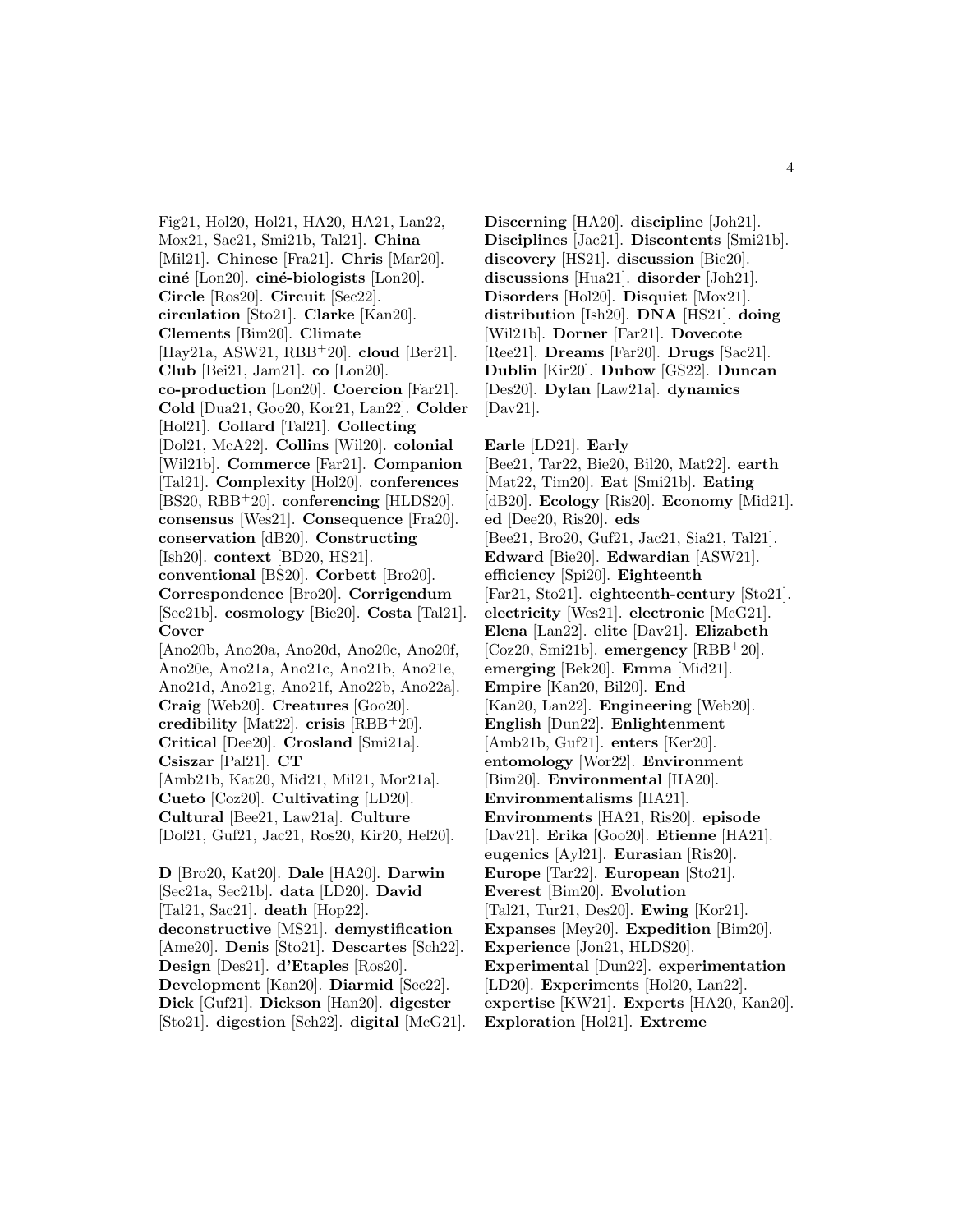Fig21, Hol20, Hol21, HA20, HA21, Lan22, Mox21, Sac21, Smi21b, Tal21]. **China** [Mil21]. **Chinese** [Fra21]. **Chris** [Mar20]. **ciné** [Lon20]. **ciné-biologists** [Lon20]. **Circle** [Ros20]. **Circuit** [Sec22]. **circulation** [Sto21]. **Clarke** [Kan20]. **Clements** [Bim20]. **Climate** [Hay21a, ASW21, RBB+20]. **cloud** [Ber21]. **Club** [Bei21, Jam21]. **co** [Lon20]. **co-production** [Lon20]. **Coercion** [Far21]. **Cold** [Dua21, Goo20, Kor21, Lan22]. **Colder** [Hol21]. **Collard** [Tal21]. **Collecting** [Dol21, McA22]. **Collins** [Wil20]. **colonial** [Wil21b]. **Commerce** [Far21]. **Companion** [Tal21]. **Complexity** [Hol20]. **conferences** [BS20, RBB+20]. **conferencing** [HLDS20]. **consensus** [Wes21]. **Consequence** [Fra20]. **conservation** [dB20]. **Constructing** [Ish20]. **context** [BD20, HS21]. **conventional** [BS20]. **Corbett** [Bro20]. **Correspondence** [Bro20]. **Corrigendum** [Sec21b]. **cosmology** [Bie20]. **Costa** [Tal21]. **Cover** [Ano20b, Ano20a, Ano20d, Ano20c, Ano20f, Ano20e, Ano21a, Ano21c, Ano21b, Ano21e, Ano21d, Ano21g, Ano21f, Ano22b, Ano22a]. **Craig** [Web20]. **Creatures** [Goo20]. **credibility** [Mat22]. **crisis** [RBB+20]. **Critical** [Dee20]. **Crosland** [Smi21a]. **Csiszar** [Pal21]. **CT** [Amb21b, Kat20, Mid21, Mil21, Mor21a]. **Cueto** [Coz20]. **Cultivating** [LD20]. **Cultural** [Bee21, Law21a]. **Culture** [Dol21, Guf21, Jac21, Ros20, Kir20, Hel20].

**D** [Bro20, Kat20]. **Dale** [HA20]. **Darwin** [Sec21a, Sec21b]. **data** [LD20]. **David** [Tal21, Sac21]. **death** [Hop22]. **deconstructive** [MS21]. **demystification** [Ame20]. **Denis** [Sto21]. **Descartes** [Sch22]. **Design** [Des21]. **d'Etaples** [Ros20]. **Development** [Kan20]. **Diarmid** [Sec22]. **Dick** [Guf21]. **Dickson** [Han20]. **digester** [Sto21]. **digestion** [Sch22]. **digital** [McG21]. **Discerning** [HA20]. **discipline** [Joh21]. **Disciplines** [Jac21]. **Discontents** [Smi21b]. **discovery** [HS21]. **discussion** [Bie20]. **discussions** [Hua21]. **disorder** [Joh21]. **Disorders** [Hol20]. **Disquiet** [Mox21]. **distribution** [Ish20]. **DNA** [HS21]. **doing** [Wil21b]. **Dorner** [Far21]. **Dovecote** [Ree21]. **Dreams** [Far20]. **Drugs** [Sac21]. **Dublin** [Kir20]. **Dubow** [GS22]. **Duncan** [Des20]. **Dylan** [Law21a]. **dynamics** [Dav21].

**Earle** [LD21]. **Early** [Bee21, Tar22, Bie20, Bil20, Mat22]. **earth** [Mat22, Tim20]. **Eat** [Smi21b]. **Eating** [dB20]. **Ecology** [Ris20]. **Economy** [Mid21]. **ed** [Dee20, Ris20]. **eds** [Bee21, Bro20, Guf21, Jac21, Sia21, Tal21]. **Edward** [Bie20]. **Edwardian** [ASW21]. **efficiency** [Spi20]. **Eighteenth** [Far21, Sto21]. **eighteenth-century** [Sto21]. **electricity** [Wes21]. **electronic** [McG21]. **Elena** [Lan22]. **elite** [Dav21]. **Elizabeth** [Coz20, Smi21b]. **emergency** [RBB+20]. **emerging** [Bek20]. **Emma** [Mid21]. **Empire** [Kan20, Bil20]. **End** [Kan20, Lan22]. **Engineering** [Web20]. **English** [Dun22]. **Enlightenment** [Amb21b, Guf21]. **enters** [Ker20]. **entomology** [Wor22]. **Environment** [Bim20]. **Environmental** [HA20]. **Environmentalisms** [HA21]. **Environments** [HA21, Ris20]. **episode** [Dav21]. **Erika** [Goo20]. **Etienne** [HA21]. **eugenics** [Ayl21]. **Eurasian** [Ris20]. **Europe** [Tar22]. **European** [Sto21]. **Everest** [Bim20]. **Evolution** [Tal21, Tur21, Des20]. **Ewing** [Kor21]. **Expanses** [Mey20]. **Expedition** [Bim20]. **Experience** [Jon21, HLDS20]. **Experimental** [Dun22]. **experimentation** [LD20]. **Experiments** [Hol20, Lan22]. **expertise** [KW21]. **Experts** [HA20, Kan20]. **Exploration** [Hol21]. **Extreme**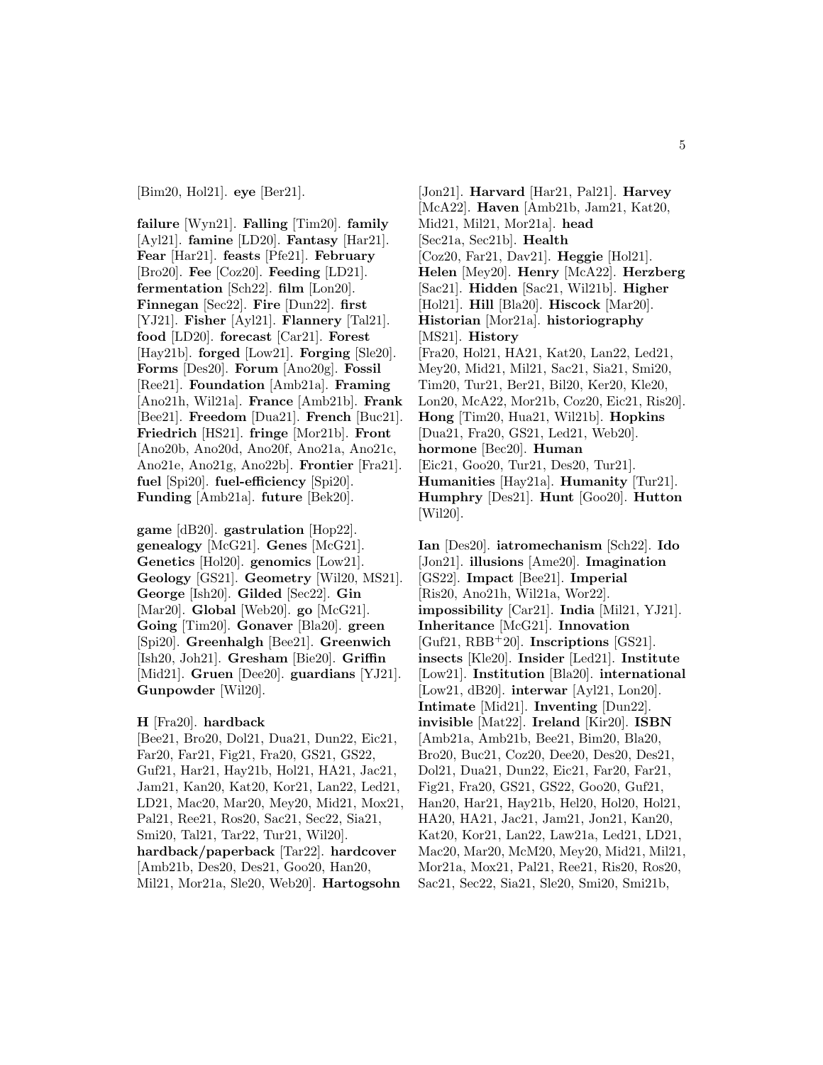[Bim20, Hol21]. **eye** [Ber21].

**failure** [Wyn21]. **Falling** [Tim20]. **family** [Ayl21]. **famine** [LD20]. **Fantasy** [Har21]. **Fear** [Har21]. **feasts** [Pfe21]. **February** [Bro20]. **Fee** [Coz20]. **Feeding** [LD21]. **fermentation** [Sch22]. **film** [Lon20]. **Finnegan** [Sec22]. **Fire** [Dun22]. **first** [YJ21]. **Fisher** [Ayl21]. **Flannery** [Tal21]. **food** [LD20]. **forecast** [Car21]. **Forest** [Hay21b]. **forged** [Low21]. **Forging** [Sle20]. **Forms** [Des20]. **Forum** [Ano20g]. **Fossil** [Ree21]. **Foundation** [Amb21a]. **Framing** [Ano21h, Wil21a]. **France** [Amb21b]. **Frank** [Bee21]. **Freedom** [Dua21]. **French** [Buc21]. **Friedrich** [HS21]. **fringe** [Mor21b]. **Front** [Ano20b, Ano20d, Ano20f, Ano21a, Ano21c, Ano21e, Ano21g, Ano22b]. **Frontier** [Fra21]. **fuel** [Spi20]. **fuel-efficiency** [Spi20]. **Funding** [Amb21a]. **future** [Bek20].

**game** [dB20]. **gastrulation** [Hop22]. **genealogy** [McG21]. **Genes** [McG21]. **Genetics** [Hol20]. **genomics** [Low21]. **Geology** [GS21]. **Geometry** [Wil20, MS21]. **George** [Ish20]. **Gilded** [Sec22]. **Gin** [Mar20]. **Global** [Web20]. **go** [McG21]. **Going** [Tim20]. **Gonaver** [Bla20]. **green** [Spi20]. **Greenhalgh** [Bee21]. **Greenwich** [Ish20, Joh21]. **Gresham** [Bie20]. **Griffin** [Mid21]. **Gruen** [Dee20]. **guardians** [YJ21]. **Gunpowder** [Wil20].

**H** [Fra20]. **hardback** [Bee21, Bro20, Dol21, Dua21, Dun22, Eic21, Far20, Far21, Fig21, Fra20, GS21, GS22, Guf21, Har21, Hay21b, Hol21, HA21, Jac21, Jam21, Kan20, Kat20, Kor21, Lan22, Led21, LD21, Mac20, Mar20, Mey20, Mid21, Mox21, Pal21, Ree21, Ros20, Sac21, Sec22, Sia21, Smi20, Tal21, Tar22, Tur21, Wil20]. **hardback/paperback** [Tar22]. **hardcover** [Amb21b, Des20, Des21, Goo20, Han20, Mil21, Mor21a, Sle20, Web20]. **Hartogsohn** [Jon21]. **Harvard** [Har21, Pal21]. **Harvey** [McA22]. **Haven** [Amb21b, Jam21, Kat20, Mid21, Mil21, Mor21a]. **head** [Sec21a, Sec21b]. **Health** [Coz20, Far21, Dav21]. **Heggie** [Hol21]. **Helen** [Mey20]. **Henry** [McA22]. **Herzberg** [Sac21]. **Hidden** [Sac21, Wil21b]. **Higher** [Hol21]. **Hill** [Bla20]. **Hiscock** [Mar20]. **Historian** [Mor21a]. **historiography** [MS21]. **History** [Fra20, Hol21, HA21, Kat20, Lan22, Led21, Mey20, Mid21, Mil21, Sac21, Sia21, Smi20, Tim20, Tur21, Ber21, Bil20, Ker20, Kle20, Lon20, McA22, Mor21b, Coz20, Eic21, Ris20]. **Hong** [Tim20, Hua21, Wil21b]. **Hopkins** [Dua21, Fra20, GS21, Led21, Web20]. **hormone** [Bec20]. **Human** [Eic21, Goo20, Tur21, Des20, Tur21]. **Humanities** [Hay21a]. **Humanity** [Tur21]. **Humphry** [Des21]. **Hunt** [Goo20]. **Hutton** [Wil20].

**Ian** [Des20]. **iatromechanism** [Sch22]. **Ido** [Jon21]. **illusions** [Ame20]. **Imagination** [GS22]. **Impact** [Bee21]. **Imperial** [Ris20, Ano21h, Wil21a, Wor22]. **impossibility** [Car21]. **India** [Mil21, YJ21]. **Inheritance** [McG21]. **Innovation** [Guf21, RBB+20]. **Inscriptions** [GS21]. **insects** [Kle20]. **Insider** [Led21]. **Institute** [Low21]. **Institution** [Bla20]. **international** [Low21, dB20]. **interwar** [Ayl21, Lon20]. **Intimate** [Mid21]. **Inventing** [Dun22]. **invisible** [Mat22]. **Ireland** [Kir20]. **ISBN** [Amb21a, Amb21b, Bee21, Bim20, Bla20, Bro20, Buc21, Coz20, Dee20, Des20, Des21, Dol21, Dua21, Dun22, Eic21, Far20, Far21, Fig21, Fra20, GS21, GS22, Goo20, Guf21, Han20, Har21, Hay21b, Hel20, Hol20, Hol21, HA20, HA21, Jac21, Jam21, Jon21, Kan20, Kat20, Kor21, Lan22, Law21a, Led21, LD21, Mac20, Mar20, McM20, Mey20, Mid21, Mil21, Mor21a, Mox21, Pal21, Ree21, Ris20, Ros20, Sac21, Sec22, Sia21, Sle20, Smi20, Smi21b,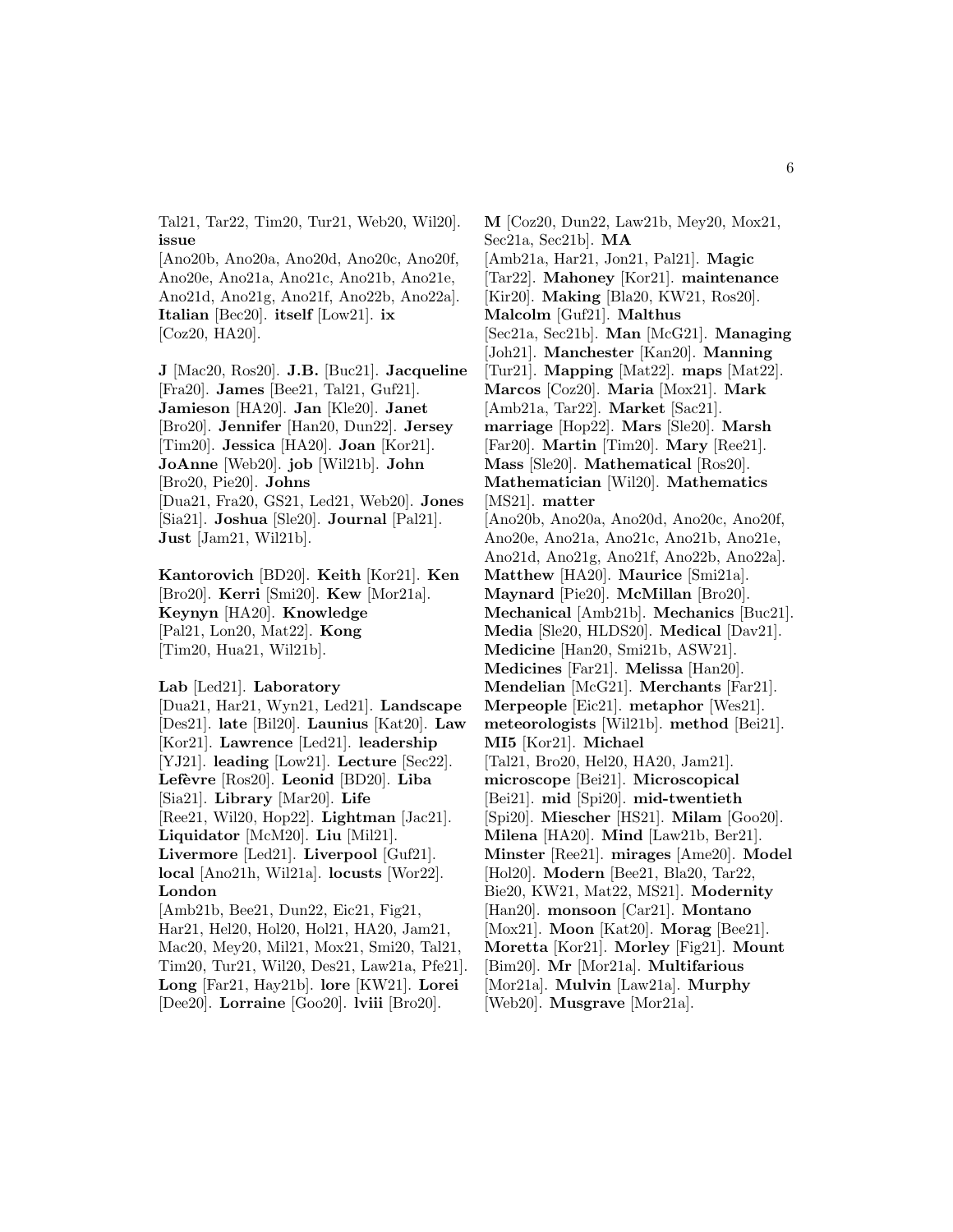Tal21, Tar22, Tim20, Tur21, Web20, Wil20]. **issue** [Ano20b, Ano20a, Ano20d, Ano20c, Ano20f, Ano20e, Ano21a, Ano21c, Ano21b, Ano21e, Ano21d, Ano21g, Ano21f, Ano22b, Ano22a]. **Italian** [Bec20]. **itself** [Low21]. **ix** [Coz20, HA20].

**J** [Mac20, Ros20]. **J.B.** [Buc21]. **Jacqueline** [Fra20]. **James** [Bee21, Tal21, Guf21]. **Jamieson** [HA20]. **Jan** [Kle20]. **Janet** [Bro20]. **Jennifer** [Han20, Dun22]. **Jersey** [Tim20]. **Jessica** [HA20]. **Joan** [Kor21]. **JoAnne** [Web20]. **job** [Wil21b]. **John** [Bro20, Pie20]. **Johns** [Dua21, Fra20, GS21, Led21, Web20]. **Jones** [Sia21]. **Joshua** [Sle20]. **Journal** [Pal21]. **Just** [Jam21, Wil21b].

**Kantorovich** [BD20]. **Keith** [Kor21]. **Ken** [Bro20]. **Kerri** [Smi20]. **Kew** [Mor21a]. **Keynyn** [HA20]. **Knowledge** [Pal21, Lon20, Mat22]. **Kong** [Tim20, Hua21, Wil21b].

**Lab** [Led21]. **Laboratory** [Dua21, Har21, Wyn21, Led21]. **Landscape** [Des21]. **late** [Bil20]. **Launius** [Kat20]. **Law** [Kor21]. **Lawrence** [Led21]. **leadership** [YJ21]. **leading** [Low21]. **Lecture** [Sec22]. **Lefèvre** [Ros20]. **Leonid** [BD20]. **Liba** [Sia21]. **Library** [Mar20]. **Life** [Ree21, Wil20, Hop22]. **Lightman** [Jac21]. **Liquidator** [McM20]. **Liu** [Mil21]. **Livermore** [Led21]. **Liverpool** [Guf21]. **local** [Ano21h, Wil21a]. **locusts** [Wor22]. **London** [Amb21b, Bee21, Dun22, Eic21, Fig21, Har21, Hel20, Hol20, Hol21, HA20, Jam21, Mac20, Mey20, Mil21, Mox21, Smi20, Tal21, Tim20, Tur21, Wil20, Des21, Law21a, Pfe21]. **Long** [Far21, Hay21b]. **lore** [KW21]. **Lorei** [Dee20]. **Lorraine** [Goo20]. **lviii** [Bro20].

**M** [Coz20, Dun22, Law21b, Mey20, Mox21, Sec21a, Sec21b]. **MA** [Amb21a, Har21, Jon21, Pal21]. **Magic** [Tar22]. **Mahoney** [Kor21]. **maintenance** [Kir20]. **Making** [Bla20, KW21, Ros20]. **Malcolm** [Guf21]. **Malthus** [Sec21a, Sec21b]. **Man** [McG21]. **Managing** [Joh21]. **Manchester** [Kan20]. **Manning** [Tur21]. **Mapping** [Mat22]. **maps** [Mat22]. **Marcos** [Coz20]. **Maria** [Mox21]. **Mark** [Amb21a, Tar22]. **Market** [Sac21]. **marriage** [Hop22]. **Mars** [Sle20]. **Marsh** [Far20]. **Martin** [Tim20]. **Mary** [Ree21]. **Mass** [Sle20]. **Mathematical** [Ros20]. **Mathematician** [Wil20]. **Mathematics** [MS21]. **matter** [Ano20b, Ano20a, Ano20d, Ano20c, Ano20f, Ano20e, Ano21a, Ano21c, Ano21b, Ano21e, Ano21d, Ano21g, Ano21f, Ano22b, Ano22a]. **Matthew** [HA20]. **Maurice** [Smi21a]. **Maynard** [Pie20]. **McMillan** [Bro20]. **Mechanical** [Amb21b]. **Mechanics** [Buc21]. **Media** [Sle20, HLDS20]. **Medical** [Dav21]. **Medicine** [Han20, Smi21b, ASW21]. **Medicines** [Far21]. **Melissa** [Han20]. **Mendelian** [McG21]. **Merchants** [Far21]. **Merpeople** [Eic21]. **metaphor** [Wes21]. **meteorologists** [Wil21b]. **method** [Bei21]. **MI5** [Kor21]. **Michael** [Tal21, Bro20, Hel20, HA20, Jam21]. **microscope** [Bei21]. **Microscopical** [Bei21]. **mid** [Spi20]. **mid-twentieth** [Spi20]. **Miescher** [HS21]. **Milam** [Goo20]. **Milena** [HA20]. **Mind** [Law21b, Ber21]. **Minster** [Ree21]. **mirages** [Ame20]. **Model** [Hol20]. **Modern** [Bee21, Bla20, Tar22, Bie20, KW21, Mat22, MS21]. **Modernity** [Han20]. **monsoon** [Car21]. **Montano** [Mox21]. **Moon** [Kat20]. **Morag** [Bee21]. **Moretta** [Kor21]. **Morley** [Fig21]. **Mount** [Bim20]. **Mr** [Mor21a]. **Multifarious** [Mor21a]. **Mulvin** [Law21a]. **Murphy** [Web20]. **Musgrave** [Mor21a].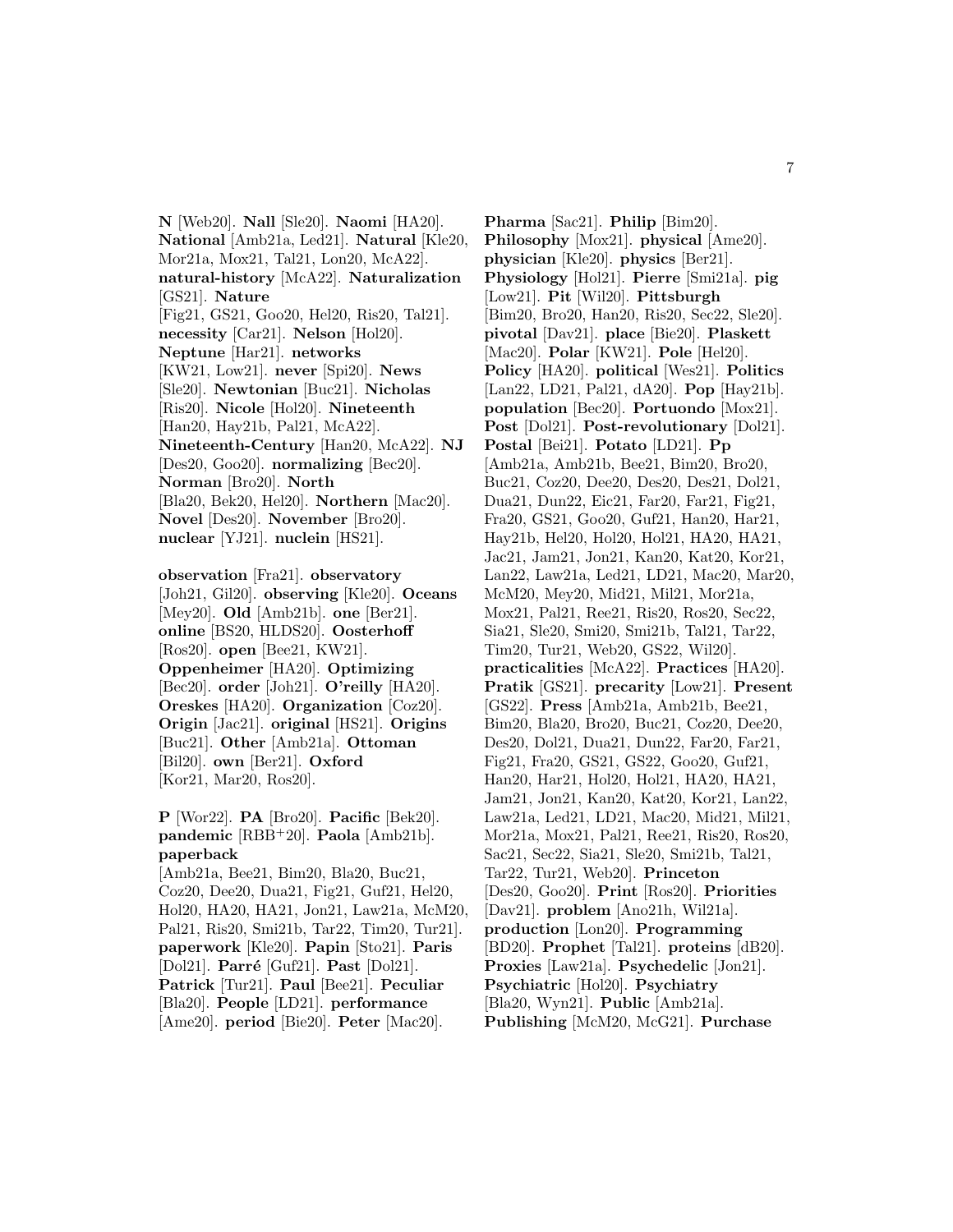**N** [Web20]. **Nall** [Sle20]. **Naomi** [HA20]. **National** [Amb21a, Led21]. **Natural** [Kle20, Mor21a, Mox21, Tal21, Lon20, McA22]. **natural-history** [McA22]. **Naturalization** [GS21]. **Nature** [Fig21, GS21, Goo20, Hel20, Ris20, Tal21]. **necessity** [Car21]. **Nelson** [Hol20]. **Neptune** [Har21]. **networks** [KW21, Low21]. **never** [Spi20]. **News** [Sle20]. **Newtonian** [Buc21]. **Nicholas** [Ris20]. **Nicole** [Hol20]. **Nineteenth** [Han20, Hay21b, Pal21, McA22]. **Nineteenth-Century** [Han20, McA22]. **NJ** [Des20, Goo20]. **normalizing** [Bec20]. **Norman** [Bro20]. **North** [Bla20, Bek20, Hel20]. **Northern** [Mac20]. **Novel** [Des20]. **November** [Bro20]. **nuclear** [YJ21]. **nuclein** [HS21].

**observation** [Fra21]. **observatory** [Joh21, Gil20]. **observing** [Kle20]. **Oceans** [Mey20]. **Old** [Amb21b]. **one** [Ber21]. **online** [BS20, HLDS20]. **Oosterhoff** [Ros20]. **open** [Bee21, KW21]. **Oppenheimer** [HA20]. **Optimizing** [Bec20]. **order** [Joh21]. **O'reilly** [HA20]. **Oreskes** [HA20]. **Organization** [Coz20]. **Origin** [Jac21]. **original** [HS21]. **Origins** [Buc21]. **Other** [Amb21a]. **Ottoman** [Bil20]. **own** [Ber21]. **Oxford** [Kor21, Mar20, Ros20].

**P** [Wor22]. **PA** [Bro20]. **Pacific** [Bek20]. **pandemic** [RBB+20]. **Paola** [Amb21b]. **paperback** [Amb21a, Bee21, Bim20, Bla20, Buc21, Coz20, Dee20, Dua21, Fig21, Guf21, Hel20, Hol20, HA20, HA21, Jon21, Law21a, McM20, Pal21, Ris20, Smi21b, Tar22, Tim20, Tur21]. **paperwork** [Kle20]. **Papin** [Sto21]. **Paris** [Dol21]. **Parré** [Guf21]. **Past** [Dol21]. **Patrick** [Tur21]. **Paul** [Bee21]. **Peculiar** [Bla20]. **People** [LD21]. **performance** [Ame20]. **period** [Bie20]. **Peter** [Mac20]. **Pharma** [Sac21]. **Philip** [Bim20]. **Philosophy** [Mox21]. **physical** [Ame20]. **physician** [Kle20]. **physics** [Ber21]. **Physiology** [Hol21]. **Pierre** [Smi21a]. **pig** [Low21]. **Pit** [Wil20]. **Pittsburgh** [Bim20, Bro20, Han20, Ris20, Sec22, Sle20]. **pivotal** [Dav21]. **place** [Bie20]. **Plaskett** [Mac20]. **Polar** [KW21]. **Pole** [Hel20]. **Policy** [HA20]. **political** [Wes21]. **Politics** [Lan22, LD21, Pal21, dA20]. **Pop** [Hay21b]. **population** [Bec20]. **Portuondo** [Mox21]. **Post** [Dol21]. **Post-revolutionary** [Dol21]. **Postal** [Bei21]. **Potato** [LD21]. **Pp** [Amb21a, Amb21b, Bee21, Bim20, Bro20, Buc21, Coz20, Dee20, Des20, Des21, Dol21, Dua21, Dun22, Eic21, Far20, Far21, Fig21, Fra20, GS21, Goo20, Guf21, Han20, Har21, Hay21b, Hel20, Hol20, Hol21, HA20, HA21, Jac21, Jam21, Jon21, Kan20, Kat20, Kor21, Lan22, Law21a, Led21, LD21, Mac20, Mar20, McM20, Mey20, Mid21, Mil21, Mor21a, Mox21, Pal21, Ree21, Ris20, Ros20, Sec22, Sia21, Sle20, Smi20, Smi21b, Tal21, Tar22, Tim20, Tur21, Web20, GS22, Wil20]. **practicalities** [McA22]. **Practices** [HA20]. **Pratik** [GS21]. **precarity** [Low21]. **Present** [GS22]. **Press** [Amb21a, Amb21b, Bee21, Bim20, Bla20, Bro20, Buc21, Coz20, Dee20, Des20, Dol21, Dua21, Dun22, Far20, Far21, Fig21, Fra20, GS21, GS22, Goo20, Guf21, Han20, Har21, Hol20, Hol21, HA20, HA21, Jam21, Jon21, Kan20, Kat20, Kor21, Lan22, Law21a, Led21, LD21, Mac20, Mid21, Mil21, Mor21a, Mox21, Pal21, Ree21, Ris20, Ros20, Sac21, Sec22, Sia21, Sle20, Smi21b, Tal21, Tar22, Tur21, Web20]. **Princeton** [Des20, Goo20]. **Print** [Ros20]. **Priorities** [Dav21]. **problem** [Ano21h, Wil21a]. **production** [Lon20]. **Programming** [BD20]. **Prophet** [Tal21]. **proteins** [dB20]. **Proxies** [Law21a]. **Psychedelic** [Jon21]. **Psychiatric** [Hol20]. **Psychiatry** [Bla20, Wyn21]. **Public** [Amb21a]. **Publishing** [McM20, McG21]. **Purchase**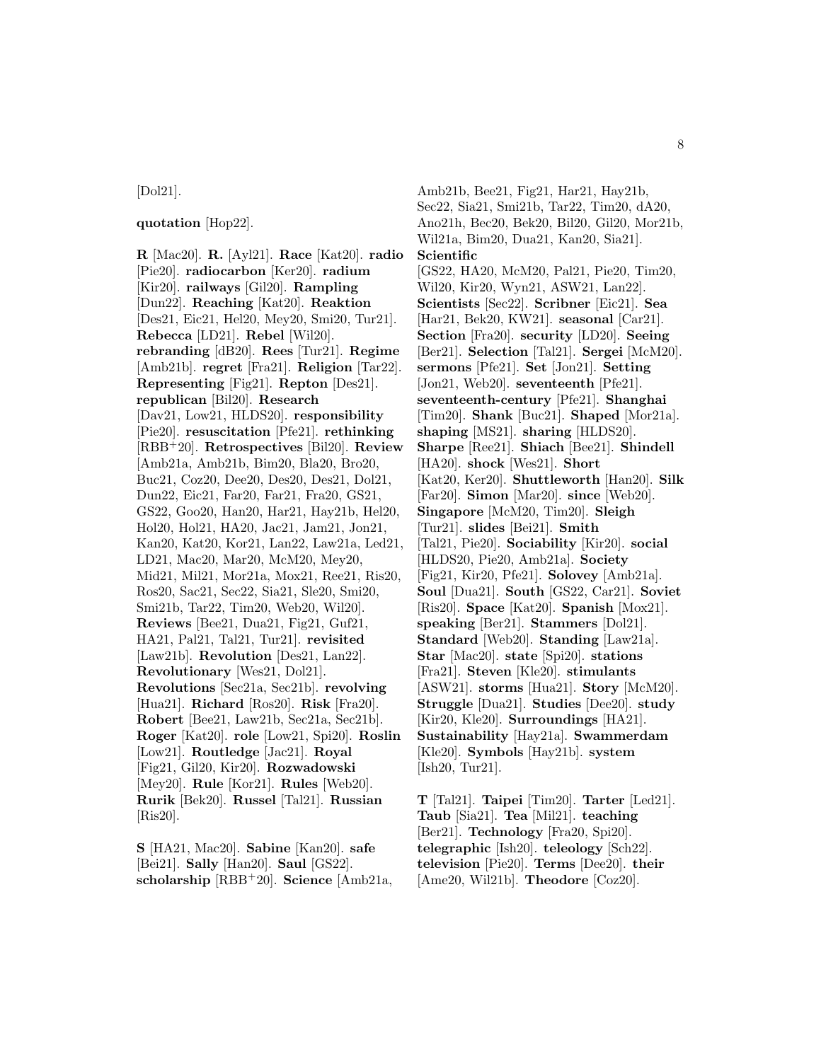[Dol21].

**quotation** [Hop22].

**R** [Mac20]. **R.** [Ayl21]. **Race** [Kat20]. **radio** [Pie20]. **radiocarbon** [Ker20]. **radium** [Kir20]. **railways** [Gil20]. **Rampling** [Dun22]. **Reaching** [Kat20]. **Reaktion** [Des21, Eic21, Hel20, Mey20, Smi20, Tur21]. **Rebecca** [LD21]. **Rebel** [Wil20]. **rebranding** [dB20]. **Rees** [Tur21]. **Regime** [Amb21b]. **regret** [Fra21]. **Religion** [Tar22]. **Representing** [Fig21]. **Repton** [Des21]. **republican** [Bil20]. **Research** [Dav21, Low21, HLDS20]. **responsibility** [Pie20]. **resuscitation** [Pfe21]. **rethinking** [RBB+20]. **Retrospectives** [Bil20]. **Review** [Amb21a, Amb21b, Bim20, Bla20, Bro20, Buc21, Coz20, Dee20, Des20, Des21, Dol21, Dun22, Eic21, Far20, Far21, Fra20, GS21, GS22, Goo20, Han20, Har21, Hay21b, Hel20, Hol20, Hol21, HA20, Jac21, Jam21, Jon21, Kan20, Kat20, Kor21, Lan22, Law21a, Led21, LD21, Mac20, Mar20, McM20, Mey20, Mid21, Mil21, Mor21a, Mox21, Ree21, Ris20, Ros20, Sac21, Sec22, Sia21, Sle20, Smi20, Smi21b, Tar22, Tim20, Web20, Wil20]. **Reviews** [Bee21, Dua21, Fig21, Guf21, HA21, Pal21, Tal21, Tur21]. **revisited** [Law21b]. **Revolution** [Des21, Lan22]. **Revolutionary** [Wes21, Dol21]. **Revolutions** [Sec21a, Sec21b]. **revolving** [Hua21]. **Richard** [Ros20]. **Risk** [Fra20]. **Robert** [Bee21, Law21b, Sec21a, Sec21b]. **Roger** [Kat20]. **role** [Low21, Spi20]. **Roslin** [Low21]. **Routledge** [Jac21]. **Royal** [Fig21, Gil20, Kir20]. **Rozwadowski** [Mey20]. **Rule** [Kor21]. **Rules** [Web20]. **Rurik** [Bek20]. **Russel** [Tal21]. **Russian** [Ris20].

**S** [HA21, Mac20]. **Sabine** [Kan20]. **safe** [Bei21]. **Sally** [Han20]. **Saul** [GS22]. **scholarship** [RBB+20]. **Science** [Amb21a, Amb21b, Bee21, Fig21, Har21, Hay21b, Sec22, Sia21, Smi21b, Tar22, Tim20, dA20, Ano21h, Bec20, Bek20, Bil20, Gil20, Mor21b, Wil21a, Bim20, Dua21, Kan20, Sia21]. **Scientific** [GS22, HA20, McM20, Pal21, Pie20, Tim20, Wil20, Kir20, Wyn21, ASW21, Lan22]. **Scientists** [Sec22]. **Scribner** [Eic21]. **Sea** [Har21, Bek20, KW21]. **seasonal** [Car21]. **Section** [Fra20]. **security** [LD20]. **Seeing** [Ber21]. **Selection** [Tal21]. **Sergei** [McM20]. **sermons** [Pfe21]. **Set** [Jon21]. **Setting** [Jon21, Web20]. **seventeenth** [Pfe21]. **seventeenth-century** [Pfe21]. **Shanghai** [Tim20]. **Shank** [Buc21]. **Shaped** [Mor21a]. **shaping** [MS21]. **sharing** [HLDS20]. **Sharpe** [Ree21]. **Shiach** [Bee21]. **Shindell** [HA20]. **shock** [Wes21]. **Short** [Kat20, Ker20]. **Shuttleworth** [Han20]. **Silk** [Far20]. **Simon** [Mar20]. **since** [Web20]. **Singapore** [McM20, Tim20]. **Sleigh** [Tur21]. **slides** [Bei21]. **Smith** [Tal21, Pie20]. **Sociability** [Kir20]. **social** [HLDS20, Pie20, Amb21a]. **Society** [Fig21, Kir20, Pfe21]. **Solovey** [Amb21a]. **Soul** [Dua21]. **South** [GS22, Car21]. **Soviet** [Ris20]. **Space** [Kat20]. **Spanish** [Mox21]. **speaking** [Ber21]. **Stammers** [Dol21]. **Standard** [Web20]. **Standing** [Law21a]. **Star** [Mac20]. **state** [Spi20]. **stations** [Fra21]. **Steven** [Kle20]. **stimulants** [ASW21]. **storms** [Hua21]. **Story** [McM20]. **Struggle** [Dua21]. **Studies** [Dee20]. **study** [Kir20, Kle20]. **Surroundings** [HA21]. **Sustainability** [Hay21a]. **Swammerdam** [Kle20]. **Symbols** [Hay21b]. **system** [Ish20, Tur21].

**T** [Tal21]. **Taipei** [Tim20]. **Tarter** [Led21]. **Taub** [Sia21]. **Tea** [Mil21]. **teaching** [Ber21]. **Technology** [Fra20, Spi20]. **telegraphic** [Ish20]. **teleology** [Sch22]. **television** [Pie20]. **Terms** [Dee20]. **their** [Ame20, Wil21b]. **Theodore** [Coz20].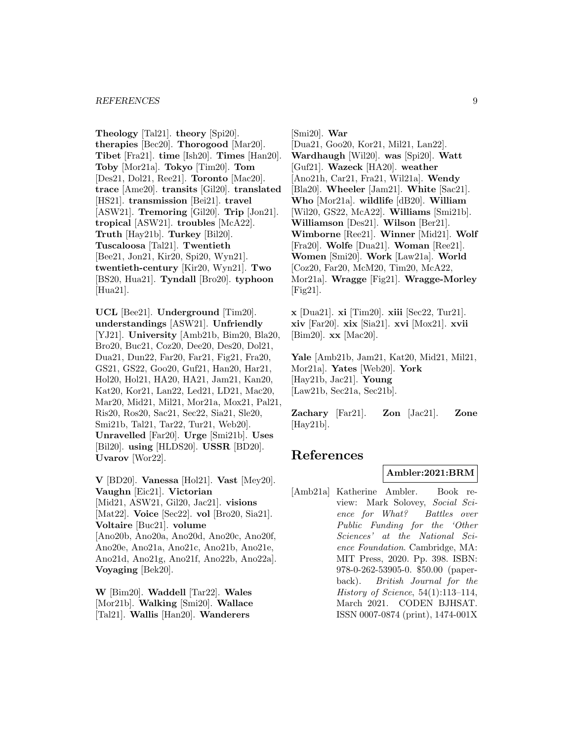**Theology** [Tal21]. **theory** [Spi20]. **therapies** [Bec20]. **Thorogood** [Mar20]. **Tibet** [Fra21]. **time** [Ish20]. **Times** [Han20]. **Toby** [Mor21a]. **Tokyo** [Tim20]. **Tom** [Des21, Dol21, Ree21]. **Toronto** [Mac20]. **trace** [Ame20]. **transits** [Gil20]. **translated** [HS21]. **transmission** [Bei21]. **travel** [ASW21]. **Tremoring** [Gil20]. **Trip** [Jon21]. **tropical** [ASW21]. **troubles** [McA22]. **Truth** [Hay21b]. **Turkey** [Bil20]. **Tuscaloosa** [Tal21]. **Twentieth** [Bee21, Jon21, Kir20, Spi20, Wyn21]. **twentieth-century** [Kir20, Wyn21]. **Two** [BS20, Hua21]. **Tyndall** [Bro20]. **typhoon** [Hua21].

**UCL** [Bee21]. **Underground** [Tim20]. **understandings** [ASW21]. **Unfriendly** [YJ21]. **University** [Amb21b, Bim20, Bla20, Bro20, Buc21, Coz20, Dee20, Des20, Dol21, Dua21, Dun22, Far20, Far21, Fig21, Fra20, GS21, GS22, Goo20, Guf21, Han20, Har21, Hol20, Hol21, HA20, HA21, Jam21, Kan20, Kat20, Kor21, Lan22, Led21, LD21, Mac20, Mar20, Mid21, Mil21, Mor21a, Mox21, Pal21, Ris20, Ros20, Sac21, Sec22, Sia21, Sle20, Smi21b, Tal21, Tar22, Tur21, Web20]. **Unravelled** [Far20]. **Urge** [Smi21b]. **Uses** [Bil20]. **using** [HLDS20]. **USSR** [BD20]. **Uvarov** [Wor22].

**V** [BD20]. **Vanessa** [Hol21]. **Vast** [Mey20]. **Vaughn** [Eic21]. **Victorian** [Mid21, ASW21, Gil20, Jac21]. **visions** [Mat22]. **Voice** [Sec22]. **vol** [Bro20, Sia21]. **Voltaire** [Buc21]. **volume** [Ano20b, Ano20a, Ano20d, Ano20c, Ano20f, Ano20e, Ano21a, Ano21c, Ano21b, Ano21e, Ano21d, Ano21g, Ano21f, Ano22b, Ano22a]. **Voyaging** [Bek20].

**W** [Bim20]. **Waddell** [Tar22]. **Wales** [Mor21b]. **Walking** [Smi20]. **Wallace** [Tal21]. **Wallis** [Han20]. **Wanderers** [Smi20]. **War** [Dua21, Goo20, Kor21, Mil21, Lan22]. **Wardhaugh** [Wil20]. **was** [Spi20]. **Watt** [Guf21]. **Wazeck** [HA20]. **weather** [Ano21h, Car21, Fra21, Wil21a]. **Wendy** [Bla20]. **Wheeler** [Jam21]. **White** [Sac21]. **Who** [Mor21a]. **wildlife** [dB20]. **William** [Wil20, GS22, McA22]. **Williams** [Smi21b]. **Williamson** [Des21]. **Wilson** [Ber21]. **Wimborne** [Ree21]. **Winner** [Mid21]. **Wolf** [Fra20]. **Wolfe** [Dua21]. **Woman** [Ree21]. **Women** [Smi20]. **Work** [Law21a]. **World** [Coz20, Far20, McM20, Tim20, McA22, Mor21a]. **Wragge** [Fig21]. **Wragge-Morley** [Fig21].

**x** [Dua21]. **xi** [Tim20]. **xiii** [Sec22, Tur21]. **xiv** [Far20]. **xix** [Sia21]. **xvi** [Mox21]. **xvii** [Bim20]. **xx** [Mac20].

**Yale** [Amb21b, Jam21, Kat20, Mid21, Mil21, Mor21a]. **Yates** [Web20]. **York** [Hay21b, Jac21]. **Young** [Law21b, Sec21a, Sec21b].

**Zachary** [Far21]. **Zon** [Jac21]. **Zone** [Hay21b].

# References

**Ambler:2021:BRM**

[Amb21a] Katherine Ambler. Book review: Mark Solovey, *Social Science for What? Battles over Public Funding for the 'Other Sciences' at the National Science Foundation*. Cambridge, MA: MIT Press, 2020. Pp. 398. ISBN: 978-0-262-53905-0. $50.00 (paperback). *British Journal for the History of Science*, 54(1):113–114, March 2021. CODEN BJHSAT. ISSN 0007-0874 (print), 1474-001X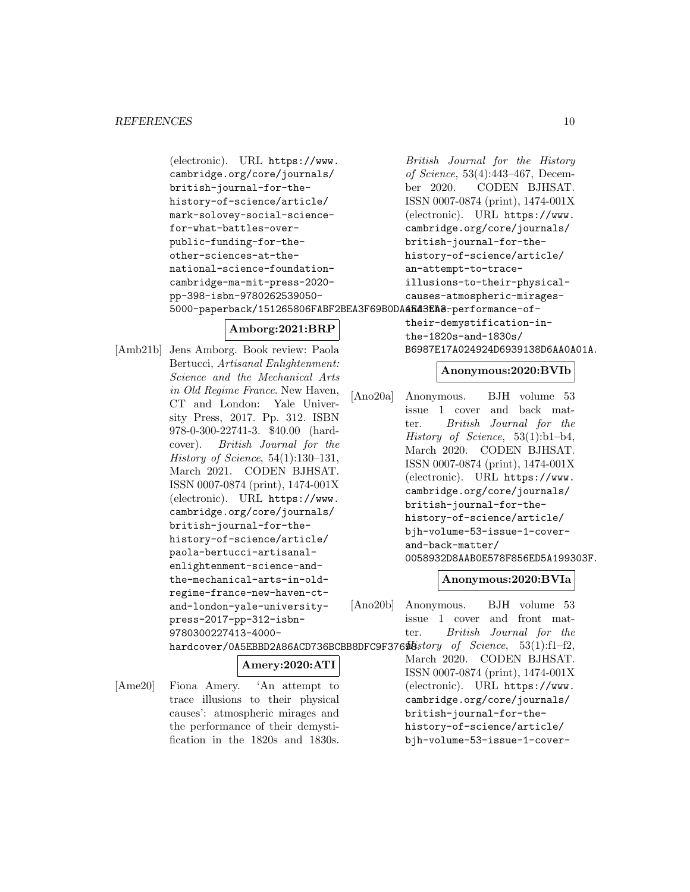(electronic). URL https://www.cambridge.org/core/journals/british-journal-for-the-history-of-science/article/mark-solovey-social-science-for-what-battles-over-public-funding-for-the-other-sciences-at-the-national-science-foundation-cambridge-ma-mit-press-2020-pp-398-isbn-9780262539050-5000-paperback/151265806FABF2BEA3F69B0DA6EA3EA3.

**Amborg:2021:BRP**

[Amb21b] Jens Amborg. Book review: Paola Bertucci, *Artisanal Enlightenment: Science and the Mechanical Arts in Old Regime France*. New Haven, CT and London: Yale University Press, 2017. Pp. 312. ISBN 978-0-300-22741-3. $40.00 (hardcover). *British Journal for the History of Science*, 54(1):130–131, March 2021. CODEN BJHSAT. ISSN 0007-0874 (print), 1474-001X (electronic). URL https://www.cambridge.org/core/journals/british-journal-for-the-history-of-science/article/paola-bertucci-artisanal-enlightenment-science-and-the-mechanical-arts-in-old-regime-france-new-haven-ct-and-london-yale-university-press-2017-pp-312-isbn-9780300227413-4000-hardcover/0A5EBBD2A86ACD736BCBB8DFC9F37695.

**Amery:2020:ATI**

[Ame20] Fiona Amery. 'An attempt to trace illusions to their physical causes': atmospheric mirages and the performance of their demystification in the 1820s and 1830s. *British Journal for the History of Science*, 53(4):443–467, December 2020. CODEN BJHSAT. ISSN 0007-0874 (print), 1474-001X (electronic). URL https://www.cambridge.org/core/journals/british-journal-for-the-history-of-science/article/an-attempt-to-trace-illusions-to-their-physical-causes-atmospheric-mirages-and-the-performance-of-their-demystification-in-the-1820s-and-1830s/B6987E17A024924D6939138D6AA0A01A.

**Anonymous:2020:BVIb**

[Ano20a] Anonymous. BJH volume 53 issue 1 cover and back matter. *British Journal for the History of Science*, 53(1):b1–b4, March 2020. CODEN BJHSAT. ISSN 0007-0874 (print), 1474-001X (electronic). URL https://www.cambridge.org/core/journals/british-journal-for-the-history-of-science/article/bjh-volume-53-issue-1-cover-and-back-matter/0058932D8AAB0E578F856ED5A199303F.

**Anonymous:2020:BVIa**

[Ano20b] Anonymous. BJH volume 53 issue 1 cover and front matter. *British Journal for the History of Science*, 53(1):f1–f2, March 2020. CODEN BJHSAT. ISSN 0007-0874 (print), 1474-001X (electronic). URL https://www.cambridge.org/core/journals/british-journal-for-the-history-of-science/article/bjh-volume-53-issue-1-cover-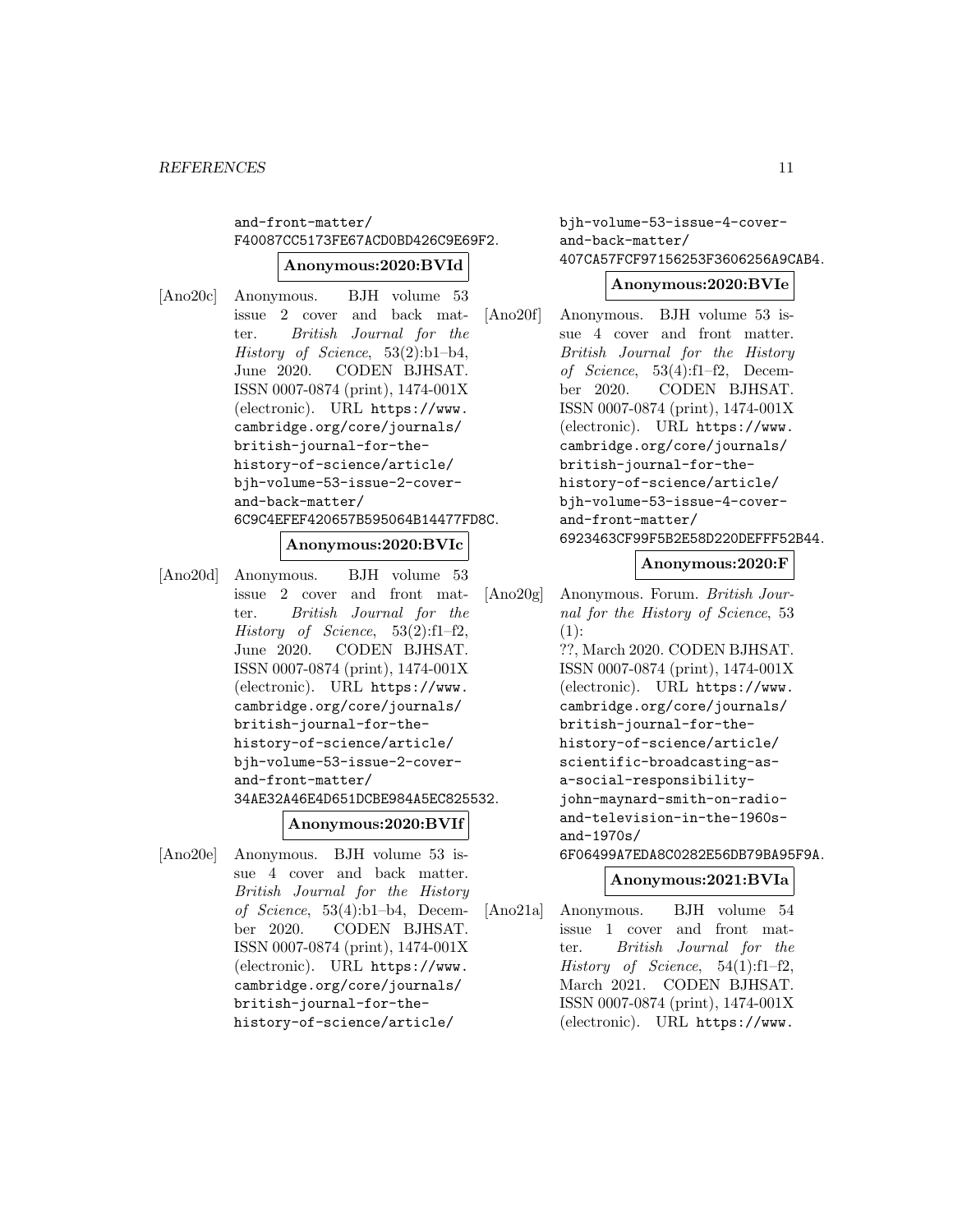and-front-matter/
F40087CC5173FE67ACD0BD426C9E69F2.

**Anonymous:2020:BVId**

[Ano20c] Anonymous. BJH volume 53 issue 2 cover and back matter. *British Journal for the History of Science*, 53(2):b1–b4, June 2020. CODEN BJHSAT. ISSN 0007-0874 (print), 1474-001X (electronic). URL https://www.cambridge.org/core/journals/british-journal-for-the-history-of-science/article/bjh-volume-53-issue-2-cover-and-back-matter/6C9C4EFEF420657B595064B14477FD8C.

**Anonymous:2020:BVIc**

[Ano20d] Anonymous. BJH volume 53 issue 2 cover and front matter. *British Journal for the History of Science*, 53(2):f1–f2, June 2020. CODEN BJHSAT. ISSN 0007-0874 (print), 1474-001X (electronic). URL https://www.cambridge.org/core/journals/british-journal-for-the-history-of-science/article/bjh-volume-53-issue-2-cover-and-front-matter/34AE32A46E4D651DCBE984A5EC825532.

**Anonymous:2020:BVIf**

[Ano20e] Anonymous. BJH volume 53 issue 4 cover and back matter. *British Journal for the History of Science*, 53(4):b1–b4, December 2020. CODEN BJHSAT. ISSN 0007-0874 (print), 1474-001X (electronic). URL https://www.cambridge.org/core/journals/british-journal-for-the-history-of-science/article/bjh-volume-53-issue-4-cover-and-back-matter/407CA57FCF97156253F3606256A9CAB4.

**Anonymous:2020:BVIe**

[Ano20f] Anonymous. BJH volume 53 issue 4 cover and front matter. *British Journal for the History of Science*, 53(4):f1–f2, December 2020. CODEN BJHSAT. ISSN 0007-0874 (print), 1474-001X (electronic). URL https://www.cambridge.org/core/journals/british-journal-for-the-history-of-science/article/bjh-volume-53-issue-4-cover-and-front-matter/6923463CF99F5B2E58D220DEFFF52B44.

**Anonymous:2020:F**

[Ano20g] Anonymous. Forum. *British Journal for the History of Science*, 53 (1):??, March 2020. CODEN BJHSAT. ISSN 0007-0874 (print), 1474-001X (electronic). URL https://www.cambridge.org/core/journals/british-journal-for-the-history-of-science/article/scientific-broadcasting-as-a-social-responsibility-john-maynard-smith-on-radio-and-television-in-the-1960s-and-1970s/6F06499A7EDA8C0282E56DB79BA95F9A.

**Anonymous:2021:BVIa**

[Ano21a] Anonymous. BJH volume 54 issue 1 cover and front matter. *British Journal for the History of Science*, 54(1):f1–f2, March 2021. CODEN BJHSAT. ISSN 0007-0874 (print), 1474-001X (electronic). URL https://www.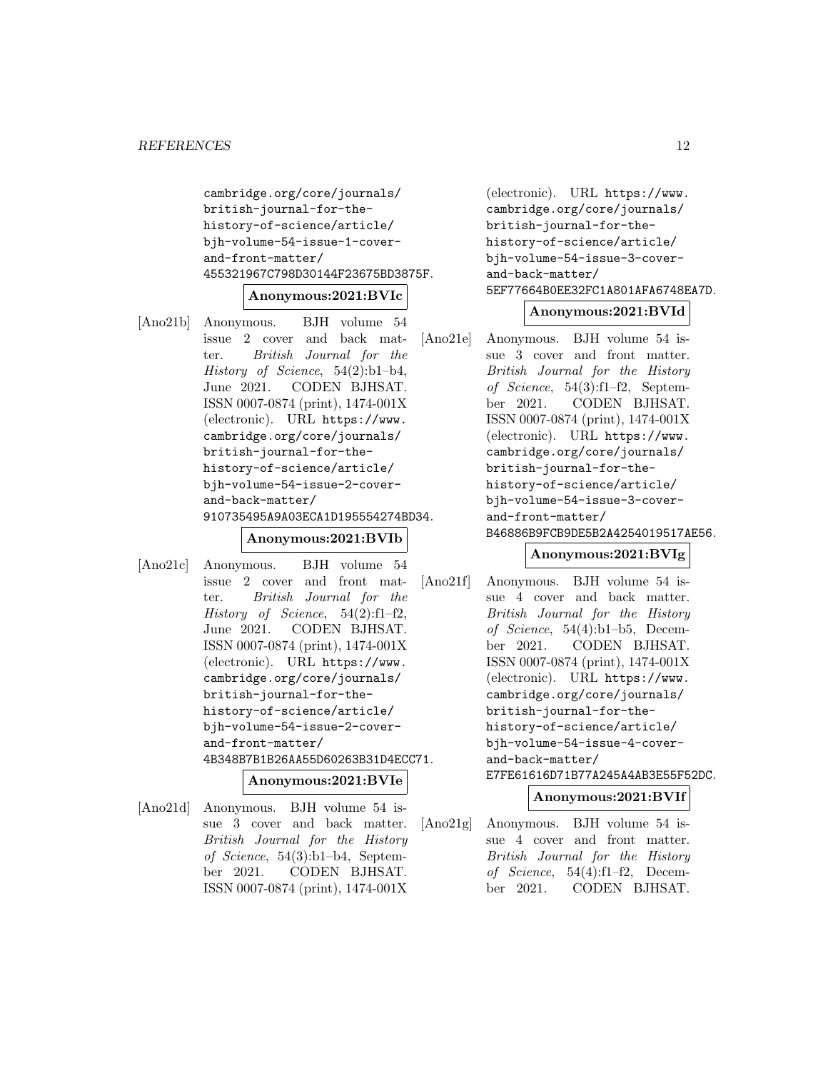cambridge.org/core/journals/british-journal-for-the-history-of-science/article/bjh-volume-54-issue-1-cover-and-front-matter/455321967C798D30144F23675BD3875F.

**Anonymous:2021:BVIc**

[Ano21b] Anonymous. BJH volume 54 issue 2 cover and back matter. *British Journal for the History of Science*, 54(2):b1–b4, June 2021. CODEN BJHSAT. ISSN 0007-0874 (print), 1474-001X (electronic). URL https://www.cambridge.org/core/journals/british-journal-for-the-history-of-science/article/bjh-volume-54-issue-2-cover-and-back-matter/910735495A9A03ECA1D195554274BD34.

**Anonymous:2021:BVIb**

[Ano21c] Anonymous. BJH volume 54 issue 2 cover and front matter. *British Journal for the History of Science*, 54(2):f1–f2, June 2021. CODEN BJHSAT. ISSN 0007-0874 (print), 1474-001X (electronic). URL https://www.cambridge.org/core/journals/british-journal-for-the-history-of-science/article/bjh-volume-54-issue-2-cover-and-front-matter/4B348B7B1B26AA55D60263B31D4ECC71.

**Anonymous:2021:BVIe**

[Ano21d] Anonymous. BJH volume 54 issue 3 cover and back matter. *British Journal for the History of Science*, 54(3):b1–b4, September 2021. CODEN BJHSAT. ISSN 0007-0874 (print), 1474-001X (electronic). URL https://www.cambridge.org/core/journals/british-journal-for-the-history-of-science/article/bjh-volume-54-issue-3-cover-and-back-matter/5EF77664B0EE32FC1A801AFA6748EA7D.

**Anonymous:2021:BVId**

[Ano21e] Anonymous. BJH volume 54 issue 3 cover and front matter. *British Journal for the History of Science*, 54(3):f1–f2, September 2021. CODEN BJHSAT. ISSN 0007-0874 (print), 1474-001X (electronic). URL https://www.cambridge.org/core/journals/british-journal-for-the-history-of-science/article/bjh-volume-54-issue-3-cover-and-front-matter/B46886B9FCB9DE5B2A4254019517AE56.

**Anonymous:2021:BVIg**

[Ano21f] Anonymous. BJH volume 54 issue 4 cover and back matter. *British Journal for the History of Science*, 54(4):b1–b5, December 2021. CODEN BJHSAT. ISSN 0007-0874 (print), 1474-001X (electronic). URL https://www.cambridge.org/core/journals/british-journal-for-the-history-of-science/article/bjh-volume-54-issue-4-cover-and-back-matter/E7FE61616D71B77A245A4AB3E55F52DC.

**Anonymous:2021:BVIf**

[Ano21g] Anonymous. BJH volume 54 issue 4 cover and front matter. *British Journal for the History of Science*, 54(4):f1–f2, December 2021. CODEN BJHSAT.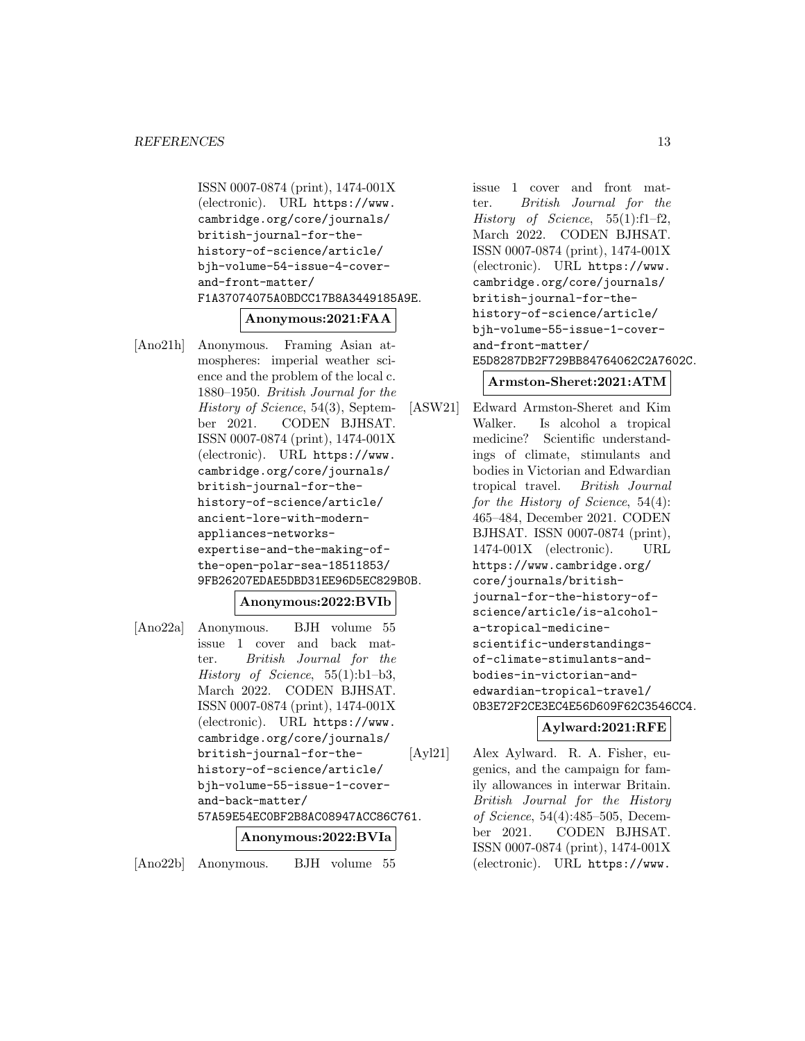ISSN 0007-0874 (print), 1474-001X (electronic). URL https://www.cambridge.org/core/journals/british-journal-for-the-history-of-science/article/bjh-volume-54-issue-4-cover-and-front-matter/F1A37074075A0BDCC17B8A3449185A9E.

**Anonymous:2021:FAA**

[Ano21h] Anonymous. Framing Asian atmospheres: imperial weather science and the problem of the local c. 1880–1950. *British Journal for the History of Science*, 54(3), September 2021. CODEN BJHSAT. ISSN 0007-0874 (print), 1474-001X (electronic). URL https://www.cambridge.org/core/journals/british-journal-for-the-history-of-science/article/ancient-lore-with-modern-appliances-networks-expertise-and-the-making-of-the-open-polar-sea-18511853/9FB26207EDAE5DBD31EE96D5EC829B0B.

**Anonymous:2022:BVIb**

[Ano22a] Anonymous. BJH volume 55 issue 1 cover and back matter. *British Journal for the History of Science*, 55(1):b1–b3, March 2022. CODEN BJHSAT. ISSN 0007-0874 (print), 1474-001X (electronic). URL https://www.cambridge.org/core/journals/british-journal-for-the-history-of-science/article/bjh-volume-55-issue-1-cover-and-back-matter/57A59E54EC0BF2B8AC08947ACC86C761.

**Anonymous:2022:BVIa**

[Ano22b] Anonymous. BJH volume 55 issue 1 cover and front matter. *British Journal for the History of Science*, 55(1):f1–f2, March 2022. CODEN BJHSAT. ISSN 0007-0874 (print), 1474-001X (electronic). URL https://www.cambridge.org/core/journals/british-journal-for-the-history-of-science/article/bjh-volume-55-issue-1-cover-and-front-matter/E5D8287DB2F729BB84764062C2A7602C.

**Armston-Sheret:2021:ATM**

[ASW21] Edward Armston-Sheret and Kim Walker. Is alcohol a tropical medicine? Scientific understandings of climate, stimulants and bodies in Victorian and Edwardian tropical travel. *British Journal for the History of Science*, 54(4): 465–484, December 2021. CODEN BJHSAT. ISSN 0007-0874 (print), 1474-001X (electronic). URL https://www.cambridge.org/core/journals/british-journal-for-the-history-of-science/article/is-alcohol-a-tropical-medicine-scientific-understandings-of-climate-stimulants-and-bodies-in-victorian-and-edwardian-tropical-travel/0B3E72F2CE3EC4E56D609F62C3546CC4.

**Aylward:2021:RFE**

[Ayl21] Alex Aylward. R. A. Fisher, eugenics, and the campaign for family allowances in interwar Britain. *British Journal for the History of Science*, 54(4):485–505, December 2021. CODEN BJHSAT. ISSN 0007-0874 (print), 1474-001X (electronic). URL https://www.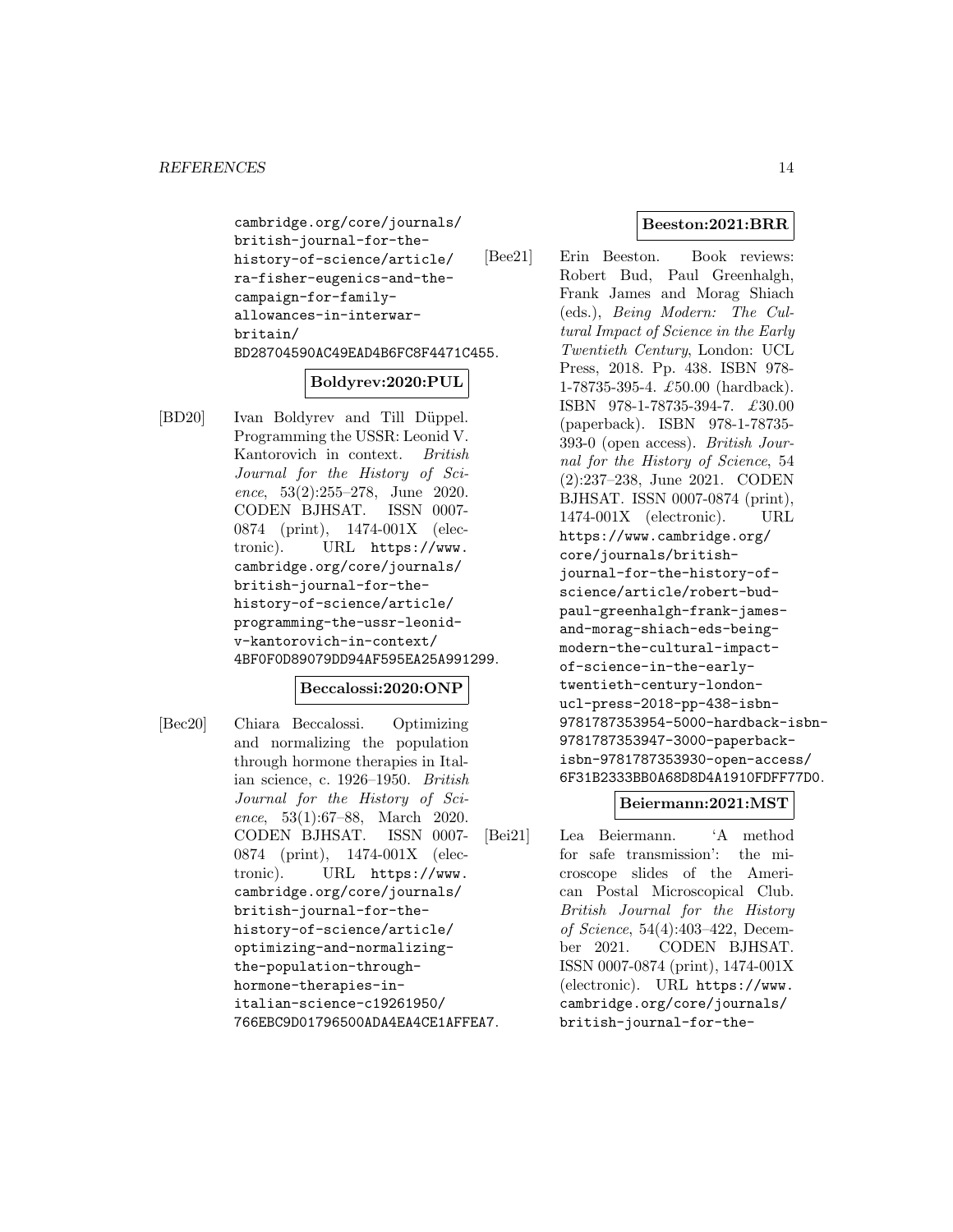cambridge.org/core/journals/british-journal-for-the-history-of-science/article/ra-fisher-eugenics-and-the-campaign-for-family-allowances-in-interwar-britain/BD28704590AC49EAD4B6FC8F4471C455.

**Boldyrev:2020:PUL**

[BD20] Ivan Boldyrev and Till Düppel. Programming the USSR: Leonid V. Kantorovich in context. *British Journal for the History of Science*, 53(2):255–278, June 2020. CODEN BJHSAT. ISSN 0007-0874 (print), 1474-001X (electronic). URL https://www.cambridge.org/core/journals/british-journal-for-the-history-of-science/article/programming-the-ussr-leonid-v-kantorovich-in-context/4BF0F0D89079DD94AF595EA25A991299.

**Beccalossi:2020:ONP**

[Bec20] Chiara Beccalossi. Optimizing and normalizing the population through hormone therapies in Italian science, c. 1926–1950. *British Journal for the History of Science*, 53(1):67–88, March 2020. CODEN BJHSAT. ISSN 0007-0874 (print), 1474-001X (electronic). URL https://www.cambridge.org/core/journals/british-journal-for-the-history-of-science/article/optimizing-and-normalizing-the-population-through-hormone-therapies-in-italian-science-c19261950/766EBC9D01796500ADA4EA4CE1AFFEA7.

**Beeston:2021:BRR**

[Bee21] Erin Beeston. Book reviews: Robert Bud, Paul Greenhalgh, Frank James and Morag Shiach (eds.), *Being Modern: The Cultural Impact of Science in the Early Twentieth Century*, London: UCL Press, 2018. Pp. 438. ISBN 978-1-78735-395-4. £50.00 (hardback). ISBN 978-1-78735-394-7. £30.00 (paperback). ISBN 978-1-78735-393-0 (open access). *British Journal for the History of Science*, 54 (2):237–238, June 2021. CODEN BJHSAT. ISSN 0007-0874 (print), 1474-001X (electronic). URL https://www.cambridge.org/core/journals/british-journal-for-the-history-of-science/article/robert-bud-paul-greenhalgh-frank-james-and-morag-shiach-eds-being-modern-the-cultural-impact-of-science-in-the-early-twentieth-century-london-ucl-press-2018-pp-438-isbn-9781787353954-5000-hardback-isbn-9781787353947-3000-paperback-isbn-9781787353930-open-access/6F31B2333BB0A68D8D4A1910FDFF77D0.

**Beiermann:2021:MST**

[Bei21] Lea Beiermann. 'A method for safe transmission': the microscope slides of the American Postal Microscopical Club. *British Journal for the History of Science*, 54(4):403–422, December 2021. CODEN BJHSAT. ISSN 0007-0874 (print), 1474-001X (electronic). URL https://www.cambridge.org/core/journals/british-journal-for-the-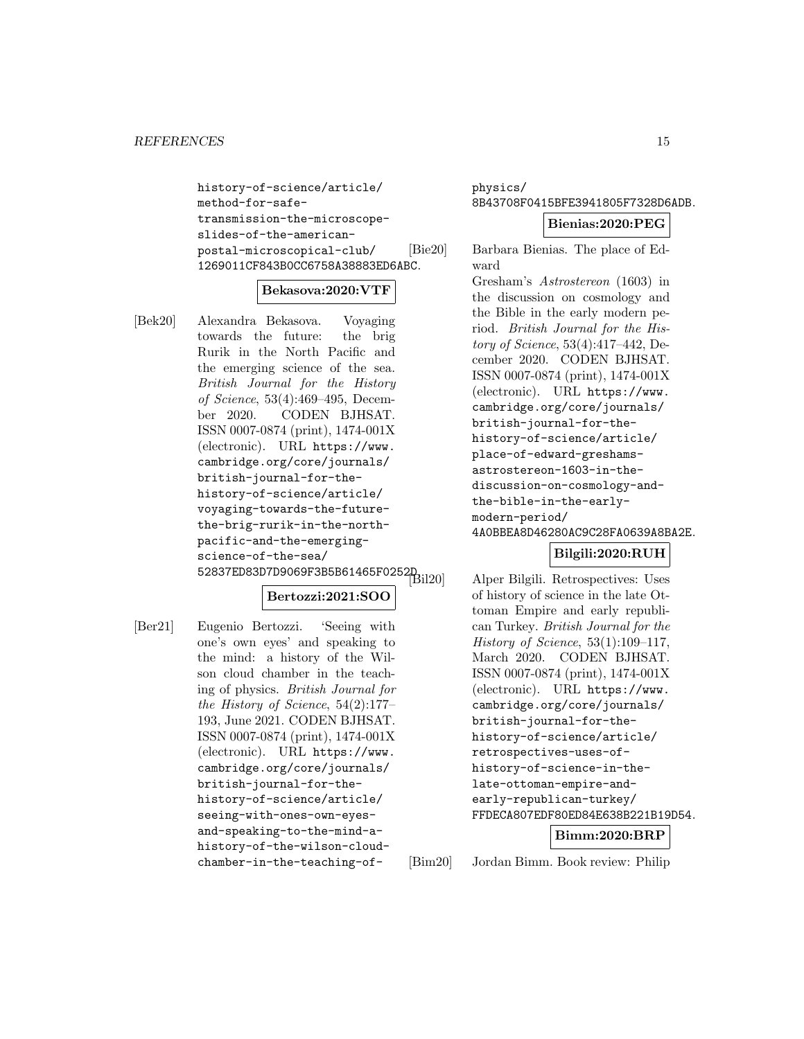history-of-science/article/method-for-safe-transmission-the-microscope-slides-of-the-american-postal-microscopical-club/1269011CF843B0CC6758A38883ED6ABC.

**Bekasova:2020:VTF**

[Bek20] Alexandra Bekasova. Voyaging towards the future: the brig Rurik in the North Pacific and the emerging science of the sea. *British Journal for the History of Science*, 53(4):469–495, December 2020. CODEN BJHSAT. ISSN 0007-0874 (print), 1474-001X (electronic). URL https://www.cambridge.org/core/journals/british-journal-for-the-history-of-science/article/voyaging-towards-the-future-the-brig-rurik-in-the-north-pacific-and-the-emerging-science-of-the-sea/52837ED83D7D9069F3B5B61465F0252D.

**Bertozzi:2021:SOO**

[Ber21] Eugenio Bertozzi. 'Seeing with one's own eyes' and speaking to the mind: a history of the Wilson cloud chamber in the teaching of physics. *British Journal for the History of Science*, 54(2):177–193, June 2021. CODEN BJHSAT. ISSN 0007-0874 (print), 1474-001X (electronic). URL https://www.cambridge.org/core/journals/british-journal-for-the-history-of-science/article/seeing-with-ones-own-eyes-and-speaking-to-the-mind-a-history-of-the-wilson-cloud-chamber-in-the-teaching-of-physics/8B43708F0415BFE3941805F7328D6ADB.

**Bienias:2020:PEG**

[Bie20] Barbara Bienias. The place of Edward Gresham's *Astrostereon* (1603) in the discussion on cosmology and the Bible in the early modern period. *British Journal for the History of Science*, 53(4):417–442, December 2020. CODEN BJHSAT. ISSN 0007-0874 (print), 1474-001X (electronic). URL https://www.cambridge.org/core/journals/british-journal-for-the-history-of-science/article/place-of-edward-greshams-astrostereon-1603-in-the-discussion-on-cosmology-and-the-bible-in-the-early-modern-period/4A0BBEA8D46280AC9C28FA0639A8BA2E.

**Bilgili:2020:RUH**

[Bil20] Alper Bilgili. Retrospectives: Uses of history of science in the late Ottoman Empire and early republican Turkey. *British Journal for the History of Science*, 53(1):109–117, March 2020. CODEN BJHSAT. ISSN 0007-0874 (print), 1474-001X (electronic). URL https://www.cambridge.org/core/journals/british-journal-for-the-history-of-science/article/retrospectives-uses-of-history-of-science-in-the-late-ottoman-empire-and-early-republican-turkey/FFDECA807EDF80ED84E638B221B19D54.

**Bimm:2020:BRP**

[Bim20] Jordan Bimm. Book review: Philip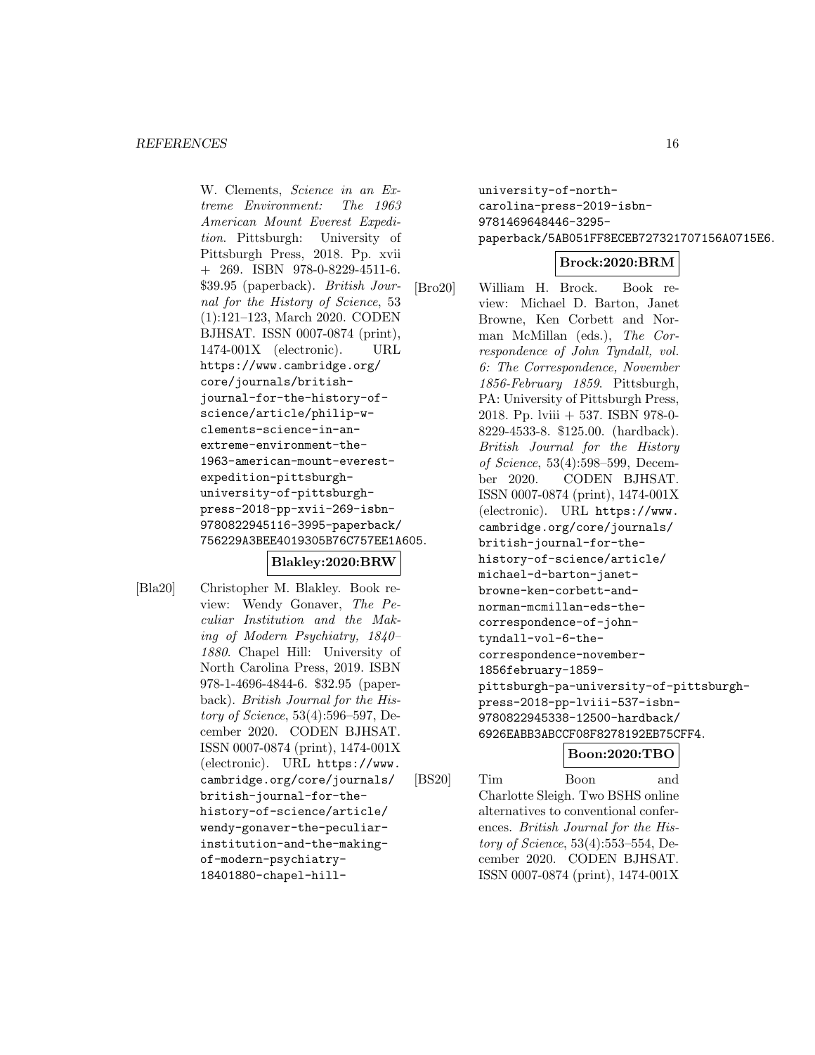W. Clements, *Science in an Extreme Environment: The 1963 American Mount Everest Expedition*. Pittsburgh: University of Pittsburgh Press, 2018. Pp. xvii + 269. ISBN 978-0-8229-4511-6. $39.95 (paperback). *British Journal for the History of Science*, 53 (1):121–123, March 2020. CODEN BJHSAT. ISSN 0007-0874 (print), 1474-001X (electronic). URL https://www.cambridge.org/core/journals/british-journal-for-the-history-of-science/article/philip-w-clements-science-in-an-extreme-environment-the-1963-american-mount-everest-expedition-pittsburgh-university-of-pittsburgh-press-2018-pp-xvii-269-isbn-9780822945116-3995-paperback/756229A3BEE4019305B76C757EE1A605.

**Blakley:2020:BRW**

[Bla20] Christopher M. Blakley. Book review: Wendy Gonaver, *The Peculiar Institution and the Making of Modern Psychiatry, 1840–1880*. Chapel Hill: University of North Carolina Press, 2019. ISBN 978-1-4696-4844-6. $32.95 (paperback). *British Journal for the History of Science*, 53(4):596–597, December 2020. CODEN BJHSAT. ISSN 0007-0874 (print), 1474-001X (electronic). URL https://www.cambridge.org/core/journals/british-journal-for-the-history-of-science/article/wendy-gonaver-the-peculiar-institution-and-the-making-of-modern-psychiatry-18401880-chapel-hill-university-of-north-carolina-press-2019-isbn-9781469648446-3295-paperback/5AB051FF8ECEB727321707156A0715E6.

**Brock:2020:BRM**

[Bro20] William H. Brock. Book review: Michael D. Barton, Janet Browne, Ken Corbett and Norman McMillan (eds.), *The Correspondence of John Tyndall, vol. 6: The Correspondence, November 1856-February 1859*. Pittsburgh, PA: University of Pittsburgh Press, 2018. Pp. lviii + 537. ISBN 978-0-8229-4533-8. $125.00. (hardback). *British Journal for the History of Science*, 53(4):598–599, December 2020. CODEN BJHSAT. ISSN 0007-0874 (print), 1474-001X (electronic). URL https://www.cambridge.org/core/journals/british-journal-for-the-history-of-science/article/michael-d-barton-janet-browne-ken-corbett-and-norman-mcmillan-eds-the-correspondence-of-john-tyndall-vol-6-the-correspondence-november-1856february-1859-pittsburgh-pa-university-of-pittsburgh-press-2018-pp-lviii-537-isbn-9780822945338-12500-hardback/6926EABB3ABCCF08F8278192EB75CFF4.

**Boon:2020:TBO**

[BS20] Tim Boon and Charlotte Sleigh. Two BSHS online alternatives to conventional conferences. *British Journal for the History of Science*, 53(4):553–554, December 2020. CODEN BJHSAT. ISSN 0007-0874 (print), 1474-001X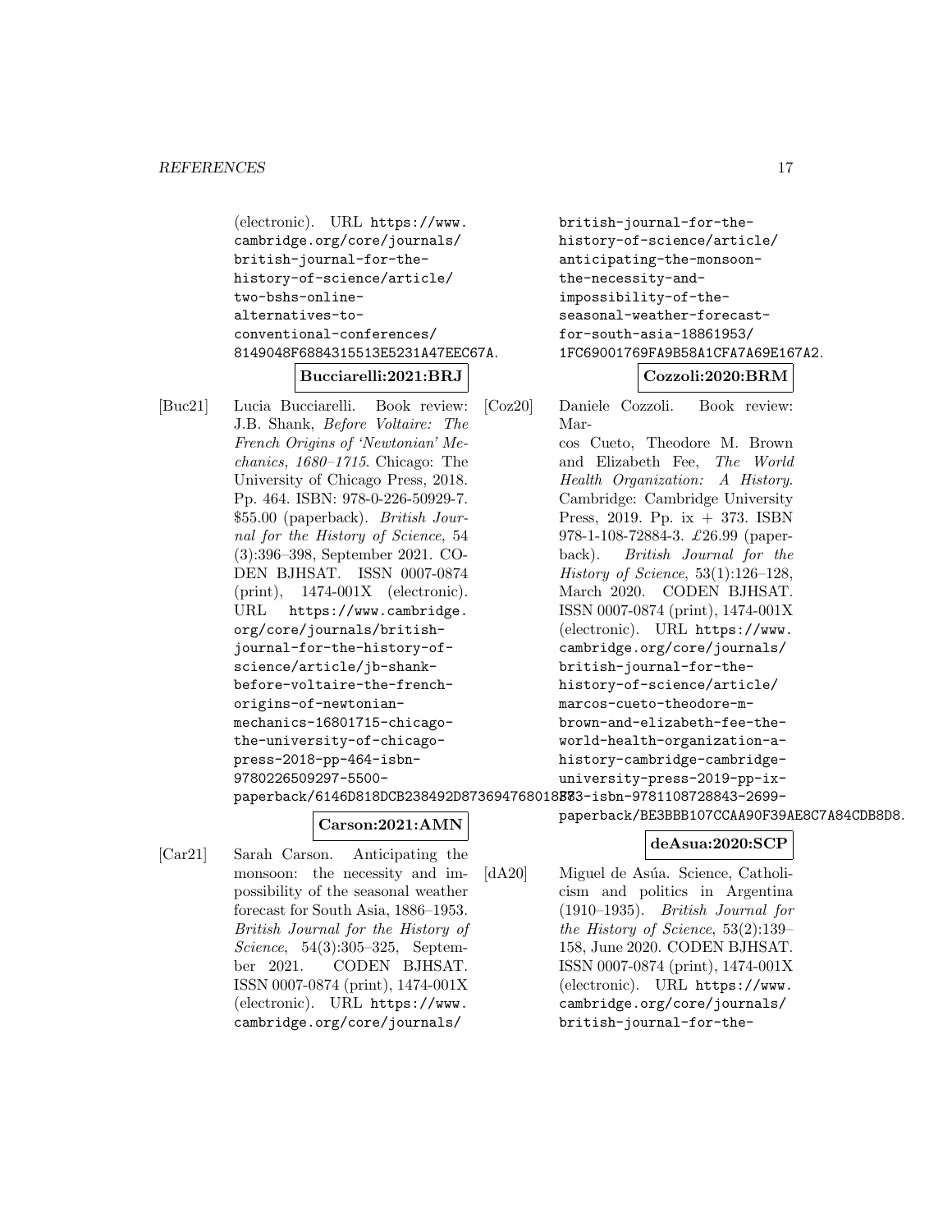(electronic). URL https://www.cambridge.org/core/journals/british-journal-for-the-history-of-science/article/two-bshs-online-alternatives-to-conventional-conferences/8149048F6884315513E5231A47EEC67A.

**Bucciarelli:2021:BRJ**

[Buc21] Lucia Bucciarelli. Book review: J.B. Shank, *Before Voltaire: The French Origins of 'Newtonian' Mechanics, 1680–1715*. Chicago: The University of Chicago Press, 2018. Pp. 464. ISBN: 978-0-226-50929-7. $55.00 (paperback). *British Journal for the History of Science*, 54 (3):396–398, September 2021. CODEN BJHSAT. ISSN 0007-0874 (print), 1474-001X (electronic). URL https://www.cambridge.org/core/journals/british-journal-for-the-history-of-science/article/jb-shank-before-voltaire-the-french-origins-of-newtonian-mechanics-16801715-chicago-the-university-of-chicago-press-2018-pp-464-isbn-9780226509297-5500-paperback/6146D818DCB238492D873694768018B7.

**Carson:2021:AMN**

[Car21] Sarah Carson. Anticipating the monsoon: the necessity and impossibility of the seasonal weather forecast for South Asia, 1886–1953. *British Journal for the History of Science*, 54(3):305–325, September 2021. CODEN BJHSAT. ISSN 0007-0874 (print), 1474-001X (electronic). URL https://www.cambridge.org/core/journals/british-journal-for-the-history-of-science/article/anticipating-the-monsoon-the-necessity-and-impossibility-of-the-seasonal-weather-forecast-for-south-asia-18861953/1FC69001769FA9B58A1CFA7A69E167A2.

**Cozzoli:2020:BRM**

[Coz20] Daniele Cozzoli. Book review: Marcos Cueto, Theodore M. Brown and Elizabeth Fee, *The World Health Organization: A History*. Cambridge: Cambridge University Press, 2019. Pp. ix + 373. ISBN 978-1-108-72884-3. £26.99 (paperback). *British Journal for the History of Science*, 53(1):126–128, March 2020. CODEN BJHSAT. ISSN 0007-0874 (print), 1474-001X (electronic). URL https://www.cambridge.org/core/journals/british-journal-for-the-history-of-science/article/marcos-cueto-theodore-m-brown-and-elizabeth-fee-the-world-health-organization-a-history-cambridge-cambridge-university-press-2019-pp-ix-373-isbn-9781108728843-2699-paperback/BE3BBB107CCAA90F39AE8C7A84CDB8D8.

**deAsua:2020:SCP**

[dA20] Miguel de Asúa. Science, Catholicism and politics in Argentina (1910–1935). *British Journal for the History of Science*, 53(2):139–158, June 2020. CODEN BJHSAT. ISSN 0007-0874 (print), 1474-001X (electronic). URL https://www.cambridge.org/core/journals/british-journal-for-the-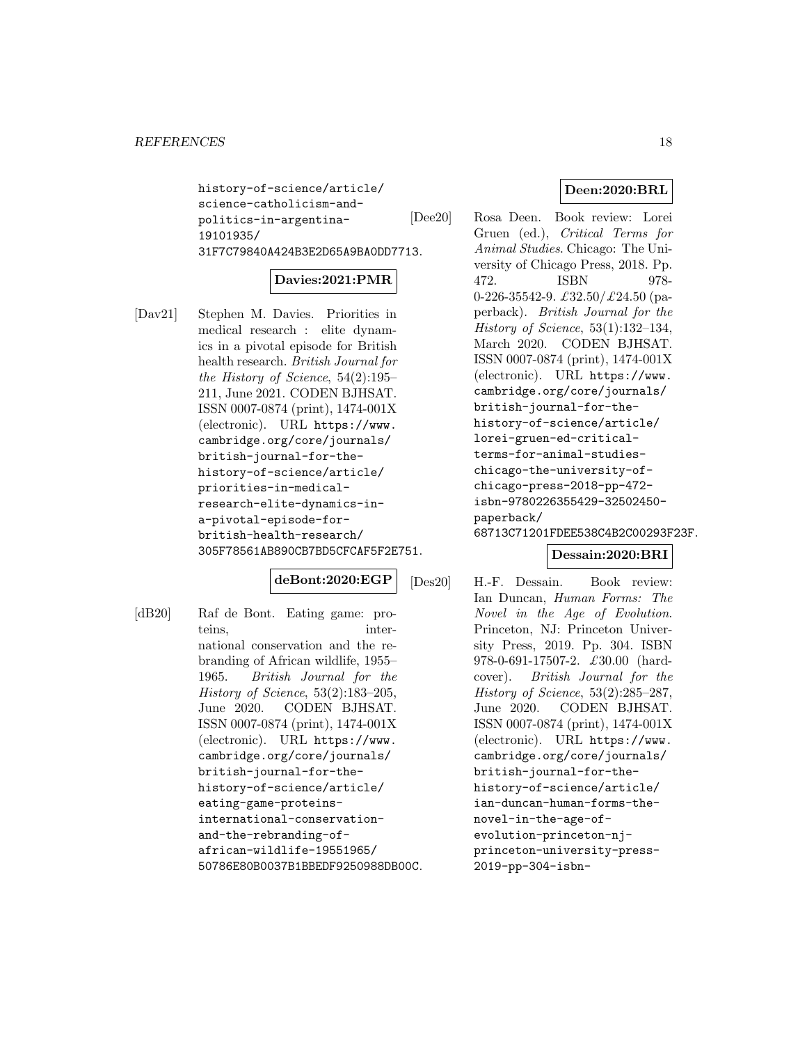history-of-science/article/science-catholicism-and-politics-in-argentina-19101935/31F7C79840A424B3E2D65A9BA0DD7713.

**Davies:2021:PMR**

[Dav21] Stephen M. Davies. Priorities in medical research : elite dynamics in a pivotal episode for British health research. *British Journal for the History of Science*, 54(2):195–211, June 2021. CODEN BJHSAT. ISSN 0007-0874 (print), 1474-001X (electronic). URL https://www.cambridge.org/core/journals/british-journal-for-the-history-of-science/article/priorities-in-medical-research-elite-dynamics-in-a-pivotal-episode-for-british-health-research/305F78561AB890CB7BD5CFCAF5F2E751.

**deBont:2020:EGP**

[dB20] Raf de Bont. Eating game: proteins, international conservation and the rebranding of African wildlife, 1955–1965. *British Journal for the History of Science*, 53(2):183–205, June 2020. CODEN BJHSAT. ISSN 0007-0874 (print), 1474-001X (electronic). URL https://www.cambridge.org/core/journals/british-journal-for-the-history-of-science/article/eating-game-proteins-international-conservation-and-the-rebranding-of-african-wildlife-19551965/50786E80B0037B1BBEDF9250988DB00C.

**Deen:2020:BRL**

[Dee20] Rosa Deen. Book review: Lorei Gruen (ed.), *Critical Terms for Animal Studies*. Chicago: The University of Chicago Press, 2018. Pp. 472. ISBN 978-0-226-35542-9. £32.50/£24.50 (paperback). *British Journal for the History of Science*, 53(1):132–134, March 2020. CODEN BJHSAT. ISSN 0007-0874 (print), 1474-001X (electronic). URL https://www.cambridge.org/core/journals/british-journal-for-the-history-of-science/article/lorei-gruen-ed-critical-terms-for-animal-studies-chicago-the-university-of-chicago-press-2018-pp-472-isbn-9780226355429-32502450-paperback/68713C71201FDEE538C4B2C00293F23F.

**Dessain:2020:BRI**

[Des20] H.-F. Dessain. Book review: Ian Duncan, *Human Forms: The Novel in the Age of Evolution*. Princeton, NJ: Princeton University Press, 2019. Pp. 304. ISBN 978-0-691-17507-2. £30.00 (hardcover). *British Journal for the History of Science*, 53(2):285–287, June 2020. CODEN BJHSAT. ISSN 0007-0874 (print), 1474-001X (electronic). URL https://www.cambridge.org/core/journals/british-journal-for-the-history-of-science/article/ian-duncan-human-forms-the-novel-in-the-age-of-evolution-princeton-nj-princeton-university-press-2019-pp-304-isbn-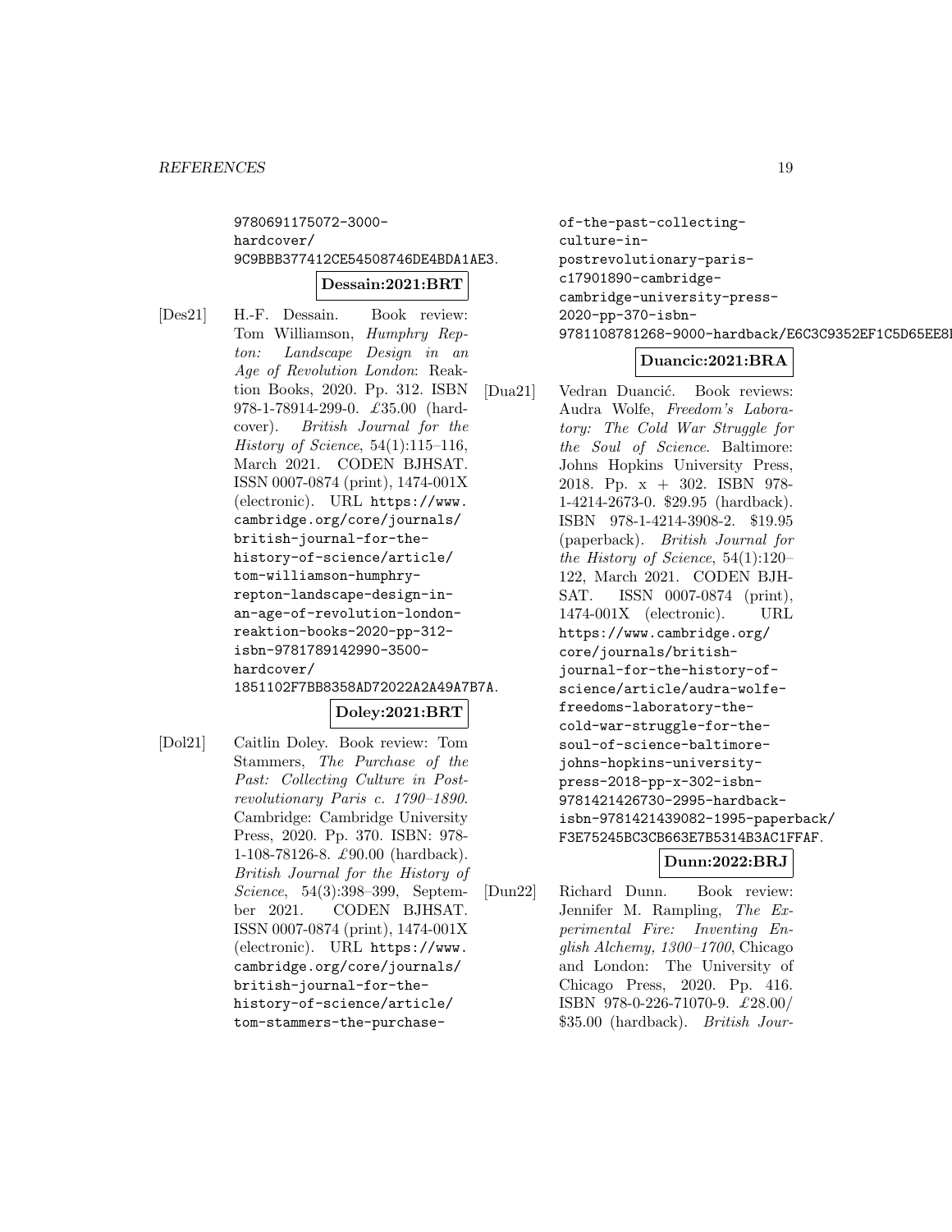9780691175072-3000-hardcover/9C9BBB377412CE54508746DE4BDA1AE3.

**Dessain:2021:BRT**

[Des21] H.-F. Dessain. Book review: Tom Williamson, *Humphry Repton: Landscape Design in an Age of Revolution London*: Reaktion Books, 2020. Pp. 312. ISBN 978-1-78914-299-0. £35.00 (hardcover). *British Journal for the History of Science*, 54(1):115–116, March 2021. CODEN BJHSAT. ISSN 0007-0874 (print), 1474-001X (electronic). URL https://www.cambridge.org/core/journals/british-journal-for-the-history-of-science/article/tom-williamson-humphry-repton-landscape-design-in-an-age-of-revolution-london-reaktion-books-2020-pp-312-isbn-9781789142990-3500-hardcover/1851102F7BB8358AD72022A2A49A7B7A.

**Doley:2021:BRT**

[Dol21] Caitlin Doley. Book review: Tom Stammers, *The Purchase of the Past: Collecting Culture in Post-revolutionary Paris c. 1790–1890*. Cambridge: Cambridge University Press, 2020. Pp. 370. ISBN: 978-1-108-78126-8. £90.00 (hardback). *British Journal for the History of Science*, 54(3):398–399, September 2021. CODEN BJHSAT. ISSN 0007-0874 (print), 1474-001X (electronic). URL https://www.cambridge.org/core/journals/british-journal-for-the-history-of-science/article/tom-stammers-the-purchase-of-the-past-collecting-culture-in-postrevolutionary-paris-c17901890-cambridge-cambridge-university-press-2020-pp-370-isbn-9781108781268-9000-hardback/E6C3C9352EF1C5D65EE8

**Duancic:2021:BRA**

[Dua21] Vedran Duancić. Book reviews: Audra Wolfe, *Freedom's Laboratory: The Cold War Struggle for the Soul of Science*. Baltimore: Johns Hopkins University Press, 2018. Pp. x + 302. ISBN 978-1-4214-2673-0. $29.95 (hardback). ISBN 978-1-4214-3908-2. $19.95 (paperback). *British Journal for the History of Science*, 54(1):120–122, March 2021. CODEN BJHSAT. ISSN 0007-0874 (print), 1474-001X (electronic). URL https://www.cambridge.org/core/journals/british-journal-for-the-history-of-science/article/audra-wolfe-freedoms-laboratory-the-cold-war-struggle-for-the-soul-of-science-baltimore-johns-hopkins-university-press-2018-pp-x-302-isbn-9781421426730-2995-hardback-isbn-9781421439082-1995-paperback/F3E75245BC3CB663E7B5314B3AC1FFAF.

**Dunn:2022:BRJ**

[Dun22] Richard Dunn. Book review: Jennifer M. Rampling, *The Experimental Fire: Inventing English Alchemy, 1300–1700*, Chicago and London: The University of Chicago Press, 2020. Pp. 416. ISBN 978-0-226-71070-9. £28.00/ $35.00 (hardback). *British Jour-*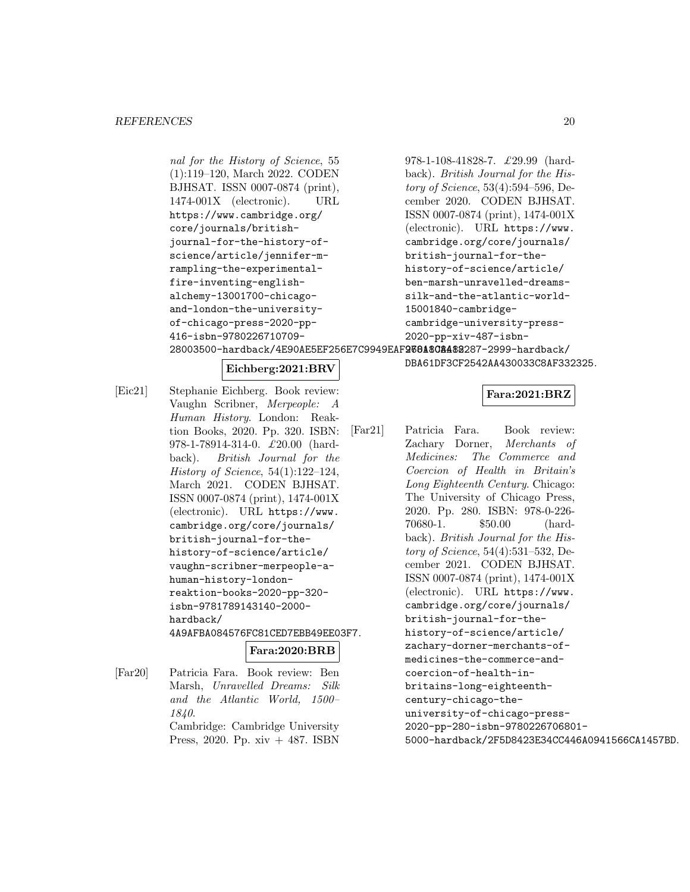nal for the History of Science*, 55 (1):119–120, March 2022. CODEN BJHSAT. ISSN 0007-0874 (print), 1474-001X (electronic). URL https://www.cambridge.org/core/journals/british-journal-for-the-history-of-science/article/jennifer-m-rampling-the-experimental-fire-inventing-english-alchemy-13001700-chicago-and-london-the-university-of-chicago-press-2020-pp-416-isbn-9780226710709-28003500-hardback/4E90AE5EF256E7C9949EAF260A8C8482.

**Eichberg:2021:BRV**

[Eic21] Stephanie Eichberg. Book review: Vaughn Scribner, *Merpeople: A Human History*. London: Reaktion Books, 2020. Pp. 320. ISBN: 978-1-78914-314-0. £20.00 (hardback). *British Journal for the History of Science*, 54(1):122–124, March 2021. CODEN BJHSAT. ISSN 0007-0874 (print), 1474-001X (electronic). URL https://www.cambridge.org/core/journals/british-journal-for-the-history-of-science/article/vaughn-scribner-merpeople-a-human-history-london-reaktion-books-2020-pp-320-isbn-9781789143140-2000-hardback/4A9AFBA084576FC81CED7EBB49EE03F7.

**Fara:2020:BRB**

[Far20] Patricia Fara. Book review: Ben Marsh, *Unravelled Dreams: Silk and the Atlantic World, 1500–1840*. Cambridge: Cambridge University Press, 2020. Pp. xiv + 487. ISBN 978-1-108-41828-7. £29.99 (hardback). *British Journal for the History of Science*, 53(4):594–596, December 2020. CODEN BJHSAT. ISSN 0007-0874 (print), 1474-001X (electronic). URL https://www.cambridge.org/core/journals/british-journal-for-the-history-of-science/article/ben-marsh-unravelled-dreams-silk-and-the-atlantic-world-15001840-cambridge-cambridge-university-press-2020-pp-xiv-487-isbn-9781108418287-2999-hardback/DBA61DF3CF2542AA430033C8AF332325.

**Fara:2021:BRZ**

[Far21] Patricia Fara. Book review: Zachary Dorner, *Merchants of Medicines: The Commerce and Coercion of Health in Britain's Long Eighteenth Century*. Chicago: The University of Chicago Press, 2020. Pp. 280. ISBN: 978-0-226-70680-1. \$50.00 (hardback). *British Journal for the History of Science*, 54(4):531–532, December 2021. CODEN BJHSAT. ISSN 0007-0874 (print), 1474-001X (electronic). URL https://www.cambridge.org/core/journals/british-journal-for-the-history-of-science/article/zachary-dorner-merchants-of-medicines-the-commerce-and-coercion-of-health-in-britains-long-eighteenth-century-chicago-the-university-of-chicago-press-2020-pp-280-isbn-9780226706801-5000-hardback/2F5D8423E34CC446A0941566CA1457BD.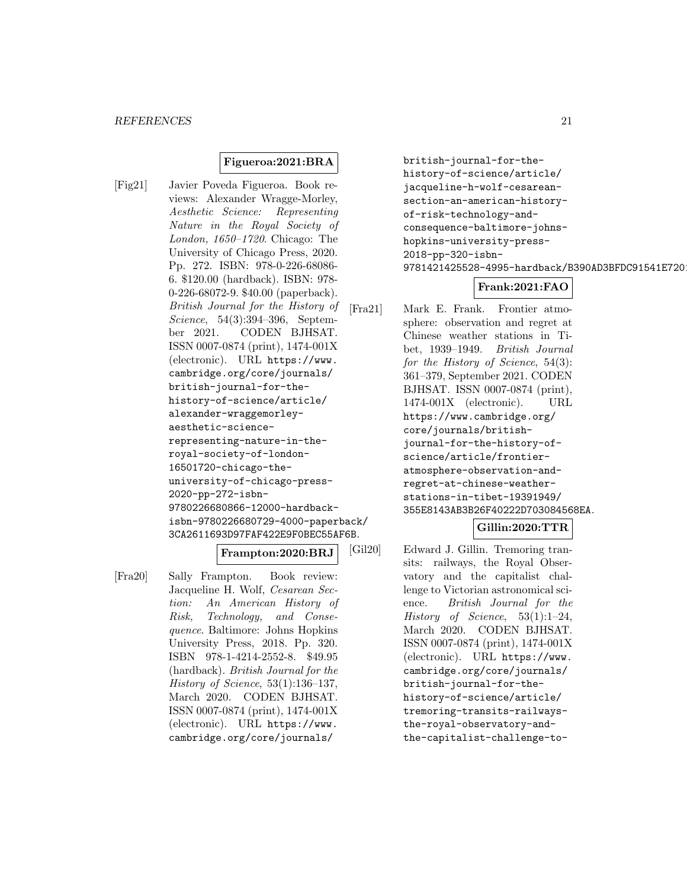**Figueroa:2021:BRA**

[Fig21] Javier Poveda Figueroa. Book reviews: Alexander Wragge-Morley, *Aesthetic Science: Representing Nature in the Royal Society of London, 1650–1720*. Chicago: The University of Chicago Press, 2020. Pp. 272. ISBN: 978-0-226-68086-6. $120.00 (hardback). ISBN: 978-0-226-68072-9. $40.00 (paperback). *British Journal for the History of Science*, 54(3):394–396, September 2021. CODEN BJHSAT. ISSN 0007-0874 (print), 1474-001X (electronic). URL https://www.cambridge.org/core/journals/british-journal-for-the-history-of-science/article/alexander-wraggemorley-aesthetic-science-representing-nature-in-the-royal-society-of-london-16501720-chicago-the-university-of-chicago-press-2020-pp-272-isbn-9780226680866-12000-hardback-isbn-9780226680729-4000-paperback/3CA2611693D97FAF422E9F0BEC55AF6B.

**Frampton:2020:BRJ**

[Fra20] Sally Frampton. Book review: Jacqueline H. Wolf, *Cesarean Section: An American History of Risk, Technology, and Consequence*. Baltimore: Johns Hopkins University Press, 2018. Pp. 320. ISBN 978-1-4214-2552-8. $49.95 (hardback). *British Journal for the History of Science*, 53(1):136–137, March 2020. CODEN BJHSAT. ISSN 0007-0874 (print), 1474-001X (electronic). URL https://www.cambridge.org/core/journals/british-journal-for-the-history-of-science/article/jacqueline-h-wolf-cesarean-section-an-american-history-of-risk-technology-and-consequence-baltimore-johns-hopkins-university-press-2018-pp-320-isbn-9781421425528-4995-hardback/B390AD3BFDC91541E720

**Frank:2021:FAO**

[Fra21] Mark E. Frank. Frontier atmosphere: observation and regret at Chinese weather stations in Tibet, 1939–1949. *British Journal for the History of Science*, 54(3): 361–379, September 2021. CODEN BJHSAT. ISSN 0007-0874 (print), 1474-001X (electronic). URL https://www.cambridge.org/core/journals/british-journal-for-the-history-of-science/article/frontier-atmosphere-observation-and-regret-at-chinese-weather-stations-in-tibet-19391949/355E8143AB3B26F40222D703084568EA.

**Gillin:2020:TTR**

[Gil20] Edward J. Gillin. Tremoring transits: railways, the Royal Observatory and the capitalist challenge to Victorian astronomical science. *British Journal for the History of Science*, 53(1):1–24, March 2020. CODEN BJHSAT. ISSN 0007-0874 (print), 1474-001X (electronic). URL https://www.cambridge.org/core/journals/british-journal-for-the-history-of-science/article/tremoring-transits-railways-the-royal-observatory-and-the-capitalist-challenge-to-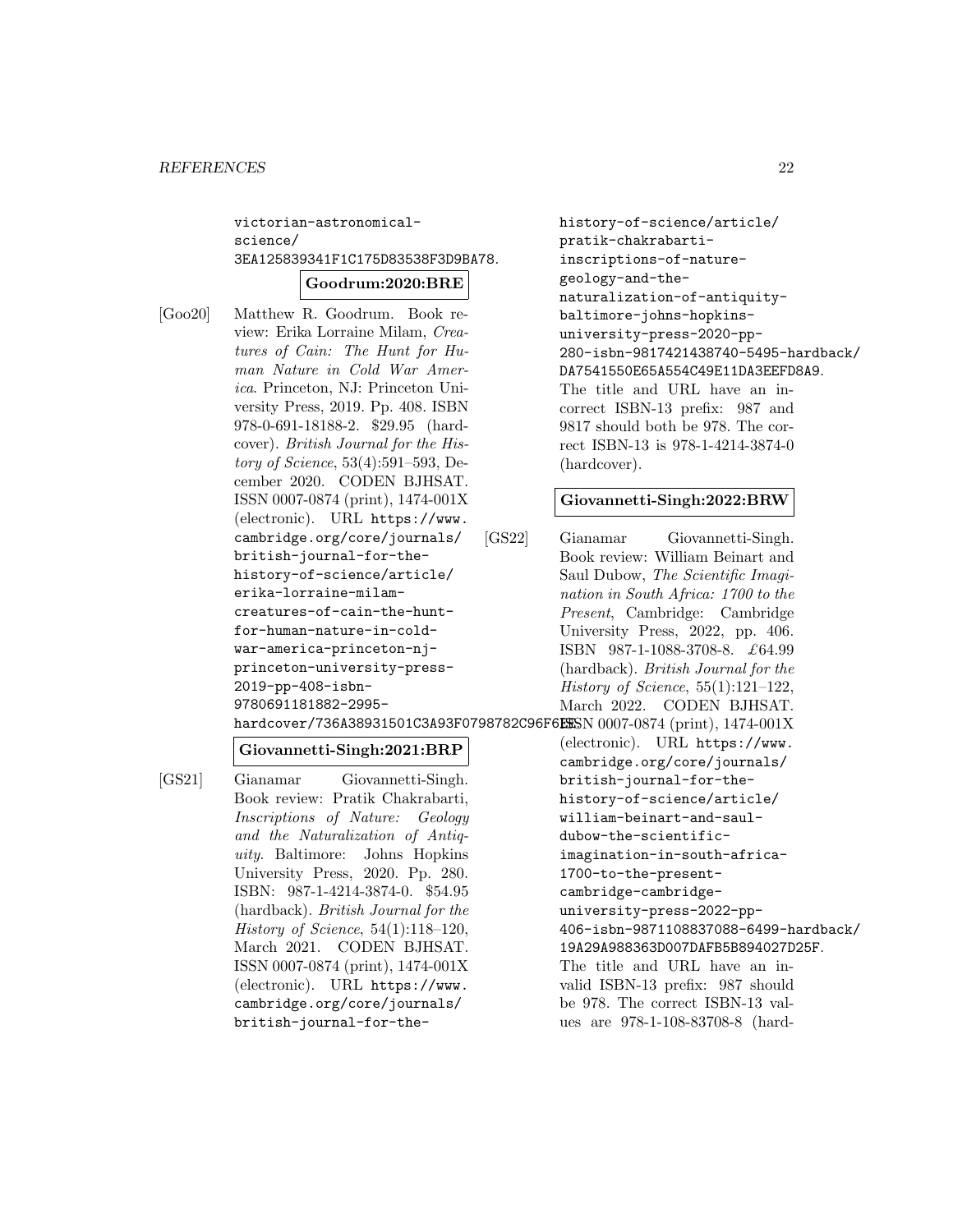victorian-astronomical-science/3EA125839341F1C175D83538F3D9BA78.

**Goodrum:2020:BRE**

[Goo20] Matthew R. Goodrum. Book review: Erika Lorraine Milam, *Creatures of Cain: The Hunt for Human Nature in Cold War America*. Princeton, NJ: Princeton University Press, 2019. Pp. 408. ISBN 978-0-691-18188-2. $29.95 (hardcover). *British Journal for the History of Science*, 53(4):591–593, December 2020. CODEN BJHSAT. ISSN 0007-0874 (print), 1474-001X (electronic). URL `https://www.cambridge.org/core/journals/british-journal-for-the-history-of-science/article/erika-lorraine-milam-creatures-of-cain-the-hunt-for-human-nature-in-cold-war-america-princeton-nj-princeton-university-press-2019-pp-408-isbn-9780691181882-2995-hardcover/736A38931501C3A93F0798782C96F6E8`.

**Giovannetti-Singh:2021:BRP**

[GS21] Gianamar Giovannetti-Singh. Book review: Pratik Chakrabarti, *Inscriptions of Nature: Geology and the Naturalization of Antiquity*. Baltimore: Johns Hopkins University Press, 2020. Pp. 280. ISBN: 987-1-4214-3874-0. $54.95 (hardback). *British Journal for the History of Science*, 54(1):118–120, March 2021. CODEN BJHSAT. ISSN 0007-0874 (print), 1474-001X (electronic). URL `https://www.cambridge.org/core/journals/british-journal-for-the-history-of-science/article/pratik-chakrabarti-inscriptions-of-nature-geology-and-the-naturalization-of-antiquity-baltimore-johns-hopkins-university-press-2020-pp-280-isbn-9817421438740-5495-hardback/DA7541550E65A554C49E11DA3EEFD8A9`. The title and URL have an incorrect ISBN-13 prefix: 987 and 9817 should both be 978. The correct ISBN-13 is 978-1-4214-3874-0 (hardcover).

**Giovannetti-Singh:2022:BRW**

[GS22] Gianamar Giovannetti-Singh. Book review: William Beinart and Saul Dubow, *The Scientific Imagination in South Africa: 1700 to the Present*, Cambridge: Cambridge University Press, 2022, pp. 406. ISBN 987-1-1088-3708-8. £64.99 (hardback). *British Journal for the History of Science*, 55(1):121–122, March 2022. CODEN BJHSAT. ISSN 0007-0874 (print), 1474-001X (electronic). URL `https://www.cambridge.org/core/journals/british-journal-for-the-history-of-science/article/william-beinart-and-saul-dubow-the-scientific-imagination-in-south-africa-1700-to-the-present-cambridge-cambridge-university-press-2022-pp-406-isbn-9871108837088-6499-hardback/19A29A988363D007DAFB5B894027D25F`. The title and URL have an invalid ISBN-13 prefix: 987 should be 978. The correct ISBN-13 values are 978-1-108-83708-8 (hard-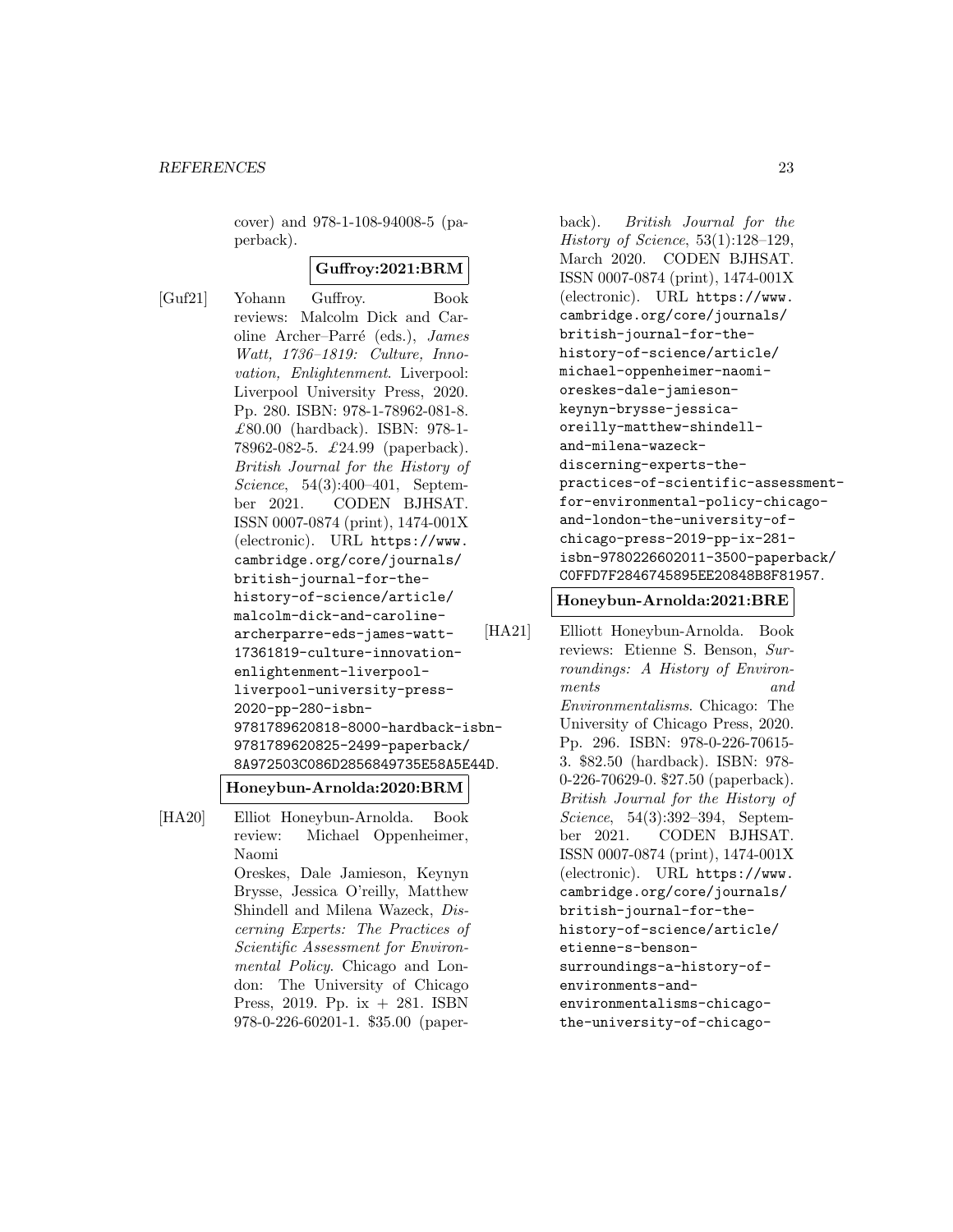cover) and 978-1-108-94008-5 (paperback).

**Guffroy:2021:BRM**

[Guf21] Yohann Guffroy. Book reviews: Malcolm Dick and Caroline Archer–Parré (eds.), *James Watt, 1736–1819: Culture, Innovation, Enlightenment*. Liverpool: Liverpool University Press, 2020. Pp. 280. ISBN: 978-1-78962-081-8. £80.00 (hardback). ISBN: 978-1-78962-082-5. £24.99 (paperback). *British Journal for the History of Science*, 54(3):400–401, September 2021. CODEN BJHSAT. ISSN 0007-0874 (print), 1474-001X (electronic). URL https://www.cambridge.org/core/journals/british-journal-for-the-history-of-science/article/malcolm-dick-and-caroline-archerparre-eds-james-watt-17361819-culture-innovation-enlightenment-liverpool-liverpool-university-press-2020-pp-280-isbn-9781789620818-8000-hardback-isbn-9781789620825-2499-paperback/8A972503C086D2856849735E58A5E44D.

**Honeybun-Arnolda:2020:BRM**

[HA20] Elliot Honeybun-Arnolda. Book review: Michael Oppenheimer, Naomi Oreskes, Dale Jamieson, Keynyn Brysse, Jessica O'reilly, Matthew Shindell and Milena Wazeck, *Discerning Experts: The Practices of Scientific Assessment for Environmental Policy*. Chicago and London: The University of Chicago Press, 2019. Pp. ix + 281. ISBN 978-0-226-60201-1. $35.00 (paperback). *British Journal for the History of Science*, 53(1):128–129, March 2020. CODEN BJHSAT. ISSN 0007-0874 (print), 1474-001X (electronic). URL https://www.cambridge.org/core/journals/british-journal-for-the-history-of-science/article/michael-oppenheimer-naomi-oreskes-dale-jamieson-keynyn-brysse-jessica-oreilly-matthew-shindell-and-milena-wazeck-discerning-experts-the-practices-of-scientific-assessment-for-environmental-policy-chicago-and-london-the-university-of-chicago-press-2019-pp-ix-281-isbn-9780226602011-3500-paperback/C0FFD7F2846745895EE20848B8F81957.

**Honeybun-Arnolda:2021:BRE**

[HA21] Elliott Honeybun-Arnolda. Book reviews: Etienne S. Benson, *Surroundings: A History of Environments and Environmentalisms*. Chicago: The University of Chicago Press, 2020. Pp. 296. ISBN: 978-0-226-70615-3. $82.50 (hardback). ISBN: 978-0-226-70629-0. $27.50 (paperback). *British Journal for the History of Science*, 54(3):392–394, September 2021. CODEN BJHSAT. ISSN 0007-0874 (print), 1474-001X (electronic). URL https://www.cambridge.org/core/journals/british-journal-for-the-history-of-science/article/etienne-s-benson-surroundings-a-history-of-environments-and-environmentalisms-chicago-the-university-of-chicago-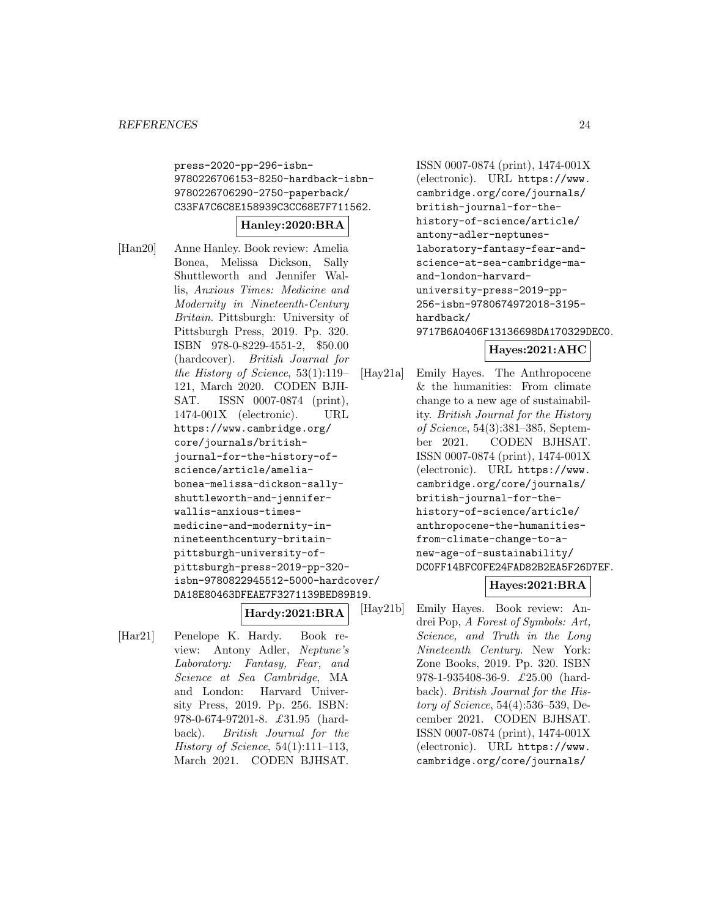press-2020-pp-296-isbn-9780226706153-8250-hardback-isbn-9780226706290-2750-paperback/C33FA7C6C8E158939C3CC68E7F711562.

**Hanley:2020:BRA**

[Han20] Anne Hanley. Book review: Amelia Bonea, Melissa Dickson, Sally Shuttleworth and Jennifer Wallis, *Anxious Times: Medicine and Modernity in Nineteenth-Century Britain*. Pittsburgh: University of Pittsburgh Press, 2019. Pp. 320. ISBN 978-0-8229-4551-2, \$50.00 (hardcover). *British Journal for the History of Science*, 53(1):119–121, March 2020. CODEN BJHSAT. ISSN 0007-0874 (print), 1474-001X (electronic). URL https://www.cambridge.org/core/journals/british-journal-for-the-history-of-science/article/amelia-bonea-melissa-dickson-sally-shuttleworth-and-jennifer-wallis-anxious-times-medicine-and-modernity-in-nineteenthcentury-britain-pittsburgh-university-of-pittsburgh-press-2019-pp-320-isbn-9780822945512-5000-hardcover/DA18E80463DFEAE7F3271139BED89B19.

**Hardy:2021:BRA**

[Har21] Penelope K. Hardy. Book review: Antony Adler, *Neptune's Laboratory: Fantasy, Fear, and Science at Sea* Cambridge, MA and London: Harvard University Press, 2019. Pp. 256. ISBN: 978-0-674-97201-8. £31.95 (hardback). *British Journal for the History of Science*, 54(1):111–113, March 2021. CODEN BJHSAT. ISSN 0007-0874 (print), 1474-001X (electronic). URL https://www.cambridge.org/core/journals/british-journal-for-the-history-of-science/article/antony-adler-neptunes-laboratory-fantasy-fear-and-science-at-sea-cambridge-ma-and-london-harvard-university-press-2019-pp-256-isbn-9780674972018-3195-hardback/9717B6A0406F13136698DA170329DEC0.

**Hayes:2021:AHC**

[Hay21a] Emily Hayes. The Anthropocene & the humanities: From climate change to a new age of sustainability. *British Journal for the History of Science*, 54(3):381–385, September 2021. CODEN BJHSAT. ISSN 0007-0874 (print), 1474-001X (electronic). URL https://www.cambridge.org/core/journals/british-journal-for-the-history-of-science/article/anthropocene-the-humanities-from-climate-change-to-a-new-age-of-sustainability/DC0FF14BFC0FE24FAD82B2EA5F26D7EF.

**Hayes:2021:BRA**

[Hay21b] Emily Hayes. Book review: Andrei Pop, *A Forest of Symbols: Art, Science, and Truth in the Long Nineteenth Century*. New York: Zone Books, 2019. Pp. 320. ISBN 978-1-935408-36-9. £25.00 (hardback). *British Journal for the History of Science*, 54(4):536–539, December 2021. CODEN BJHSAT. ISSN 0007-0874 (print), 1474-001X (electronic). URL https://www.cambridge.org/core/journals/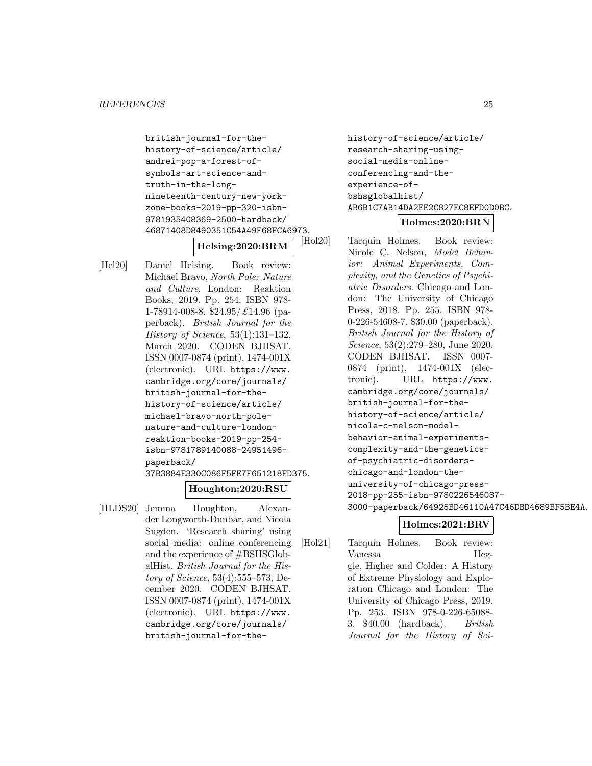british-journal-for-the-history-of-science/article/andrei-pop-a-forest-of-symbols-art-science-and-truth-in-the-long-nineteenth-century-new-york-zone-books-2019-pp-320-isbn-9781935408369-2500-hardback/46871408D8490351C54A49F68FCA6973.

**Helsing:2020:BRM**

[Hel20] Daniel Helsing. Book review: Michael Bravo, *North Pole: Nature and Culture*. London: Reaktion Books, 2019. Pp. 254. ISBN 978-1-78914-008-8. $24.95/£14.96 (paperback). *British Journal for the History of Science*, 53(1):131–132, March 2020. CODEN BJHSAT. ISSN 0007-0874 (print), 1474-001X (electronic). URL https://www.cambridge.org/core/journals/british-journal-for-the-history-of-science/article/michael-bravo-north-pole-nature-and-culture-london-reaktion-books-2019-pp-254-isbn-9781789140088-24951496-paperback/37B3884E330C086F5FE7F651218FD375.

**Houghton:2020:RSU**

[HLDS20] Jemma Houghton, Alexander Longworth-Dunbar, and Nicola Sugden. 'Research sharing' using social media: online conferencing and the experience of #BSHSGlobalHist. *British Journal for the History of Science*, 53(4):555–573, December 2020. CODEN BJHSAT. ISSN 0007-0874 (print), 1474-001X (electronic). URL https://www.cambridge.org/core/journals/british-journal-for-the-history-of-science/article/research-sharing-using-social-media-online-conferencing-and-the-experience-of-bshsglobalhist/AB6B1C7AB14DA2EE2C827EC8EFD0D0BC.

**Holmes:2020:BRN**

[Hol20] Tarquin Holmes. Book review: Nicole C. Nelson, *Model Behavior: Animal Experiments, Complexity, and the Genetics of Psychiatric Disorders*. Chicago and London: The University of Chicago Press, 2018. Pp. 255. ISBN 978-0-226-54608-7. $30.00 (paperback). *British Journal for the History of Science*, 53(2):279–280, June 2020. CODEN BJHSAT. ISSN 0007-0874 (print), 1474-001X (electronic). URL https://www.cambridge.org/core/journals/british-journal-for-the-history-of-science/article/nicole-c-nelson-model-behavior-animal-experiments-complexity-and-the-genetics-of-psychiatric-disorders-chicago-and-london-the-university-of-chicago-press-2018-pp-255-isbn-9780226546087-3000-paperback/64925BD46110A47C46DBD4689BF5BE4A.

**Holmes:2021:BRV**

[Hol21] Tarquin Holmes. Book review: Vanessa Heggie, Higher and Colder: A History of Extreme Physiology and Exploration Chicago and London: The University of Chicago Press, 2019. Pp. 253. ISBN 978-0-226-65088-3. $40.00 (hardback). *British Journal for the History of Sci-*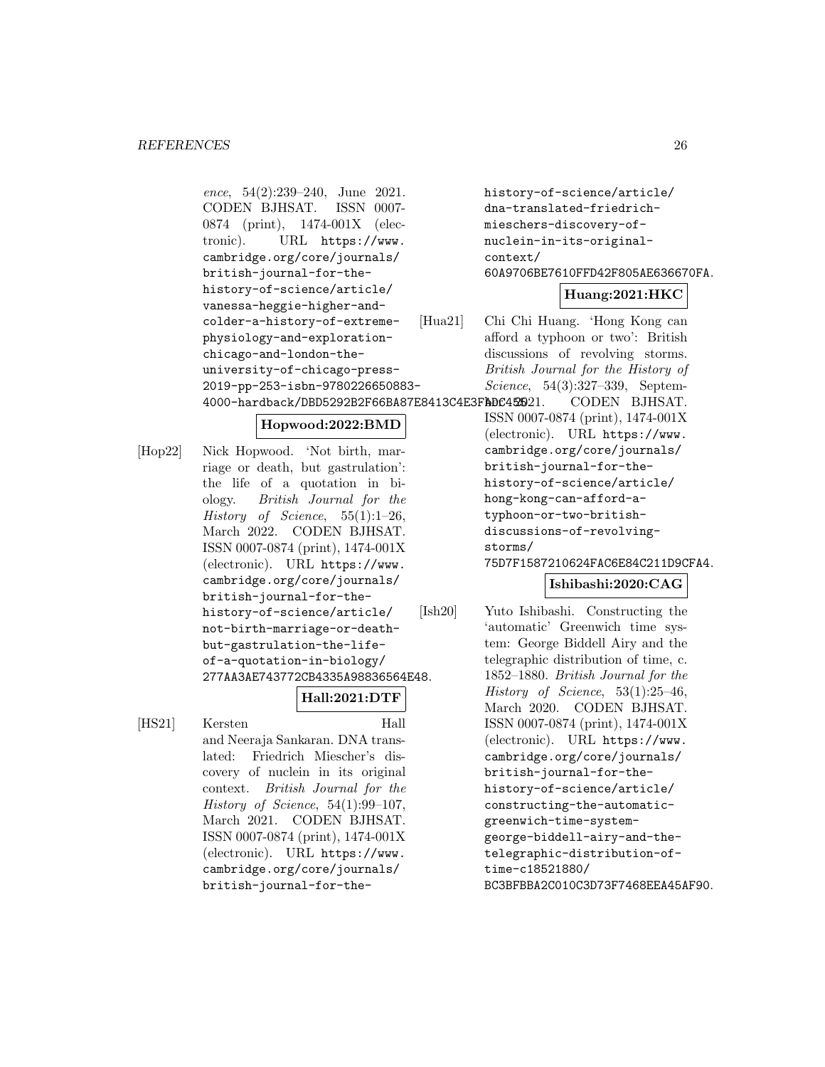*ence*, 54(2):239–240, June 2021. CODEN BJHSAT. ISSN 0007-0874 (print), 1474-001X (electronic). URL https://www.cambridge.org/core/journals/british-journal-for-the-history-of-science/article/vanessa-heggie-higher-and-colder-a-history-of-extreme-physiology-and-exploration-chicago-and-london-the-university-of-chicago-press-2019-pp-253-isbn-9780226650883-4000-hardback/DBD5292B2F66BA87E8413C4E3FADC4B5.

**Hopwood:2022:BMD**

[Hop22] Nick Hopwood. 'Not birth, marriage or death, but gastrulation': the life of a quotation in biology. *British Journal for the History of Science*, 55(1):1–26, March 2022. CODEN BJHSAT. ISSN 0007-0874 (print), 1474-001X (electronic). URL https://www.cambridge.org/core/journals/british-journal-for-the-history-of-science/article/not-birth-marriage-or-death-but-gastrulation-the-life-of-a-quotation-in-biology/277AA3AE743772CB4335A98836564E48.

**Hall:2021:DTF**

[HS21] Kersten Hall and Neeraja Sankaran. DNA translated: Friedrich Miescher's discovery of nuclein in its original context. *British Journal for the History of Science*, 54(1):99–107, March 2021. CODEN BJHSAT. ISSN 0007-0874 (print), 1474-001X (electronic). URL https://www.cambridge.org/core/journals/british-journal-for-the-history-of-science/article/dna-translated-friedrich-mieschers-discovery-of-nuclein-in-its-original-context/60A9706BE7610FFD42F805AE636670FA.

**Huang:2021:HKC**

[Hua21] Chi Chi Huang. 'Hong Kong can afford a typhoon or two': British discussions of revolving storms. *British Journal for the History of Science*, 54(3):327–339, September 2021. CODEN BJHSAT. ISSN 0007-0874 (print), 1474-001X (electronic). URL https://www.cambridge.org/core/journals/british-journal-for-the-history-of-science/article/hong-kong-can-afford-a-typhoon-or-two-british-discussions-of-revolving-storms/75D7F1587210624FAC6E84C211D9CFA4.

**Ishibashi:2020:CAG**

[Ish20] Yuto Ishibashi. Constructing the 'automatic' Greenwich time system: George Biddell Airy and the telegraphic distribution of time, c. 1852–1880. *British Journal for the History of Science*, 53(1):25–46, March 2020. CODEN BJHSAT. ISSN 0007-0874 (print), 1474-001X (electronic). URL https://www.cambridge.org/core/journals/british-journal-for-the-history-of-science/article/constructing-the-automatic-greenwich-time-system-george-biddell-airy-and-the-telegraphic-distribution-of-time-c18521880/BC3BFBBA2C010C3D73F7468EEA45AF90.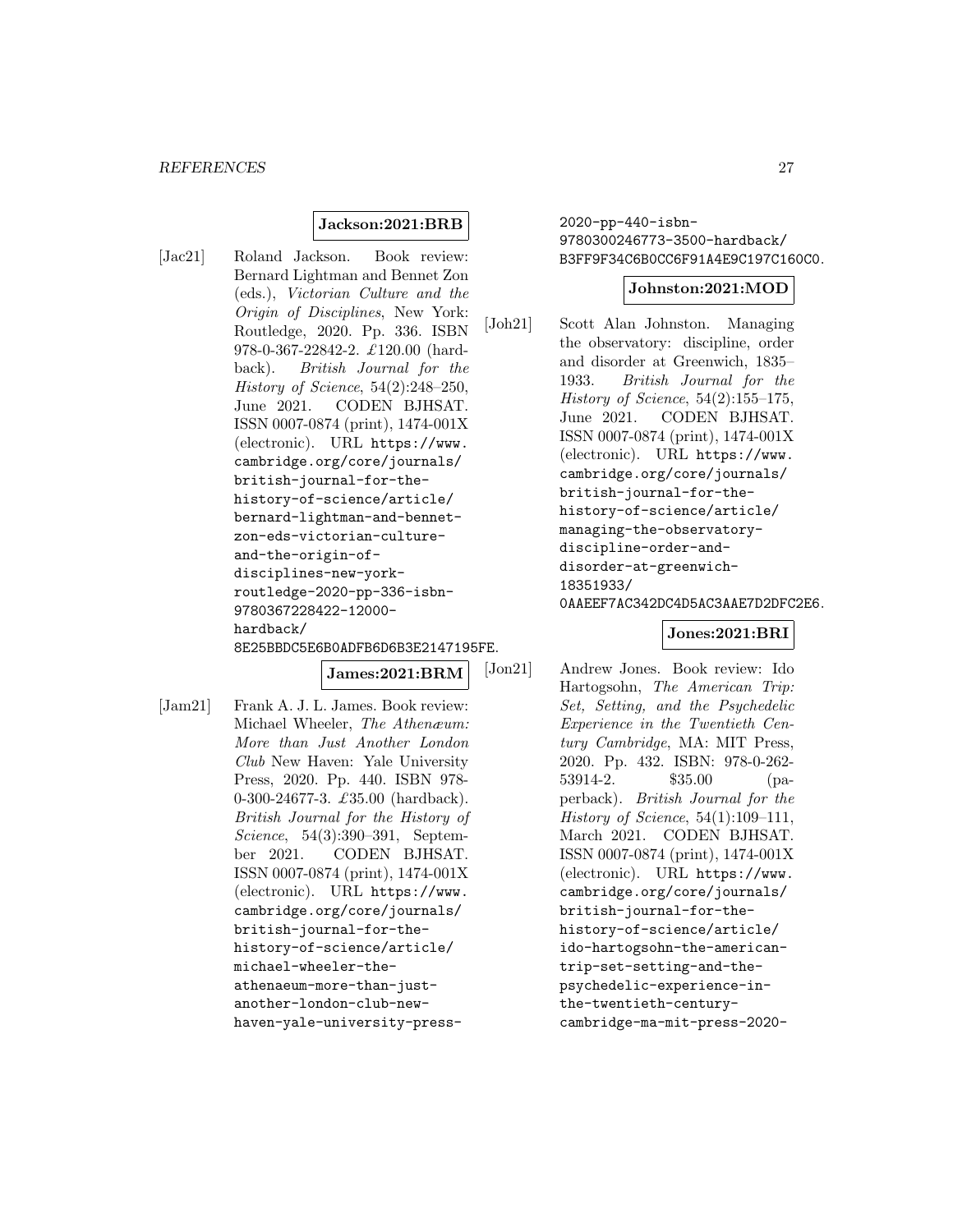**Jackson:2021:BRB**

[Jac21] Roland Jackson. Book review: Bernard Lightman and Bennet Zon (eds.), *Victorian Culture and the Origin of Disciplines*, New York: Routledge, 2020. Pp. 336. ISBN 978-0-367-22842-2. £120.00 (hardback). *British Journal for the History of Science*, 54(2):248–250, June 2021. CODEN BJHSAT. ISSN 0007-0874 (print), 1474-001X (electronic). URL https://www.cambridge.org/core/journals/british-journal-for-the-history-of-science/article/bernard-lightman-and-bennet-zon-eds-victorian-culture-and-the-origin-of-disciplines-new-york-routledge-2020-pp-336-isbn-9780367228422-12000-hardback/8E25BBDC5E6B0ADFB6D6B3E2147195FE.

**James:2021:BRM**

[Jam21] Frank A. J. L. James. Book review: Michael Wheeler, *The Athenæum: More than Just Another London Club* New Haven: Yale University Press, 2020. Pp. 440. ISBN 978-0-300-24677-3. £35.00 (hardback). *British Journal for the History of Science*, 54(3):390–391, September 2021. CODEN BJHSAT. ISSN 0007-0874 (print), 1474-001X (electronic). URL https://www.cambridge.org/core/journals/british-journal-for-the-history-of-science/article/michael-wheeler-the-athenaeum-more-than-just-another-london-club-new-haven-yale-university-press-2020-pp-440-isbn-9780300246773-3500-hardback/B3FF9F34C6B0CC6F91A4E9C197C160C0.

**Johnston:2021:MOD**

[Joh21] Scott Alan Johnston. Managing the observatory: discipline, order and disorder at Greenwich, 1835–1933. *British Journal for the History of Science*, 54(2):155–175, June 2021. CODEN BJHSAT. ISSN 0007-0874 (print), 1474-001X (electronic). URL https://www.cambridge.org/core/journals/british-journal-for-the-history-of-science/article/managing-the-observatory-discipline-order-and-disorder-at-greenwich-18351933/0AAEEF7AC342DC4D5AC3AAE7D2DFC2E6.

**Jones:2021:BRI**

[Jon21] Andrew Jones. Book review: Ido Hartogsohn, *The American Trip: Set, Setting, and the Psychedelic Experience in the Twentieth Century Cambridge*, MA: MIT Press, 2020. Pp. 432. ISBN: 978-0-262-53914-2. $35.00 (paperback). *British Journal for the History of Science*, 54(1):109–111, March 2021. CODEN BJHSAT. ISSN 0007-0874 (print), 1474-001X (electronic). URL https://www.cambridge.org/core/journals/british-journal-for-the-history-of-science/article/ido-hartogsohn-the-american-trip-set-setting-and-the-psychedelic-experience-in-the-twentieth-century-cambridge-ma-mit-press-2020-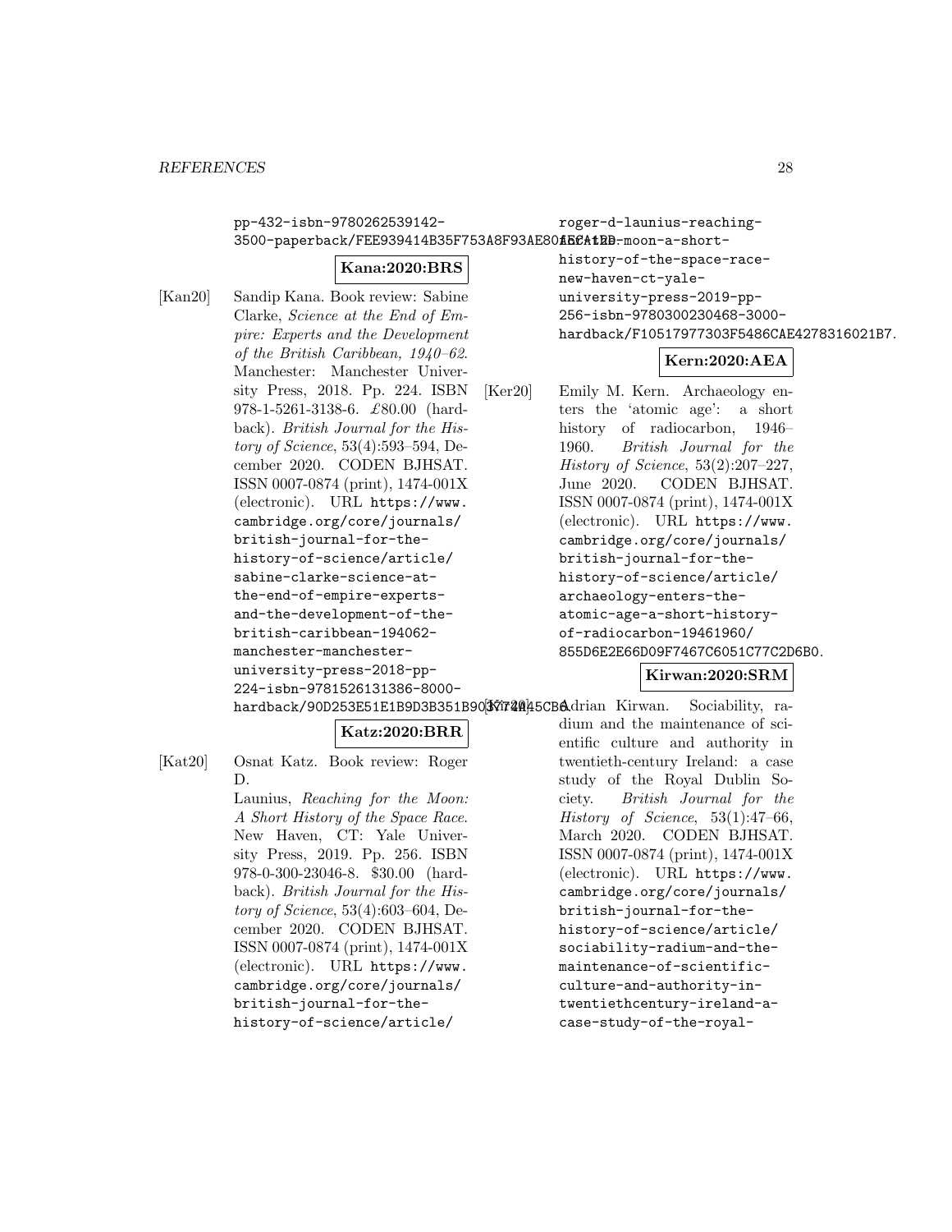pp-432-isbn-9780262539142-3500-paperback/FEE939414B35F753A8F93AE801BCA12B.

**Kana:2020:BRS**

[Kan20] Sandip Kana. Book review: Sabine Clarke, *Science at the End of Empire: Experts and the Development of the British Caribbean, 1940–62*. Manchester: Manchester University Press, 2018. Pp. 224. ISBN 978-1-5261-3138-6. £80.00 (hardback). *British Journal for the History of Science*, 53(4):593–594, December 2020. CODEN BJHSAT. ISSN 0007-0874 (print), 1474-001X (electronic). URL https://www.cambridge.org/core/journals/british-journal-for-the-history-of-science/article/sabine-clarke-science-at-the-end-of-empire-experts-and-the-development-of-the-british-caribbean-194062-manchester-manchester-university-press-2018-pp-224-isbn-9781526131386-8000-hardback/90D253E51E1B9D3B351B903F7A45CB6.

**Katz:2020:BRR**

[Kat20] Osnat Katz. Book review: Roger D. Launius, *Reaching for the Moon: A Short History of the Space Race*. New Haven, CT: Yale University Press, 2019. Pp. 256. ISBN 978-0-300-23046-8. $30.00 (hardback). *British Journal for the History of Science*, 53(4):603–604, December 2020. CODEN BJHSAT. ISSN 0007-0874 (print), 1474-001X (electronic). URL https://www.cambridge.org/core/journals/british-journal-for-the-history-of-science/article/roger-d-launius-reaching-for-the-moon-a-short-history-of-the-space-race-new-haven-ct-yale-university-press-2019-pp-256-isbn-9780300230468-3000-hardback/F10517977303F5486CAE4278316021B7.

**Kern:2020:AEA**

[Ker20] Emily M. Kern. Archaeology enters the 'atomic age': a short history of radiocarbon, 1946–1960. *British Journal for the History of Science*, 53(2):207–227, June 2020. CODEN BJHSAT. ISSN 0007-0874 (print), 1474-001X (electronic). URL https://www.cambridge.org/core/journals/british-journal-for-the-history-of-science/article/archaeology-enters-the-atomic-age-a-short-history-of-radiocarbon-19461960/855D6E2E66D09F7467C6051C77C2D6B0.

**Kirwan:2020:SRM**

[Kir20] Adrian Kirwan. Sociability, radium and the maintenance of scientific culture and authority in twentieth-century Ireland: a case study of the Royal Dublin Society. *British Journal for the History of Science*, 53(1):47–66, March 2020. CODEN BJHSAT. ISSN 0007-0874 (print), 1474-001X (electronic). URL https://www.cambridge.org/core/journals/british-journal-for-the-history-of-science/article/sociability-radium-and-the-maintenance-of-scientific-culture-and-authority-in-twentiethcentury-ireland-a-case-study-of-the-royal-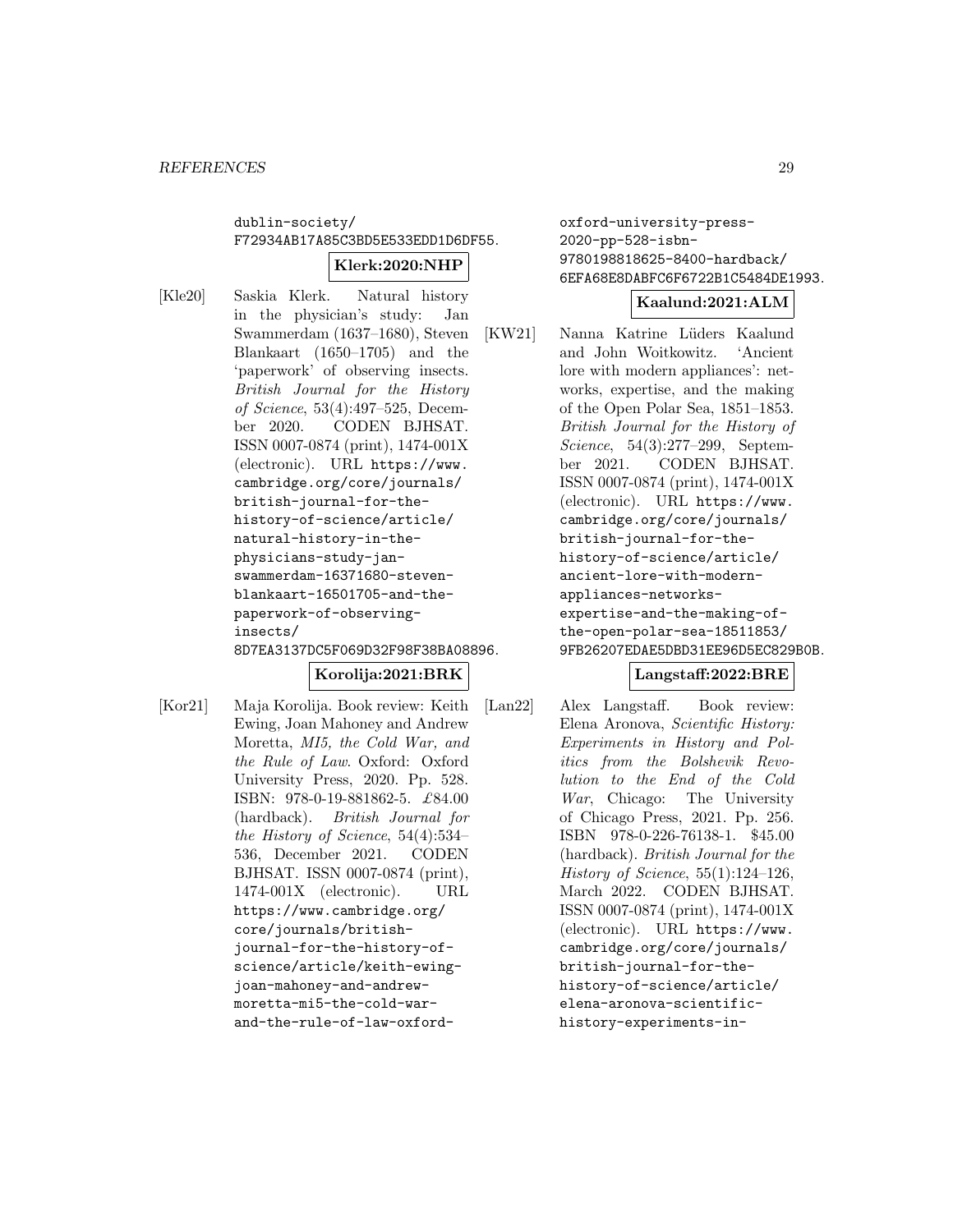dublin-society/F72934AB17A85C3BD5E533EDD1D6DF55.

**Klerk:2020:NHP**

[Kle20] Saskia Klerk. Natural history in the physician's study: Jan Swammerdam (1637–1680), Steven Blankaart (1650–1705) and the 'paperwork' of observing insects. *British Journal for the History of Science*, 53(4):497–525, December 2020. CODEN BJHSAT. ISSN 0007-0874 (print), 1474-001X (electronic). URL https://www.cambridge.org/core/journals/british-journal-for-the-history-of-science/article/natural-history-in-the-physicians-study-jan-swammerdam-16371680-steven-blankaart-16501705-and-the-paperwork-of-observing-insects/8D7EA3137DC5F069D32F98F38BA08896.

**Korolija:2021:BRK**

[Kor21] Maja Korolija. Book review: Keith Ewing, Joan Mahoney and Andrew Moretta, *MI5, the Cold War, and the Rule of Law*. Oxford: Oxford University Press, 2020. Pp. 528. ISBN: 978-0-19-881862-5. £84.00 (hardback). *British Journal for the History of Science*, 54(4):534–536, December 2021. CODEN BJHSAT. ISSN 0007-0874 (print), 1474-001X (electronic). URL https://www.cambridge.org/core/journals/british-journal-for-the-history-of-science/article/keith-ewing-joan-mahoney-and-andrew-moretta-mi5-the-cold-war-and-the-rule-of-law-oxford-oxford-university-press-2020-pp-528-isbn-9780198818625-8400-hardback/6EFA68E8DABFC6F6722B1C5484DE1993.

**Kaalund:2021:ALM**

[KW21] Nanna Katrine Lüders Kaalund and John Woitkowitz. 'Ancient lore with modern appliances': networks, expertise, and the making of the Open Polar Sea, 1851–1853. *British Journal for the History of Science*, 54(3):277–299, September 2021. CODEN BJHSAT. ISSN 0007-0874 (print), 1474-001X (electronic). URL https://www.cambridge.org/core/journals/british-journal-for-the-history-of-science/article/ancient-lore-with-modern-appliances-networks-expertise-and-the-making-of-the-open-polar-sea-18511853/9FB26207EDAE5DBD31EE96D5EC829B0B.

**Langstaff:2022:BRE**

[Lan22] Alex Langstaff. Book review: Elena Aronova, *Scientific History: Experiments in History and Politics from the Bolshevik Revolution to the End of the Cold War*, Chicago: The University of Chicago Press, 2021. Pp. 256. ISBN 978-0-226-76138-1. $45.00 (hardback). *British Journal for the History of Science*, 55(1):124–126, March 2022. CODEN BJHSAT. ISSN 0007-0874 (print), 1474-001X (electronic). URL https://www.cambridge.org/core/journals/british-journal-for-the-history-of-science/article/elena-aronova-scientific-history-experiments-in-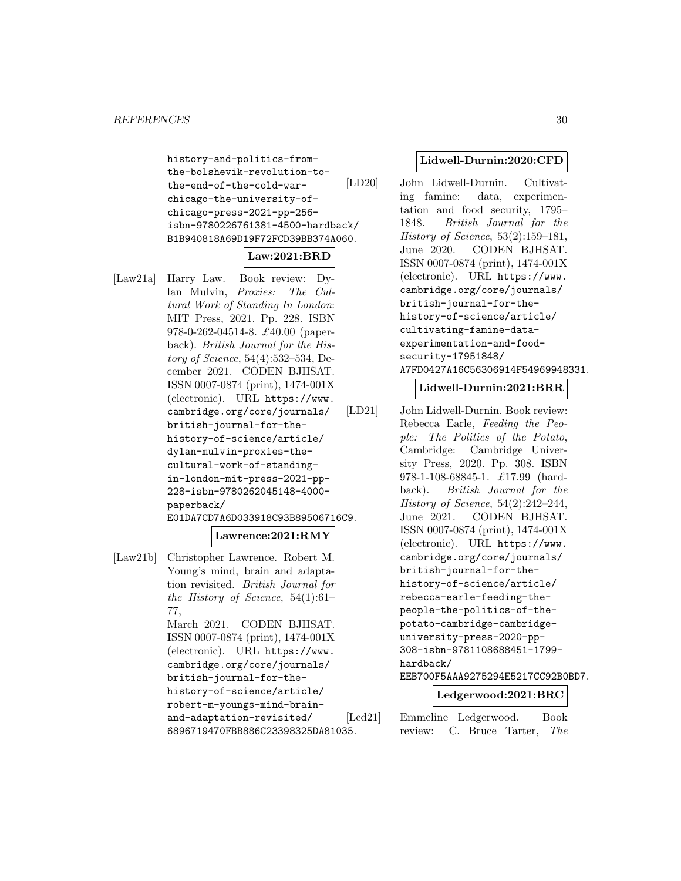history-and-politics-from-the-bolshevik-revolution-to-the-end-of-the-cold-war-chicago-the-university-of-chicago-press-2021-pp-256-isbn-9780226761381-4500-hardback/B1B940818A69D19F72FCD39BB374A060.

**Law:2021:BRD**

[Law21a] Harry Law. Book review: Dylan Mulvin, *Proxies: The Cultural Work of Standing In London*: MIT Press, 2021. Pp. 228. ISBN 978-0-262-04514-8. £40.00 (paperback). *British Journal for the History of Science*, 54(4):532–534, December 2021. CODEN BJHSAT. ISSN 0007-0874 (print), 1474-001X (electronic). URL https://www.cambridge.org/core/journals/british-journal-for-the-history-of-science/article/dylan-mulvin-proxies-the-cultural-work-of-standing-in-london-mit-press-2021-pp-228-isbn-9780262045148-4000-paperback/E01DA7CD7A6D033918C93B89506716C9.

**Lawrence:2021:RMY**

[Law21b] Christopher Lawrence. Robert M. Young's mind, brain and adaptation revisited. *British Journal for the History of Science*, 54(1):61–77, March 2021. CODEN BJHSAT. ISSN 0007-0874 (print), 1474-001X (electronic). URL https://www.cambridge.org/core/journals/british-journal-for-the-history-of-science/article/robert-m-youngs-mind-brain-and-adaptation-revisited/6896719470FBB886C23398325DA81035.

**Lidwell-Durnin:2020:CFD**

[LD20] John Lidwell-Durnin. Cultivating famine: data, experimentation and food security, 1795–1848. *British Journal for the History of Science*, 53(2):159–181, June 2020. CODEN BJHSAT. ISSN 0007-0874 (print), 1474-001X (electronic). URL https://www.cambridge.org/core/journals/british-journal-for-the-history-of-science/article/cultivating-famine-data-experimentation-and-food-security-17951848/A7FD0427A16C56306914F54969948331.

**Lidwell-Durnin:2021:BRR**

[LD21] John Lidwell-Durnin. Book review: Rebecca Earle, *Feeding the People: The Politics of the Potato*, Cambridge: Cambridge University Press, 2020. Pp. 308. ISBN 978-1-108-68845-1. £17.99 (hardback). *British Journal for the History of Science*, 54(2):242–244, June 2021. CODEN BJHSAT. ISSN 0007-0874 (print), 1474-001X (electronic). URL https://www.cambridge.org/core/journals/british-journal-for-the-history-of-science/article/rebecca-earle-feeding-the-people-the-politics-of-the-potato-cambridge-cambridge-university-press-2020-pp-308-isbn-9781108688451-1799-hardback/EEB700F5AAA9275294E5217CC92B0BD7.

**Ledgerwood:2021:BRC**

[Led21] Emmeline Ledgerwood. Book review: C. Bruce Tarter, *The*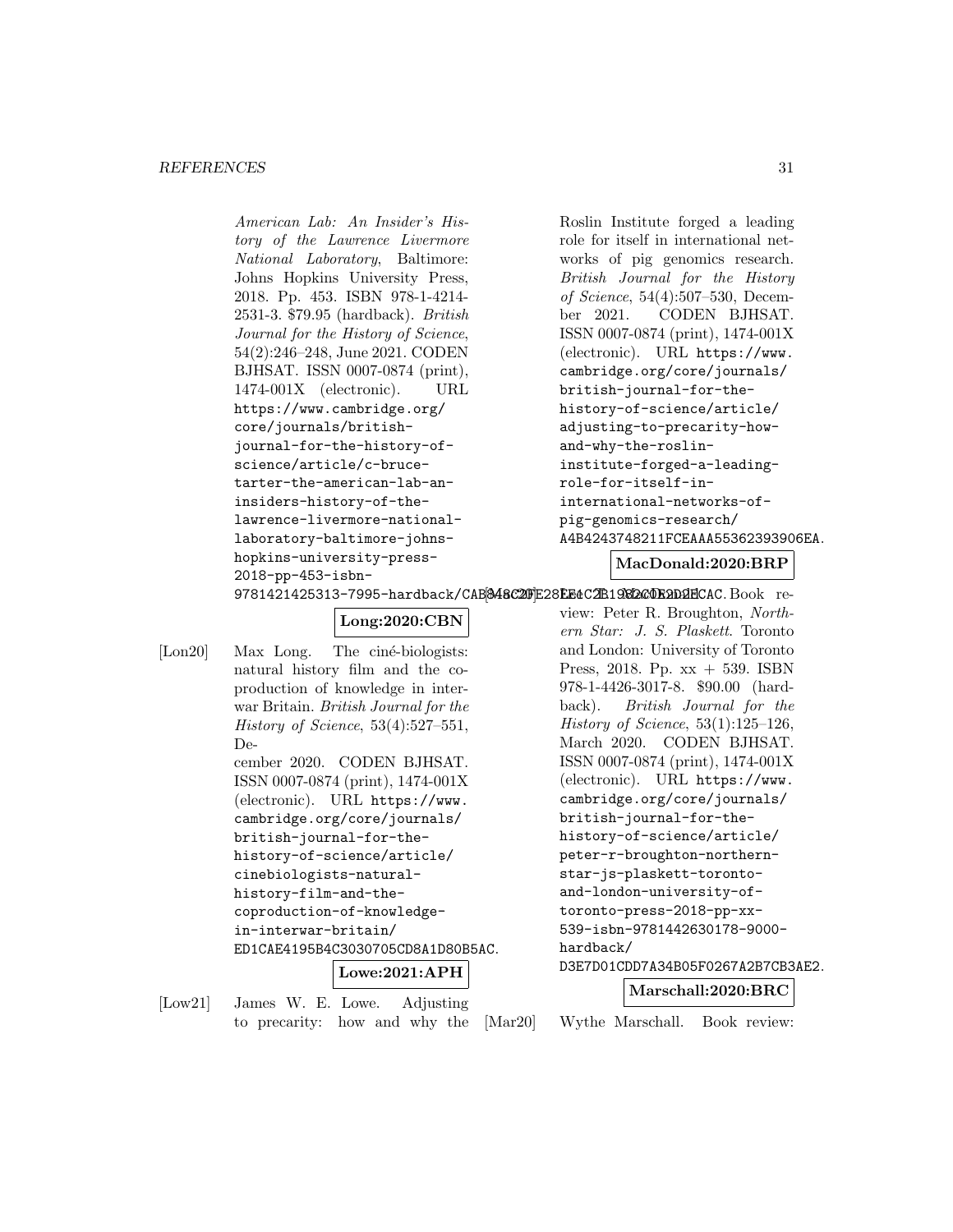*American Lab: An Insider's History of the Lawrence Livermore National Laboratory*, Baltimore: Johns Hopkins University Press, 2018. Pp. 453. ISBN 978-1-4214-2531-3. $79.95 (hardback). *British Journal for the History of Science*, 54(2):246–248, June 2021. CODEN BJHSAT. ISSN 0007-0874 (print), 1474-001X (electronic). URL `https://www.cambridge.org/core/journals/british-journal-for-the-history-of-science/article/c-bruce-tarter-the-american-lab-an-insiders-history-of-the-lawrence-livermore-national-laboratory-baltimore-johns-hopkins-university-press-2018-pp-453-isbn-9781421425313-7995-hardback/CAB848C20E28EE4C2B1982C0E2D2ECAC`.

**Long:2020:CBN**

[Lon20] Max Long. The ciné-biologists: natural history film and the coproduction of knowledge in interwar Britain. *British Journal for the History of Science*, 53(4):527–551, December 2020. CODEN BJHSAT. ISSN 0007-0874 (print), 1474-001X (electronic). URL `https://www.cambridge.org/core/journals/british-journal-for-the-history-of-science/article/cinebiologists-natural-history-film-and-the-coproduction-of-knowledge-in-interwar-britain/ED1CAE4195B4C3030705CD8A1D80B5AC`.

**Lowe:2021:APH**

[Low21] James W. E. Lowe. Adjusting to precarity: how and why the Roslin Institute forged a leading role for itself in international networks of pig genomics research. *British Journal for the History of Science*, 54(4):507–530, December 2021. CODEN BJHSAT. ISSN 0007-0874 (print), 1474-001X (electronic). URL `https://www.cambridge.org/core/journals/british-journal-for-the-history-of-science/article/adjusting-to-precarity-how-and-why-the-roslin-institute-forged-a-leading-role-for-itself-in-international-networks-of-pig-genomics-research/A4B4243748211FCEAAA55362393906EA`.

**MacDonald:2020:BRP**

[Mac20] Book review: Peter R. Broughton, *Northern Star: J. S. Plaskett*. Toronto and London: University of Toronto Press, 2018. Pp. xx + 539. ISBN 978-1-4426-3017-8. $90.00 (hardback). *British Journal for the History of Science*, 53(1):125–126, March 2020. CODEN BJHSAT. ISSN 0007-0874 (print), 1474-001X (electronic). URL `https://www.cambridge.org/core/journals/british-journal-for-the-history-of-science/article/peter-r-broughton-northern-star-js-plaskett-toronto-and-london-university-of-toronto-press-2018-pp-xx-539-isbn-9781442630178-9000-hardback/D3E7D01CDD7A34B05F0267A2B7CB3AE2`.

**Marschall:2020:BRC**

[Mar20] Wythe Marschall. Book review: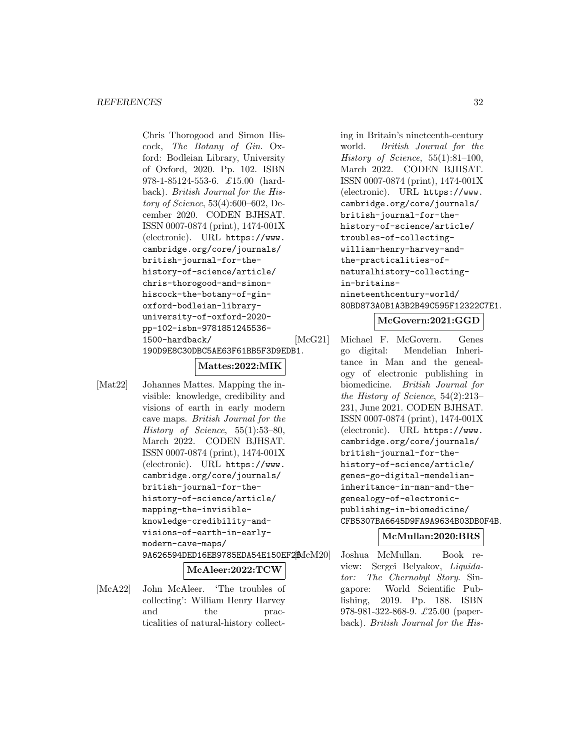Chris Thorogood and Simon Hiscock, *The Botany of Gin*. Oxford: Bodleian Library, University of Oxford, 2020. Pp. 102. ISBN 978-1-85124-553-6. £15.00 (hardback). *British Journal for the History of Science*, 53(4):600–602, December 2020. CODEN BJHSAT. ISSN 0007-0874 (print), 1474-001X (electronic). URL `https://www.cambridge.org/core/journals/british-journal-for-the-history-of-science/article/chris-thorogood-and-simon-hiscock-the-botany-of-gin-oxford-bodleian-library-university-of-oxford-2020-pp-102-isbn-9781851245536-1500-hardback/190D9E8C30DBC5AE63F61BB5F3D9EDB1`.

**Mattes:2022:MIK**

[Mat22] Johannes Mattes. Mapping the invisible: knowledge, credibility and visions of earth in early modern cave maps. *British Journal for the History of Science*, 55(1):53–80, March 2022. CODEN BJHSAT. ISSN 0007-0874 (print), 1474-001X (electronic). URL `https://www.cambridge.org/core/journals/british-journal-for-the-history-of-science/article/mapping-the-invisible-knowledge-credibility-and-visions-of-earth-in-early-modern-cave-maps/9A626594DED16EB9785EDA54E150EF2B`.

**McAleer:2022:TCW**

[McA22] John McAleer. 'The troubles of collecting': William Henry Harvey and the practicalities of natural-history collecting in Britain's nineteenth-century world. *British Journal for the History of Science*, 55(1):81–100, March 2022. CODEN BJHSAT. ISSN 0007-0874 (print), 1474-001X (electronic). URL `https://www.cambridge.org/core/journals/british-journal-for-the-history-of-science/article/troubles-of-collecting-william-henry-harvey-and-the-practicalities-of-naturalhistory-collecting-in-britains-nineteenthcentury-world/80BD873A0B1A3B2B49C595F12322C7E1`.

**McGovern:2021:GGD**

[McG21] Michael F. McGovern. Genes go digital: Mendelian Inheritance in Man and the genealogy of electronic publishing in biomedicine. *British Journal for the History of Science*, 54(2):213–231, June 2021. CODEN BJHSAT. ISSN 0007-0874 (print), 1474-001X (electronic). URL `https://www.cambridge.org/core/journals/british-journal-for-the-history-of-science/article/genes-go-digital-mendelian-inheritance-in-man-and-the-genealogy-of-electronic-publishing-in-biomedicine/CFB5307BA6645D9FA9A9634B03DB0F4B`.

**McMullan:2020:BRS**

[McM20] Joshua McMullan. Book review: Sergei Belyakov, *Liquidator: The Chernobyl Story*. Singapore: World Scientific Publishing, 2019. Pp. 188. ISBN 978-981-322-868-9. £25.00 (paperback). *British Journal for the His-*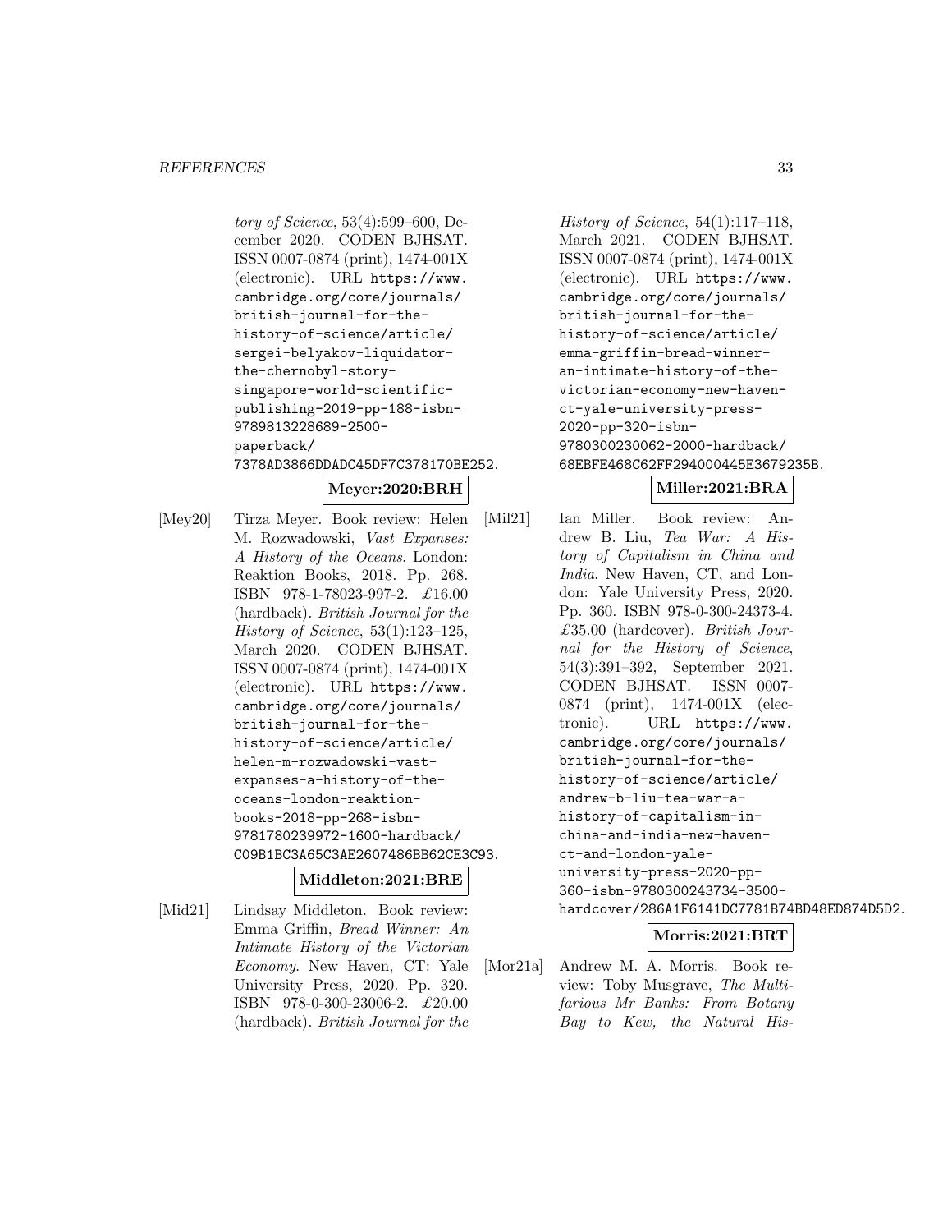*tory of Science*, 53(4):599–600, December 2020. CODEN BJHSAT. ISSN 0007-0874 (print), 1474-001X (electronic). URL https://www.cambridge.org/core/journals/british-journal-for-the-history-of-science/article/sergei-belyakov-liquidator-the-chernobyl-story-singapore-world-scientific-publishing-2019-pp-188-isbn-9789813228689-2500-paperback/7378AD3866DDADC45DF7C378170BE252.

**Meyer:2020:BRH**

[Mey20] Tirza Meyer. Book review: Helen M. Rozwadowski, *Vast Expanses: A History of the Oceans*. London: Reaktion Books, 2018. Pp. 268. ISBN 978-1-78023-997-2. £16.00 (hardback). *British Journal for the History of Science*, 53(1):123–125, March 2020. CODEN BJHSAT. ISSN 0007-0874 (print), 1474-001X (electronic). URL https://www.cambridge.org/core/journals/british-journal-for-the-history-of-science/article/helen-m-rozwadowski-vast-expanses-a-history-of-the-oceans-london-reaktion-books-2018-pp-268-isbn-9781780239972-1600-hardback/C09B1BC3A65C3AE2607486BB62CE3C93.

**Middleton:2021:BRE**

[Mid21] Lindsay Middleton. Book review: Emma Griffin, *Bread Winner: An Intimate History of the Victorian Economy*. New Haven, CT: Yale University Press, 2020. Pp. 320. ISBN 978-0-300-23006-2. £20.00 (hardback). *British Journal for the History of Science*, 54(1):117–118, March 2021. CODEN BJHSAT. ISSN 0007-0874 (print), 1474-001X (electronic). URL https://www.cambridge.org/core/journals/british-journal-for-the-history-of-science/article/emma-griffin-bread-winner-an-intimate-history-of-the-victorian-economy-new-haven-ct-yale-university-press-2020-pp-320-isbn-9780300230062-2000-hardback/68EBFE468C62FF294000445E3679235B.

**Miller:2021:BRA**

[Mil21] Ian Miller. Book review: Andrew B. Liu, *Tea War: A History of Capitalism in China and India*. New Haven, CT, and London: Yale University Press, 2020. Pp. 360. ISBN 978-0-300-24373-4. £35.00 (hardcover). *British Journal for the History of Science*, 54(3):391–392, September 2021. CODEN BJHSAT. ISSN 0007-0874 (print), 1474-001X (electronic). URL https://www.cambridge.org/core/journals/british-journal-for-the-history-of-science/article/andrew-b-liu-tea-war-a-history-of-capitalism-in-china-and-india-new-haven-ct-and-london-yale-university-press-2020-pp-360-isbn-9780300243734-3500-hardcover/286A1F6141DC7781B74BD48ED874D5D2.

**Morris:2021:BRT**

[Mor21a] Andrew M. A. Morris. Book review: Toby Musgrave, *The Multifarious Mr Banks: From Botany Bay to Kew, the Natural His-*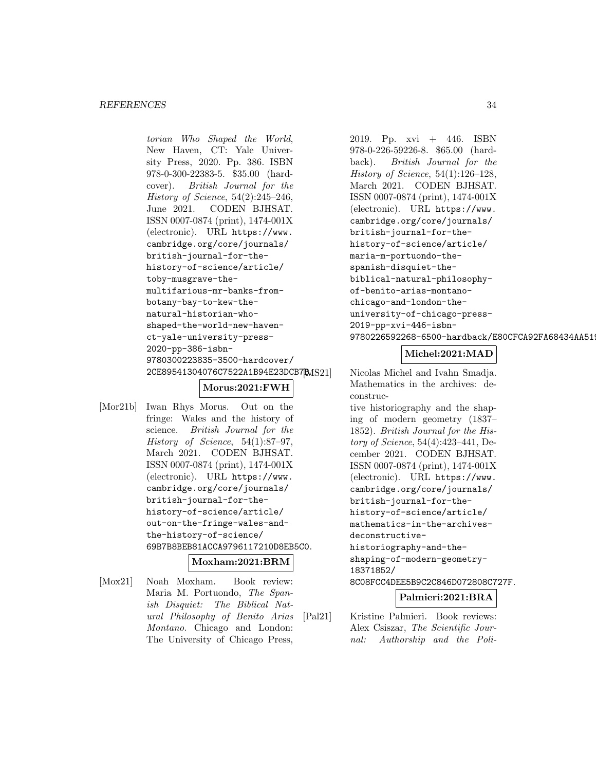torian Who Shaped the World*, New Haven, CT: Yale University Press, 2020. Pp. 386. ISBN 978-0-300-22383-5. $35.00 (hardcover). *British Journal for the History of Science*, 54(2):245–246, June 2021. CODEN BJHSAT. ISSN 0007-0874 (print), 1474-001X (electronic). URL https://www.cambridge.org/core/journals/british-journal-for-the-history-of-science/article/toby-musgrave-the-multifarious-mr-banks-from-botany-bay-to-kew-the-natural-historian-who-shaped-the-world-new-haven-ct-yale-university-press-2020-pp-386-isbn-9780300223835-3500-hardcover/2CE89541304076C7522A1B94E23DCB7B.

**Morus:2021:FWH**

[Mor21b] Iwan Rhys Morus. Out on the fringe: Wales and the history of science. *British Journal for the History of Science*, 54(1):87–97, March 2021. CODEN BJHSAT. ISSN 0007-0874 (print), 1474-001X (electronic). URL https://www.cambridge.org/core/journals/british-journal-for-the-history-of-science/article/out-on-the-fringe-wales-and-the-history-of-science/69B7B8BEB81ACCA9796117210D8EB5C0.

**Moxham:2021:BRM**

[Mox21] Noah Moxham. Book review: Maria M. Portuondo, *The Spanish Disquiet: The Biblical Natural Philosophy of Benito Arias Montano*. Chicago and London: The University of Chicago Press, 2019. Pp. xvi + 446. ISBN 978-0-226-59226-8. $65.00 (hardback). *British Journal for the History of Science*, 54(1):126–128, March 2021. CODEN BJHSAT. ISSN 0007-0874 (print), 1474-001X (electronic). URL https://www.cambridge.org/core/journals/british-journal-for-the-history-of-science/article/maria-m-portuondo-the-spanish-disquiet-the-biblical-natural-philosophy-of-benito-arias-montano-chicago-and-london-the-university-of-chicago-press-2019-pp-xvi-446-isbn-9780226592268-6500-hardback/E80CFCA92FA68434AA51

**Michel:2021:MAD**

[MS21] Nicolas Michel and Ivahn Smadja. Mathematics in the archives: deconstructive historiography and the shaping of modern geometry (1837–1852). *British Journal for the History of Science*, 54(4):423–441, December 2021. CODEN BJHSAT. ISSN 0007-0874 (print), 1474-001X (electronic). URL https://www.cambridge.org/core/journals/british-journal-for-the-history-of-science/article/mathematics-in-the-archives-deconstructive-historiography-and-the-shaping-of-modern-geometry-18371852/8C08FCC4DEE5B9C2C846D072808C727F.

**Palmieri:2021:BRA**

[Pal21] Kristine Palmieri. Book reviews: Alex Csiszar, *The Scientific Journal: Authorship and the Poli-*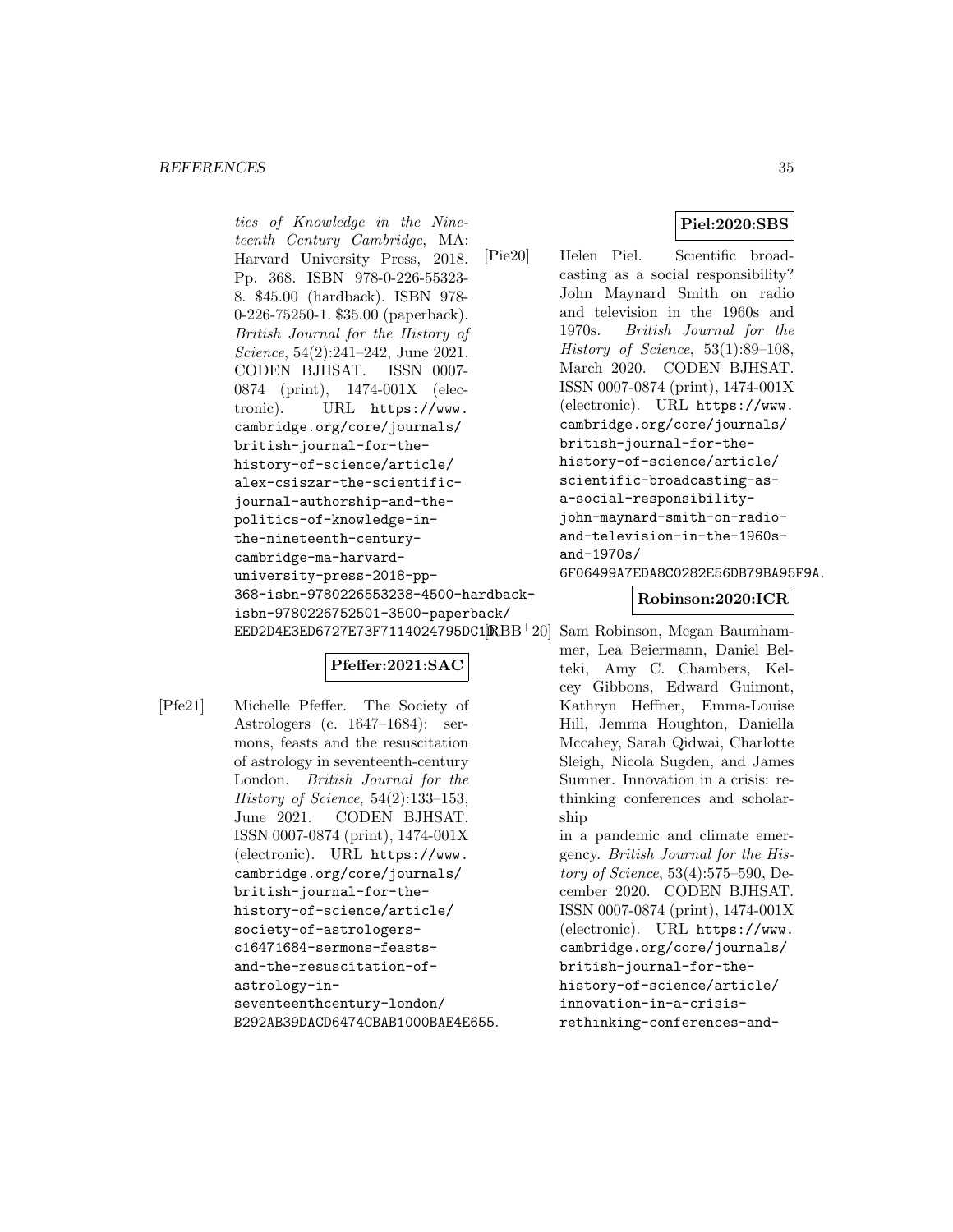tics of Knowledge in the Nineteenth Century Cambridge*, MA: Harvard University Press, 2018. Pp. 368. ISBN 978-0-226-55323-8. $45.00 (hardback). ISBN 978-0-226-75250-1. $35.00 (paperback). *British Journal for the History of Science*, 54(2):241–242, June 2021. CODEN BJHSAT. ISSN 0007-0874 (print), 1474-001X (electronic). URL https://www.cambridge.org/core/journals/british-journal-for-the-history-of-science/article/alex-csiszar-the-scientific-journal-authorship-and-the-politics-of-knowledge-in-the-nineteenth-century-cambridge-ma-harvard-university-press-2018-pp-368-isbn-9780226553238-4500-hardback-isbn-9780226752501-3500-paperback/EED2D4E3ED6727E73F7114024795DC1D.

**Pfeffer:2021:SAC**

[Pfe21] Michelle Pfeffer. The Society of Astrologers (c. 1647–1684): sermons, feasts and the resuscitation of astrology in seventeenth-century London. *British Journal for the History of Science*, 54(2):133–153, June 2021. CODEN BJHSAT. ISSN 0007-0874 (print), 1474-001X (electronic). URL https://www.cambridge.org/core/journals/british-journal-for-the-history-of-science/article/society-of-astrologers-c16471684-sermons-feasts-and-the-resuscitation-of-astrology-in-seventeenthcentury-london/B292AB39DACD6474CBAB1000BAE4E655.

**Piel:2020:SBS**

[Pie20] Helen Piel. Scientific broadcasting as a social responsibility? John Maynard Smith on radio and television in the 1960s and 1970s. *British Journal for the History of Science*, 53(1):89–108, March 2020. CODEN BJHSAT. ISSN 0007-0874 (print), 1474-001X (electronic). URL https://www.cambridge.org/core/journals/british-journal-for-the-history-of-science/article/scientific-broadcasting-as-a-social-responsibility-john-maynard-smith-on-radio-and-television-in-the-1960s-and-1970s/6F06499A7EDA8C0282E56DB79BA95F9A.

**Robinson:2020:ICR**

[RBB+20] Sam Robinson, Megan Baumhammer, Lea Beiermann, Daniel Belteki, Amy C. Chambers, Kelcey Gibbons, Edward Guimont, Kathryn Heffner, Emma-Louise Hill, Jemma Houghton, Daniella Mccahey, Sarah Qidwai, Charlotte Sleigh, Nicola Sugden, and James Sumner. Innovation in a crisis: rethinking conferences and scholarship in a pandemic and climate emergency. *British Journal for the History of Science*, 53(4):575–590, December 2020. CODEN BJHSAT. ISSN 0007-0874 (print), 1474-001X (electronic). URL https://www.cambridge.org/core/journals/british-journal-for-the-history-of-science/article/innovation-in-a-crisis-rethinking-conferences-and-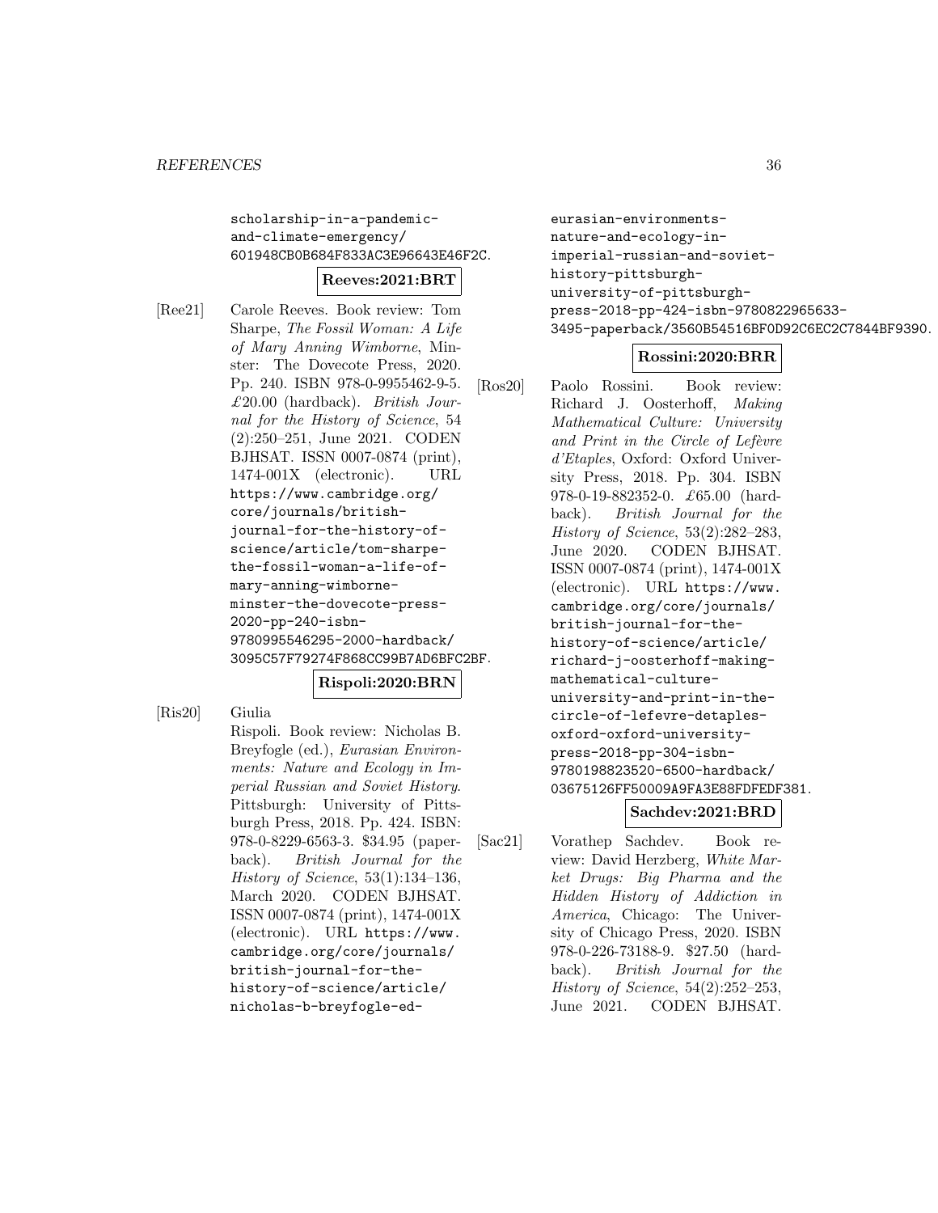scholarship-in-a-pandemic-and-climate-emergency/601948CB0B684F833AC3E96643E46F2C.

**Reeves:2021:BRT**

[Ree21] Carole Reeves. Book review: Tom Sharpe, *The Fossil Woman: A Life of Mary Anning Wimborne*, Minster: The Dovecote Press, 2020. Pp. 240. ISBN 978-0-9955462-9-5. £20.00 (hardback). *British Journal for the History of Science*, 54 (2):250–251, June 2021. CODEN BJHSAT. ISSN 0007-0874 (print), 1474-001X (electronic). URL https://www.cambridge.org/core/journals/british-journal-for-the-history-of-science/article/tom-sharpe-the-fossil-woman-a-life-of-mary-anning-wimborne-minster-the-dovecote-press-2020-pp-240-isbn-9780995546295-2000-hardback/3095C57F79274F868CC99B7AD6BFC2BF.

**Rispoli:2020:BRN**

[Ris20] Giulia Rispoli. Book review: Nicholas B. Breyfogle (ed.), *Eurasian Environments: Nature and Ecology in Imperial Russian and Soviet History*. Pittsburgh: University of Pittsburgh Press, 2018. Pp. 424. ISBN: 978-0-8229-6563-3. $34.95 (paperback). *British Journal for the History of Science*, 53(1):134–136, March 2020. CODEN BJHSAT. ISSN 0007-0874 (print), 1474-001X (electronic). URL https://www.cambridge.org/core/journals/british-journal-for-the-history-of-science/article/nicholas-b-breyfogle-ed-eurasian-environments-nature-and-ecology-in-imperial-russian-and-soviet-history-pittsburgh-university-of-pittsburgh-press-2018-pp-424-isbn-9780822965633-3495-paperback/3560B54516BF0D92C6EC2C7844BF9390.

**Rossini:2020:BRR**

[Ros20] Paolo Rossini. Book review: Richard J. Oosterhoff, *Making Mathematical Culture: University and Print in the Circle of Lefèvre d'Etaples*, Oxford: Oxford University Press, 2018. Pp. 304. ISBN 978-0-19-882352-0. £65.00 (hardback). *British Journal for the History of Science*, 53(2):282–283, June 2020. CODEN BJHSAT. ISSN 0007-0874 (print), 1474-001X (electronic). URL https://www.cambridge.org/core/journals/british-journal-for-the-history-of-science/article/richard-j-oosterhoff-making-mathematical-culture-university-and-print-in-the-circle-of-lefevre-detaples-oxford-oxford-university-press-2018-pp-304-isbn-9780198823520-6500-hardback/03675126FF50009A9FA3E88FDFEDF381.

**Sachdev:2021:BRD**

[Sac21] Vorathep Sachdev. Book review: David Herzberg, *White Market Drugs: Big Pharma and the Hidden History of Addiction in America*, Chicago: The University of Chicago Press, 2020. ISBN 978-0-226-73188-9. $27.50 (hardback). *British Journal for the History of Science*, 54(2):252–253, June 2021. CODEN BJHSAT.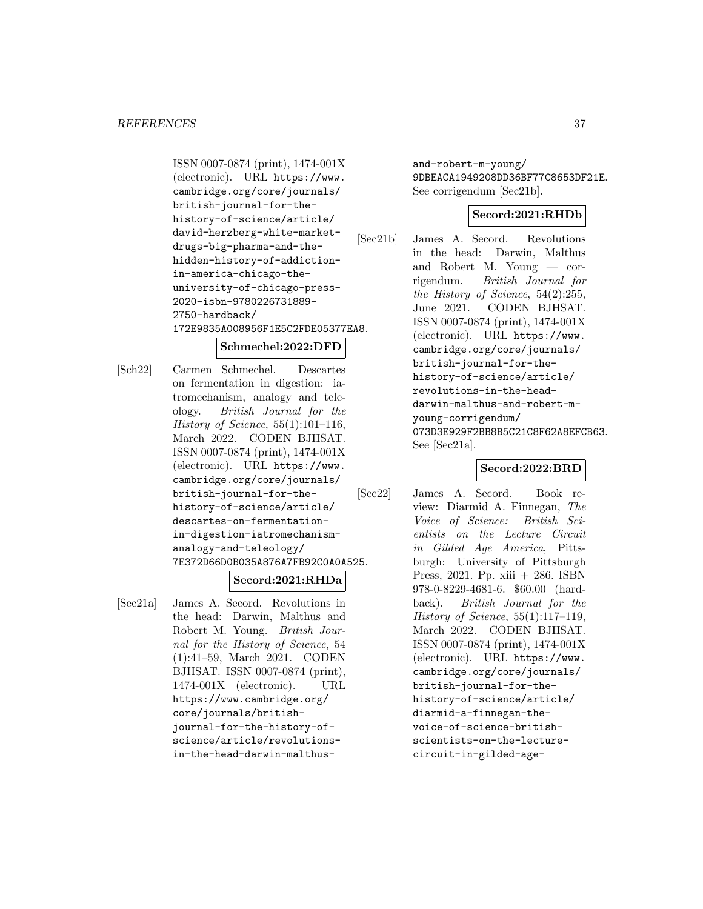ISSN 0007-0874 (print), 1474-001X (electronic). URL https://www.cambridge.org/core/journals/british-journal-for-the-history-of-science/article/david-herzberg-white-market-drugs-big-pharma-and-the-hidden-history-of-addiction-in-america-chicago-the-university-of-chicago-press-2020-isbn-9780226731889-2750-hardback/172E9835A008956F1E5C2FDE05377EA8.

**Schmechel:2022:DFD**

[Sch22] Carmen Schmechel. Descartes on fermentation in digestion: iatromechanism, analogy and teleology. *British Journal for the History of Science*, 55(1):101–116, March 2022. CODEN BJHSAT. ISSN 0007-0874 (print), 1474-001X (electronic). URL https://www.cambridge.org/core/journals/british-journal-for-the-history-of-science/article/descartes-on-fermentation-in-digestion-iatromechanism-analogy-and-teleology/7E372D66D0B035A876A7FB92C0A0A525.

**Secord:2021:RHDa**

[Sec21a] James A. Secord. Revolutions in the head: Darwin, Malthus and Robert M. Young. *British Journal for the History of Science*, 54 (1):41–59, March 2021. CODEN BJHSAT. ISSN 0007-0874 (print), 1474-001X (electronic). URL https://www.cambridge.org/core/journals/british-journal-for-the-history-of-science/article/revolutions-in-the-head-darwin-malthus-and-robert-m-young/9DBEACA1949208DD36BF77C8653DF21E. See corrigendum [Sec21b].

**Secord:2021:RHDb**

[Sec21b] James A. Secord. Revolutions in the head: Darwin, Malthus and Robert M. Young — corrigendum. *British Journal for the History of Science*, 54(2):255, June 2021. CODEN BJHSAT. ISSN 0007-0874 (print), 1474-001X (electronic). URL https://www.cambridge.org/core/journals/british-journal-for-the-history-of-science/article/revolutions-in-the-head-darwin-malthus-and-robert-m-young-corrigendum/073D3E929F2BB8B5C21C8F62A8EFCB63. See [Sec21a].

**Secord:2022:BRD**

[Sec22] James A. Secord. Book review: Diarmid A. Finnegan, *The Voice of Science: British Scientists on the Lecture Circuit in Gilded Age America*, Pittsburgh: University of Pittsburgh Press, 2021. Pp. xiii + 286. ISBN 978-0-8229-4681-6. \$60.00 (hardback). *British Journal for the History of Science*, 55(1):117–119, March 2022. CODEN BJHSAT. ISSN 0007-0874 (print), 1474-001X (electronic). URL https://www.cambridge.org/core/journals/british-journal-for-the-history-of-science/article/diarmid-a-finnegan-the-voice-of-science-british-scientists-on-the-lecture-circuit-in-gilded-age-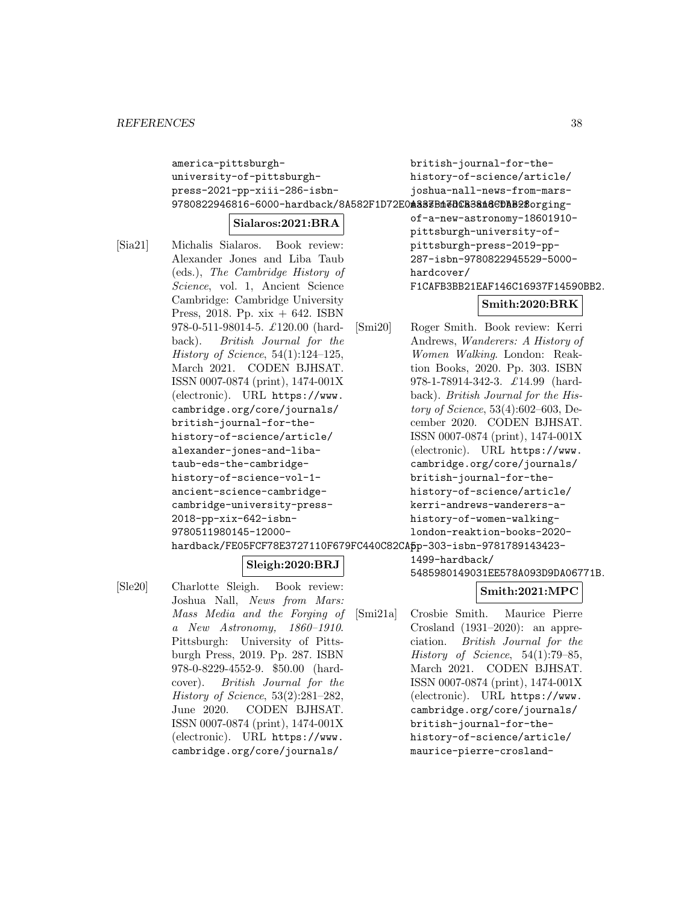america-pittsburgh-university-of-pittsburgh-press-2021-pp-xiii-286-isbn-9780822946816-6000-hardback/8A582F1D72E0A337B17DCB3818CDAB28.

**Sialaros:2021:BRA**

[Sia21] Michalis Sialaros. Book review: Alexander Jones and Liba Taub (eds.), *The Cambridge History of Science*, vol. 1, Ancient Science Cambridge: Cambridge University Press, 2018. Pp. xix + 642. ISBN 978-0-511-98014-5. £120.00 (hardback). *British Journal for the History of Science*, 54(1):124–125, March 2021. CODEN BJHSAT. ISSN 0007-0874 (print), 1474-001X (electronic). URL https://www.cambridge.org/core/journals/british-journal-for-the-history-of-science/article/alexander-jones-and-liba-taub-eds-the-cambridge-history-of-science-vol-1-ancient-science-cambridge-cambridge-university-press-2018-pp-xix-642-isbn-9780511980145-12000-hardback/FE05FCF78E3727110F679FC440C82CA5.

**Sleigh:2020:BRJ**

[Sle20] Charlotte Sleigh. Book review: Joshua Nall, *News from Mars: Mass Media and the Forging of a New Astronomy, 1860–1910*. Pittsburgh: University of Pittsburgh Press, 2019. Pp. 287. ISBN 978-0-8229-4552-9. \$50.00 (hardcover). *British Journal for the History of Science*, 53(2):281–282, June 2020. CODEN BJHSAT. ISSN 0007-0874 (print), 1474-001X (electronic). URL https://www.cambridge.org/core/journals/british-journal-for-the-history-of-science/article/joshua-nall-news-from-mars-mass-media-and-the-forging-of-a-new-astronomy-18601910-pittsburgh-university-of-pittsburgh-press-2019-pp-287-isbn-9780822945529-5000-hardcover/F1CAFB3BB21EAF146C16937F14590BB2.

**Smith:2020:BRK**

[Smi20] Roger Smith. Book review: Kerri Andrews, *Wanderers: A History of Women Walking*. London: Reaktion Books, 2020. Pp. 303. ISBN 978-1-78914-342-3. £14.99 (hardback). *British Journal for the History of Science*, 53(4):602–603, December 2020. CODEN BJHSAT. ISSN 0007-0874 (print), 1474-001X (electronic). URL https://www.cambridge.org/core/journals/british-journal-for-the-history-of-science/article/kerri-andrews-wanderers-a-history-of-women-walking-london-reaktion-books-2020-pp-303-isbn-9781789143423-1499-hardback/5485980149031EE578A093D9DA06771B.

**Smith:2021:MPC**

[Smi21a] Crosbie Smith. Maurice Pierre Crosland (1931–2020): an appreciation. *British Journal for the History of Science*, 54(1):79–85, March 2021. CODEN BJHSAT. ISSN 0007-0874 (print), 1474-001X (electronic). URL https://www.cambridge.org/core/journals/british-journal-for-the-history-of-science/article/maurice-pierre-crosland-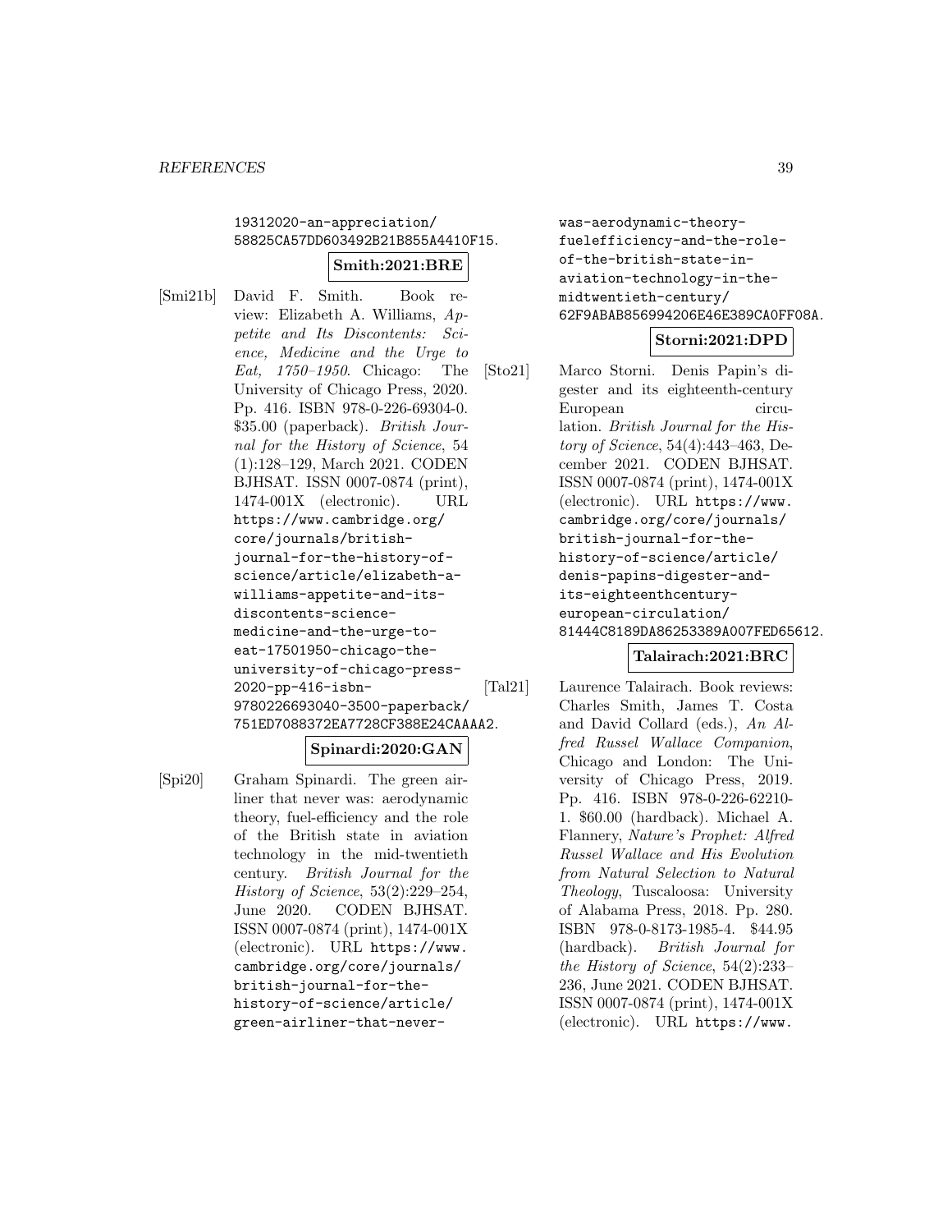19312020-an-appreciation/58825CA57DD603492B21B855A4410F15.

**Smith:2021:BRE**

[Smi21b] David F. Smith. Book review: Elizabeth A. Williams, *Appetite and Its Discontents: Science, Medicine and the Urge to Eat, 1750–1950*. Chicago: The University of Chicago Press, 2020. Pp. 416. ISBN 978-0-226-69304-0. $35.00 (paperback). *British Journal for the History of Science*, 54 (1):128–129, March 2021. CODEN BJHSAT. ISSN 0007-0874 (print), 1474-001X (electronic). URL https://www.cambridge.org/core/journals/british-journal-for-the-history-of-science/article/elizabeth-a-williams-appetite-and-its-discontents-science-medicine-and-the-urge-to-eat-17501950-chicago-the-university-of-chicago-press-2020-pp-416-isbn-9780226693040-3500-paperback/751ED7088372EA7728CF388E24CAAAA2.

**Spinardi:2020:GAN**

[Spi20] Graham Spinardi. The green airliner that never was: aerodynamic theory, fuel-efficiency and the role of the British state in aviation technology in the mid-twentieth century. *British Journal for the History of Science*, 53(2):229–254, June 2020. CODEN BJHSAT. ISSN 0007-0874 (print), 1474-001X (electronic). URL https://www.cambridge.org/core/journals/british-journal-for-the-history-of-science/article/green-airliner-that-never-was-aerodynamic-theory-fuelefficiency-and-the-role-of-the-british-state-in-aviation-technology-in-the-midtwentieth-century/62F9ABAB856994206E46E389CA0FF08A.

**Storni:2021:DPD**

[Sto21] Marco Storni. Denis Papin's digester and its eighteenth-century European circulation. *British Journal for the History of Science*, 54(4):443–463, December 2021. CODEN BJHSAT. ISSN 0007-0874 (print), 1474-001X (electronic). URL https://www.cambridge.org/core/journals/british-journal-for-the-history-of-science/article/denis-papins-digester-and-its-eighteenthcentury-european-circulation/81444C8189DA86253389A007FED65612.

**Talairach:2021:BRC**

[Tal21] Laurence Talairach. Book reviews: Charles Smith, James T. Costa and David Collard (eds.), *An Alfred Russel Wallace Companion*, Chicago and London: The University of Chicago Press, 2019. Pp. 416. ISBN 978-0-226-62210-1. $60.00 (hardback). Michael A. Flannery, *Nature's Prophet: Alfred Russel Wallace and His Evolution from Natural Selection to Natural Theology*, Tuscaloosa: University of Alabama Press, 2018. Pp. 280. ISBN 978-0-8173-1985-4. $44.95 (hardback). *British Journal for the History of Science*, 54(2):233–236, June 2021. CODEN BJHSAT. ISSN 0007-0874 (print), 1474-001X (electronic). URL https://www.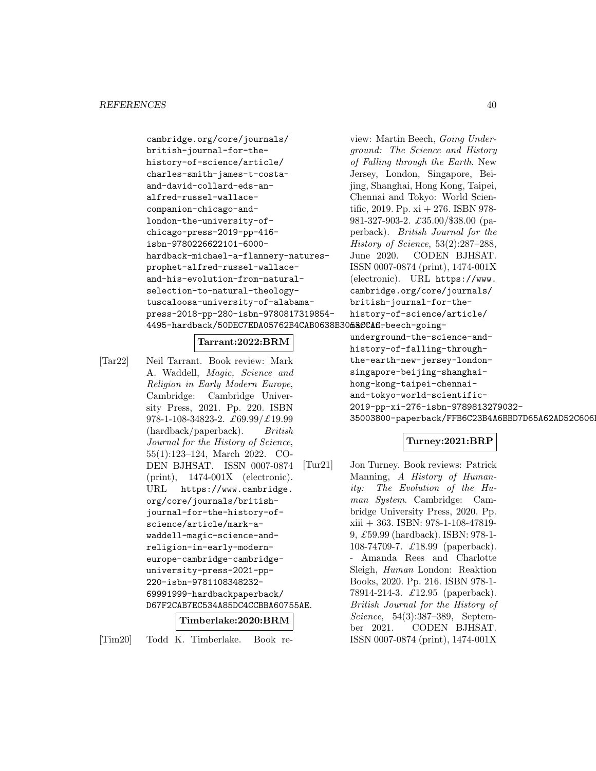cambridge.org/core/journals/british-journal-for-the-history-of-science/article/charles-smith-james-t-costa-and-david-collard-eds-an-alfred-russel-wallace-companion-chicago-and-london-the-university-of-chicago-press-2019-pp-416-isbn-9780226622101-6000-hardback-michael-a-flannery-natures-prophet-alfred-russel-wallace-and-his-evolution-from-natural-selection-to-natural-theology-tuscaloosa-university-of-alabama-press-2018-pp-280-isbn-9780817319854-4495-hardback/50DEC7EDA05762B4CAB0638B305ACCA6.

**Tarrant:2022:BRM**

[Tar22] Neil Tarrant. Book review: Mark A. Waddell, *Magic, Science and Religion in Early Modern Europe*, Cambridge: Cambridge University Press, 2021. Pp. 220. ISBN 978-1-108-34823-2. £69.99/£19.99 (hardback/paperback). *British Journal for the History of Science*, 55(1):123–124, March 2022. CODEN BJHSAT. ISSN 0007-0874 (print), 1474-001X (electronic). URL https://www.cambridge.org/core/journals/british-journal-for-the-history-of-science/article/mark-a-waddell-magic-science-and-religion-in-early-modern-europe-cambridge-cambridge-university-press-2021-pp-220-isbn-9781108348232-69991999-hardbackpaperback/D67F2CAB7EC534A85DC4CCBBA60755AE.

**Timberlake:2020:BRM**

[Tim20] Todd K. Timberlake. Book review: Martin Beech, *Going Underground: The Science and History of Falling through the Earth*. New Jersey, London, Singapore, Beijing, Shanghai, Hong Kong, Taipei, Chennai and Tokyo: World Scientific, 2019. Pp. xi + 276. ISBN 978-981-327-903-2. £35.00/$38.00 (paperback). *British Journal for the History of Science*, 53(2):287–288, June 2020. CODEN BJHSAT. ISSN 0007-0874 (print), 1474-001X (electronic). URL https://www.cambridge.org/core/journals/british-journal-for-the-history-of-science/article/martin-beech-going-underground-the-science-and-history-of-falling-through-the-earth-new-jersey-london-singapore-beijing-shanghai-hong-kong-taipei-chennai-and-tokyo-world-scientific-2019-pp-xi-276-isbn-9789813279032-35003800-paperback/FFB6C23B4A6BBD7D65A62AD52C606

**Turney:2021:BRP**

[Tur21] Jon Turney. Book reviews: Patrick Manning, *A History of Humanity: The Evolution of the Human System*. Cambridge: Cambridge University Press, 2020. Pp. xiii + 363. ISBN: 978-1-108-47819-9, £59.99 (hardback). ISBN: 978-1-108-74709-7. £18.99 (paperback). - Amanda Rees and Charlotte Sleigh, *Human* London: Reaktion Books, 2020. Pp. 216. ISBN 978-1-78914-214-3. £12.95 (paperback). *British Journal for the History of Science*, 54(3):387–389, September 2021. CODEN BJHSAT. ISSN 0007-0874 (print), 1474-001X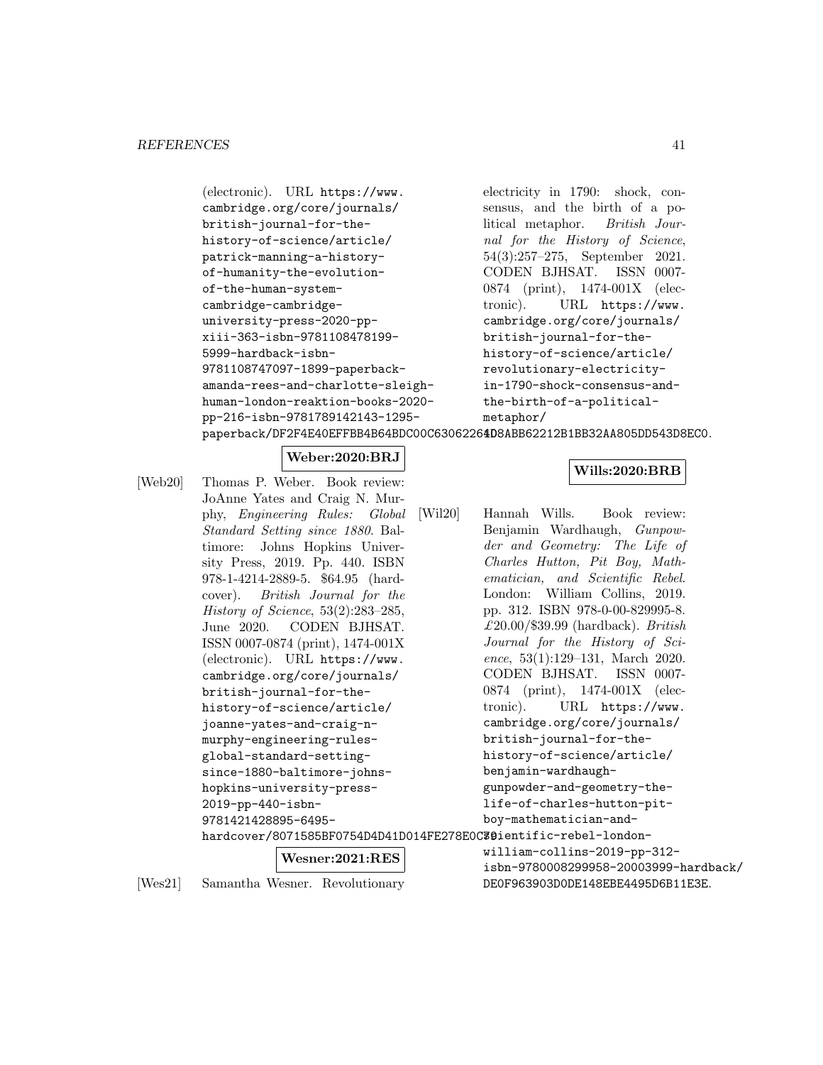(electronic). URL https://www.cambridge.org/core/journals/british-journal-for-the-history-of-science/article/patrick-manning-a-history-of-humanity-the-evolution-of-the-human-system-cambridge-cambridge-university-press-2020-pp-xiii-363-isbn-9781108478199-5999-hardback-isbn-9781108747097-1899-paperback-amanda-rees-and-charlotte-sleigh-human-london-reaktion-books-2020-pp-216-isbn-9781789142143-1295-paperback/DF2F4E40EFFBB4B64BDC00C63062264D.

**Weber:2020:BRJ**

[Web20] Thomas P. Weber. Book review: JoAnne Yates and Craig N. Murphy, *Engineering Rules: Global Standard Setting since 1880*. Baltimore: Johns Hopkins University Press, 2019. Pp. 440. ISBN 978-1-4214-2889-5. $64.95 (hardcover). *British Journal for the History of Science*, 53(2):283–285, June 2020. CODEN BJHSAT. ISSN 0007-0874 (print), 1474-001X (electronic). URL https://www.cambridge.org/core/journals/british-journal-for-the-history-of-science/article/joanne-yates-and-craig-n-murphy-engineering-rules-global-standard-setting-since-1880-baltimore-johns-hopkins-university-press-2019-pp-440-isbn-9781421428895-6495-hardcover/8071585BF0754D4D41D014FE278E0C79.

**Wesner:2021:RES**

[Wes21] Samantha Wesner. Revolutionary electricity in 1790: shock, consensus, and the birth of a political metaphor. *British Journal for the History of Science*, 54(3):257–275, September 2021. CODEN BJHSAT. ISSN 0007-0874 (print), 1474-001X (electronic). URL https://www.cambridge.org/core/journals/british-journal-for-the-history-of-science/article/revolutionary-electricity-in-1790-shock-consensus-and-the-birth-of-a-political-metaphor/8ABB62212B1BB32AA805DD543D8EC0.

**Wills:2020:BRB**

[Wil20] Hannah Wills. Book review: Benjamin Wardhaugh, *Gunpowder and Geometry: The Life of Charles Hutton, Pit Boy, Mathematician, and Scientific Rebel*. London: William Collins, 2019. pp. 312. ISBN 978-0-00-829995-8. £20.00/$39.99 (hardback). *British Journal for the History of Science*, 53(1):129–131, March 2020. CODEN BJHSAT. ISSN 0007-0874 (print), 1474-001X (electronic). URL https://www.cambridge.org/core/journals/british-journal-for-the-history-of-science/article/benjamin-wardhaugh-gunpowder-and-geometry-the-life-of-charles-hutton-pit-boy-mathematician-and-scientific-rebel-london-william-collins-2019-pp-312-isbn-9780008299958-20003999-hardback/DE0F963903D0DE148EBE4495D6B11E3E.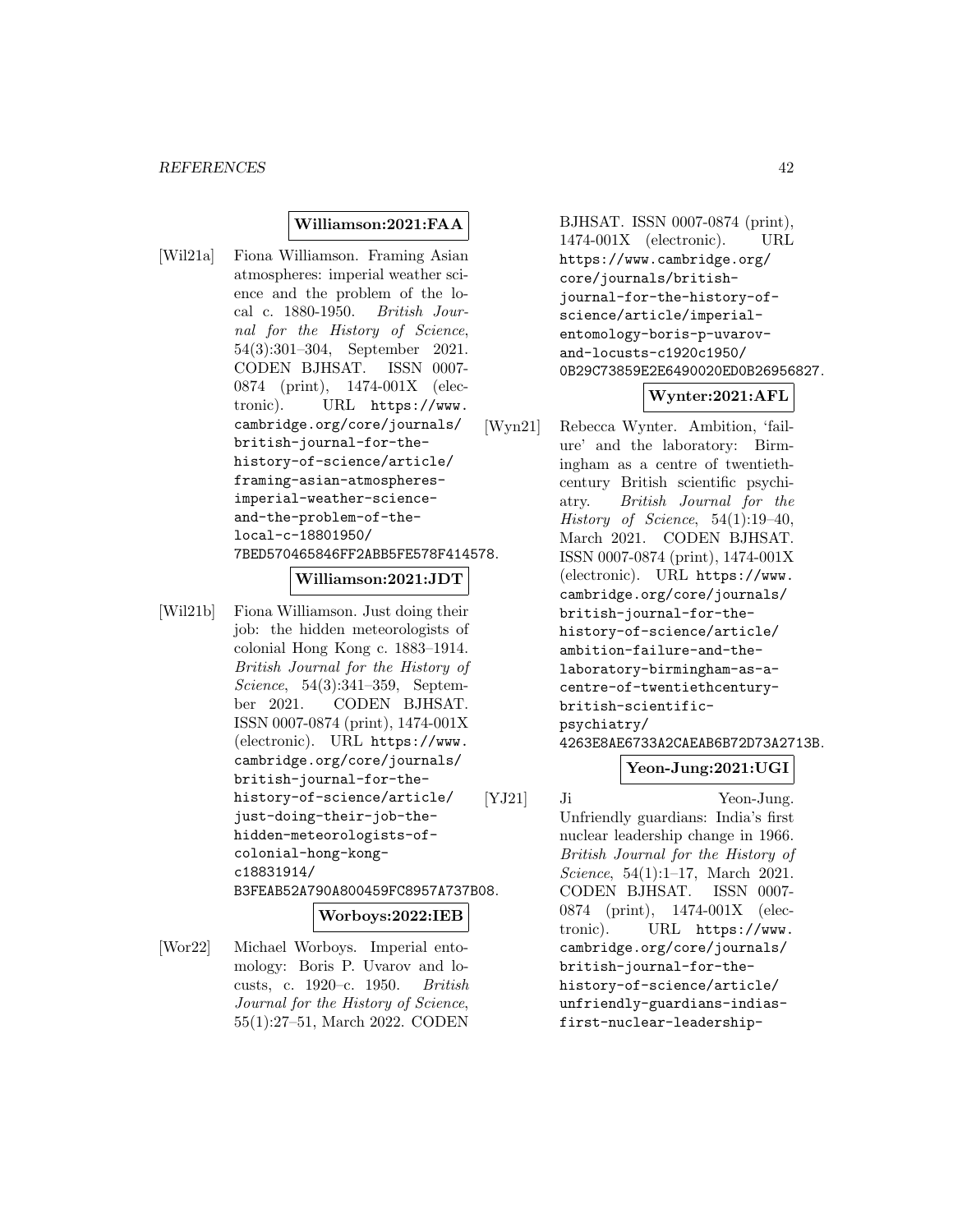**Williamson:2021:FAA**

[Wil21a] Fiona Williamson. Framing Asian atmospheres: imperial weather science and the problem of the local c. 1880-1950. *British Journal for the History of Science*, 54(3):301–304, September 2021. CODEN BJHSAT. ISSN 0007-0874 (print), 1474-001X (electronic). URL https://www.cambridge.org/core/journals/british-journal-for-the-history-of-science/article/framing-asian-atmospheres-imperial-weather-science-and-the-problem-of-the-local-c-18801950/7BED570465846FF2ABB5FE578F414578.

**Williamson:2021:JDT**

[Wil21b] Fiona Williamson. Just doing their job: the hidden meteorologists of colonial Hong Kong c. 1883–1914. *British Journal for the History of Science*, 54(3):341–359, September 2021. CODEN BJHSAT. ISSN 0007-0874 (print), 1474-001X (electronic). URL https://www.cambridge.org/core/journals/british-journal-for-the-history-of-science/article/just-doing-their-job-the-hidden-meteorologists-of-colonial-hong-kong-c18831914/B3FEAB52A790A800459FC8957A737B08.

**Worboys:2022:IEB**

[Wor22] Michael Worboys. Imperial entomology: Boris P. Uvarov and locusts, c. 1920–c. 1950. *British Journal for the History of Science*, 55(1):27–51, March 2022. CODEN BJHSAT. ISSN 0007-0874 (print), 1474-001X (electronic). URL https://www.cambridge.org/core/journals/british-journal-for-the-history-of-science/article/imperial-entomology-boris-p-uvarov-and-locusts-c1920c1950/0B29C73859E2E6490020ED0B26956827.

**Wynter:2021:AFL**

[Wyn21] Rebecca Wynter. Ambition, 'failure' and the laboratory: Birmingham as a centre of twentieth-century British scientific psychiatry. *British Journal for the History of Science*, 54(1):19–40, March 2021. CODEN BJHSAT. ISSN 0007-0874 (print), 1474-001X (electronic). URL https://www.cambridge.org/core/journals/british-journal-for-the-history-of-science/article/ambition-failure-and-the-laboratory-birmingham-as-a-centre-of-twentiethcentury-british-scientific-psychiatry/4263E8AE6733A2CAEAB6B72D73A2713B.

**Yeon-Jung:2021:UGI**

[YJ21] Ji Yeon-Jung. Unfriendly guardians: India's first nuclear leadership change in 1966. *British Journal for the History of Science*, 54(1):1–17, March 2021. CODEN BJHSAT. ISSN 0007-0874 (print), 1474-001X (electronic). URL https://www.cambridge.org/core/journals/british-journal-for-the-history-of-science/article/unfriendly-guardians-indias-first-nuclear-leadership-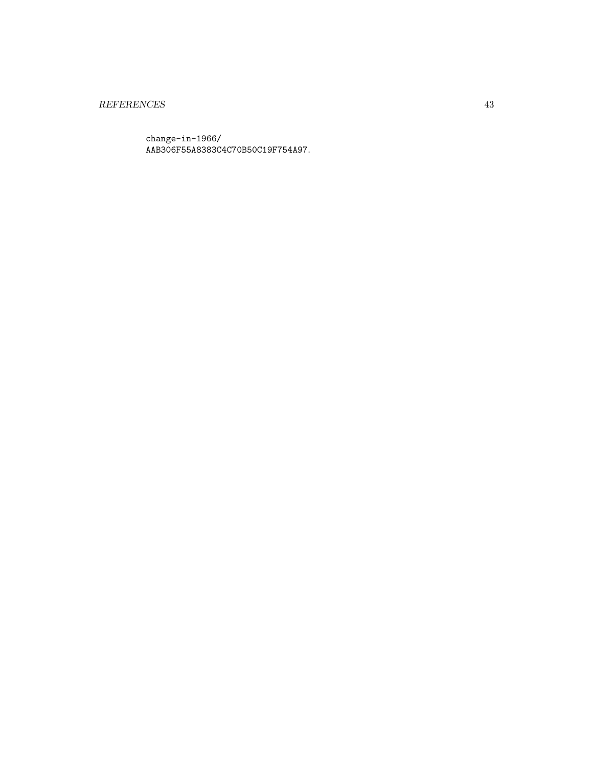change-in-1966/
AAB306F55A8383C4C70B50C19F754A97.